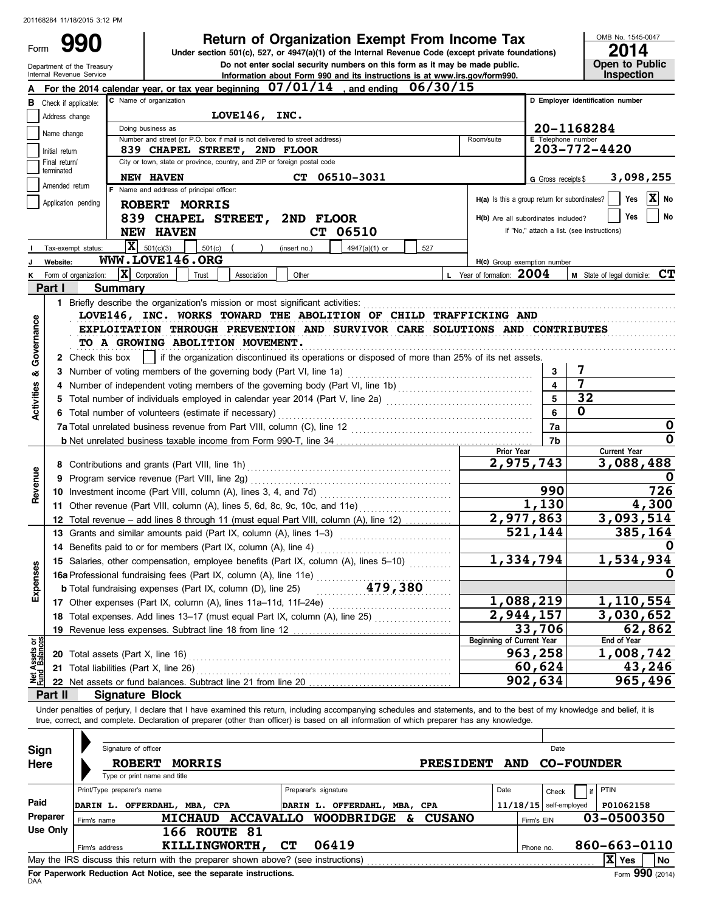201168284 11/18/2015 3:12 PM

# Form 990 — Return of Organization Exempt From Income Tax (2014)

Under section 501(c), 527, or 4947(a)(1) of the Internal Revenue Code (except private foundations)

Do not enter social security numbers on this form as it may be made public.

Information about Form 990 and its instructions is at www.irs.gov/form990.

Department of the Treasury, Internal Revenue Service

OMB No. 1545-0047 — 2014 — Open to Public Inspection

**A** For the 2014 calendar year, or tax year beginning 07/01/14, and ending 06/30/15

**B** Check if applicable: Address change / Name change / Initial return / Final return/terminated / Amended return / Application pending

**C** Name of organization: LOVE146, INC.

Doing business as:

Number and street (or P.O. box if mail is not delivered to street address): 839 CHAPEL STREET, 2ND FLOOR — Room/suite:

City or town, state or province, country, and ZIP or foreign postal code: NEW HAVEN CT 06510-3031

**D** Employer identification number: 20-1168284

**E** Telephone number: 203-772-4420

**G** Gross receipts $ 3,098,255

**F** Name and address of principal officer: ROBERT MORRIS, 839 CHAPEL STREET, 2ND FLOOR, NEW HAVEN CT 06510

H(a) Is this a group return for subordinates? Yes [ ] No [X]

H(b) Are all subordinates included? Yes [ ] No [ ] If "No," attach a list. (see instructions)

**I** Tax-exempt status: [X] 501(c)(3) [ ] 501(c) ( ) (insert no.) [ ] 4947(a)(1) or [ ] 527

**J** Website: WWW.LOVE146.ORG

H(c) Group exemption number

**K** Form of organization: [X] Corporation [ ] Trust [ ] Association [ ] Other

**L** Year of formation: 2004

**M** State of legal domicile: CT

## Part I Summary

### Activities & Governance

1 Briefly describe the organization's mission or most significant activities:
LOVE146, INC. WORKS TOWARD THE ABOLITION OF CHILD TRAFFICKING AND EXPLOITATION THROUGH PREVENTION AND SURVIVOR CARE SOLUTIONS AND CONTRIBUTES TO A GROWING ABOLITION MOVEMENT.

2 Check this box [ ] if the organization discontinued its operations or disposed of more than 25% of its net assets.

| Line | Description | No. | Value |
|---|---|---|---|
| 3 | Number of voting members of the governing body (Part VI, line 1a) | 3 | 7 |
| 4 | Number of independent voting members of the governing body (Part VI, line 1b) | 4 | 7 |
| 5 | Total number of individuals employed in calendar year 2014 (Part V, line 2a) | 5 | 32 |
| 6 | Total number of volunteers (estimate if necessary) | 6 | 0 |
| 7a | Total unrelated business revenue from Part VIII, column (C), line 12 | 7a | 0 |
| 7b | Net unrelated business taxable income from Form 990-T, line 34 | 7b | 0 |

### Revenue / Expenses

| Line | Description | Prior Year | Current Year |
|---|---|---|---|
| 8 | Contributions and grants (Part VIII, line 1h) | 2,975,743 | 3,088,488 |
| 9 | Program service revenue (Part VIII, line 2g) | | 0 |
| 10 | Investment income (Part VIII, column (A), lines 3, 4, and 7d) | 990 | 726 |
| 11 | Other revenue (Part VIII, column (A), lines 5, 6d, 8c, 9c, 10c, and 11e) | 1,130 | 4,300 |
| 12 | Total revenue – add lines 8 through 11 (must equal Part VIII, column (A), line 12) | 2,977,863 | 3,093,514 |
| 13 | Grants and similar amounts paid (Part IX, column (A), lines 1–3) | 521,144 | 385,164 |
| 14 | Benefits paid to or for members (Part IX, column (A), line 4) | | 0 |
| 15 | Salaries, other compensation, employee benefits (Part IX, column (A), lines 5–10) | 1,334,794 | 1,534,934 |
| 16a | Professional fundraising fees (Part IX, column (A), line 11e) | | 0 |
| b | Total fundraising expenses (Part IX, column (D), line 25) 479,380 | | |
| 17 | Other expenses (Part IX, column (A), lines 11a–11d, 11f–24e) | 1,088,219 | 1,110,554 |
| 18 | Total expenses. Add lines 13–17 (must equal Part IX, column (A), line 25) | 2,944,157 | 3,030,652 |
| 19 | Revenue less expenses. Subtract line 18 from line 12 | 33,706 | 62,862 |

### Net Assets or Fund Balances

| Line | Description | Beginning of Current Year | End of Year |
|---|---|---|---|
| 20 | Total assets (Part X, line 16) | 963,258 | 1,008,742 |
| 21 | Total liabilities (Part X, line 26) | 60,624 | 43,246 |
| 22 | Net assets or fund balances. Subtract line 21 from line 20 | 902,634 | 965,496 |

## Part II Signature Block

Under penalties of perjury, I declare that I have examined this return, including accompanying schedules and statements, and to the best of my knowledge and belief, it is true, correct, and complete. Declaration of preparer (other than officer) is based on all information of which preparer has any knowledge.

**Sign Here**

Signature of officer — Date

ROBERT MORRIS — PRESIDENT AND CO-FOUNDER

Type or print name and title

**Paid Preparer Use Only**

| Print/Type preparer's name | Preparer's signature | Date | Check if self-employed | PTIN |
|---|---|---|---|---|
| DARIN L. OFFERDAHL, MBA, CPA | DARIN L. OFFERDAHL, MBA, CPA | 11/18/15 | | P01062158 |

Firm's name: MICHAUD ACCAVALLO WOODBRIDGE & CUSANO — Firm's EIN: 03-0500350

Firm's address: 166 ROUTE 81, KILLINGWORTH, CT 06419 — Phone no. 860-663-0110

May the IRS discuss this return with the preparer shown above? (see instructions) [X] Yes [ ] No

For Paperwork Reduction Act Notice, see the separate instructions.

DAA — Form 990 (2014)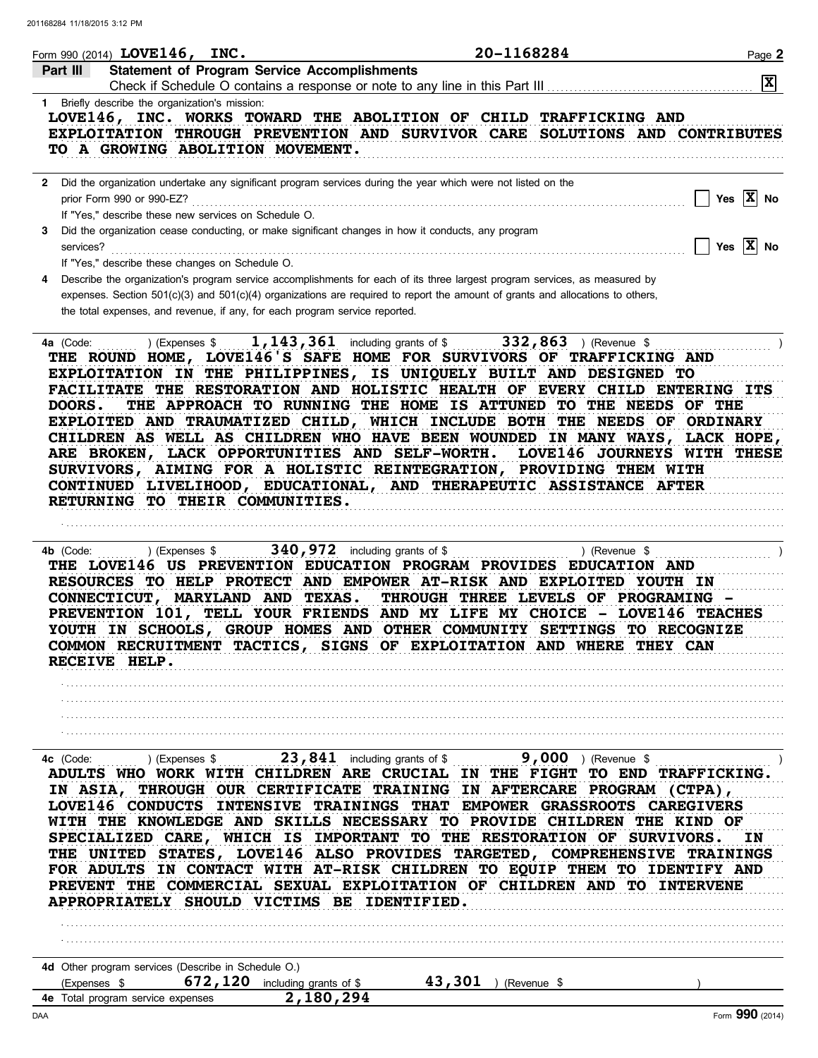Form 990 (2014) LOVE146, INC. 20-1168284 Page 2

## Part III Statement of Program Service Accomplishments

Check if Schedule O contains a response or note to any line in this Part III [X]

1 Briefly describe the organization's mission:

LOVE146, INC. WORKS TOWARD THE ABOLITION OF CHILD TRAFFICKING AND EXPLOITATION THROUGH PREVENTION AND SURVIVOR CARE SOLUTIONS AND CONTRIBUTES TO A GROWING ABOLITION MOVEMENT.

2 Did the organization undertake any significant program services during the year which were not listed on the prior Form 990 or 990-EZ? [ ] Yes [X] No

If "Yes," describe these new services on Schedule O.

3 Did the organization cease conducting, or make significant changes in how it conducts, any program services? [ ] Yes [X] No

If "Yes," describe these changes on Schedule O.

4 Describe the organization's program service accomplishments for each of its three largest program services, as measured by expenses. Section 501(c)(3) and 501(c)(4) organizations are required to report the amount of grants and allocations to others, the total expenses, and revenue, if any, for each program service reported.

4a (Code: ) (Expenses $ 1,143,361 including grants of $ 332,863 ) (Revenue $ )

THE ROUND HOME, LOVE146'S SAFE HOME FOR SURVIVORS OF TRAFFICKING AND EXPLOITATION IN THE PHILIPPINES, IS UNIQUELY BUILT AND DESIGNED TO FACILITATE THE RESTORATION AND HOLISTIC HEALTH OF EVERY CHILD ENTERING ITS DOORS. THE APPROACH TO RUNNING THE HOME IS ATTUNED TO THE NEEDS OF THE EXPLOITED AND TRAUMATIZED CHILD, WHICH INCLUDE BOTH THE NEEDS OF ORDINARY CHILDREN AS WELL AS CHILDREN WHO HAVE BEEN WOUNDED IN MANY WAYS, LACK HOPE, ARE BROKEN, LACK OPPORTUNITIES AND SELF-WORTH. LOVE146 JOURNEYS WITH THESE SURVIVORS, AIMING FOR A HOLISTIC REINTEGRATION, PROVIDING THEM WITH CONTINUED LIVELIHOOD, EDUCATIONAL, AND THERAPEUTIC ASSISTANCE AFTER RETURNING TO THEIR COMMUNITIES.

4b (Code: ) (Expenses $ 340,972 including grants of $ ) (Revenue $ )

THE LOVE146 US PREVENTION EDUCATION PROGRAM PROVIDES EDUCATION AND RESOURCES TO HELP PROTECT AND EMPOWER AT-RISK AND EXPLOITED YOUTH IN CONNECTICUT, MARYLAND AND TEXAS. THROUGH THREE LEVELS OF PROGRAMING - PREVENTION 101, TELL YOUR FRIENDS AND MY LIFE MY CHOICE - LOVE146 TEACHES YOUTH IN SCHOOLS, GROUP HOMES AND OTHER COMMUNITY SETTINGS TO RECOGNIZE COMMON RECRUITMENT TACTICS, SIGNS OF EXPLOITATION AND WHERE THEY CAN RECEIVE HELP.

4c (Code: ) (Expenses $ 23,841 including grants of $ 9,000 ) (Revenue $ )

ADULTS WHO WORK WITH CHILDREN ARE CRUCIAL IN THE FIGHT TO END TRAFFICKING. IN ASIA, THROUGH OUR CERTIFICATE TRAINING IN AFTERCARE PROGRAM (CTPA), LOVE146 CONDUCTS INTENSIVE TRAININGS THAT EMPOWER GRASSROOTS CAREGIVERS WITH THE KNOWLEDGE AND SKILLS NECESSARY TO PROVIDE CHILDREN THE KIND OF SPECIALIZED CARE, WHICH IS IMPORTANT TO THE RESTORATION OF SURVIVORS. IN THE UNITED STATES, LOVE146 ALSO PROVIDES TARGETED, COMPREHENSIVE TRAININGS FOR ADULTS IN CONTACT WITH AT-RISK CHILDREN TO EQUIP THEM TO IDENTIFY AND PREVENT THE COMMERCIAL SEXUAL EXPLOITATION OF CHILDREN AND TO INTERVENE APPROPRIATELY SHOULD VICTIMS BE IDENTIFIED.

4d Other program services (Describe in Schedule O.)

(Expenses $ 672,120 including grants of $ 43,301 ) (Revenue $ )

4e Total program service expenses 2,180,294

Form 990 (2014)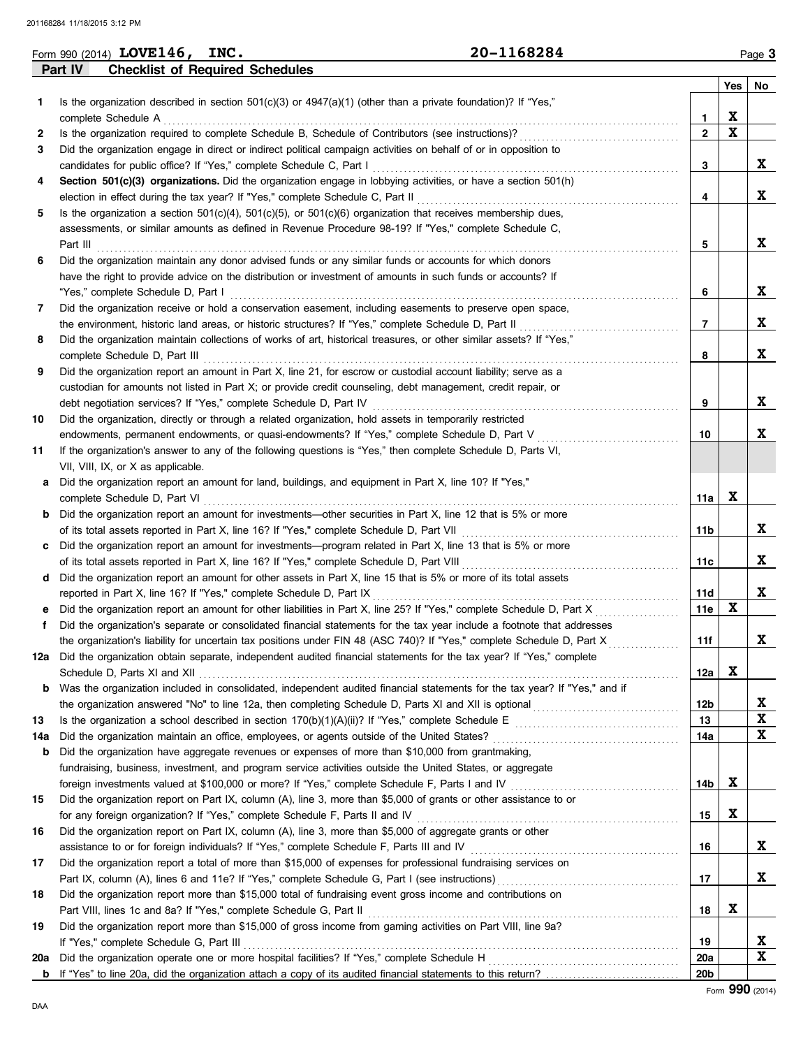Form 990 (2014) **LOVE146, INC.** **20-1168284**

## Part IV Checklist of Required Schedules

| | | | Yes | No |
|---|---|---|---|---|
| 1 | Is the organization described in section 501(c)(3) or 4947(a)(1) (other than a private foundation)? If "Yes," complete Schedule A | 1 | X | |
| 2 | Is the organization required to complete Schedule B, Schedule of Contributors (see instructions)? | 2 | X | |
| 3 | Did the organization engage in direct or indirect political campaign activities on behalf of or in opposition to candidates for public office? If "Yes," complete Schedule C, Part I | 3 | | X |
| 4 | **Section 501(c)(3) organizations.** Did the organization engage in lobbying activities, or have a section 501(h) election in effect during the tax year? If "Yes," complete Schedule C, Part II | 4 | | X |
| 5 | Is the organization a section 501(c)(4), 501(c)(5), or 501(c)(6) organization that receives membership dues, assessments, or similar amounts as defined in Revenue Procedure 98-19? If "Yes," complete Schedule C, Part III | 5 | | X |
| 6 | Did the organization maintain any donor advised funds or any similar funds or accounts for which donors have the right to provide advice on the distribution or investment of amounts in such funds or accounts? If "Yes," complete Schedule D, Part I | 6 | | X |
| 7 | Did the organization receive or hold a conservation easement, including easements to preserve open space, the environment, historic land areas, or historic structures? If "Yes," complete Schedule D, Part II | 7 | | X |
| 8 | Did the organization maintain collections of works of art, historical treasures, or other similar assets? If "Yes," complete Schedule D, Part III | 8 | | X |
| 9 | Did the organization report an amount in Part X, line 21, for escrow or custodial account liability; serve as a custodian for amounts not listed in Part X; or provide credit counseling, debt management, credit repair, or debt negotiation services? If "Yes," complete Schedule D, Part IV | 9 | | X |
| 10 | Did the organization, directly or through a related organization, hold assets in temporarily restricted endowments, permanent endowments, or quasi-endowments? If "Yes," complete Schedule D, Part V | 10 | | X |
| 11 | If the organization's answer to any of the following questions is "Yes," then complete Schedule D, Parts VI, VII, VIII, IX, or X as applicable. | | | |
| a | Did the organization report an amount for land, buildings, and equipment in Part X, line 10? If "Yes," complete Schedule D, Part VI | 11a | X | |
| b | Did the organization report an amount for investments—other securities in Part X, line 12 that is 5% or more of its total assets reported in Part X, line 16? If "Yes," complete Schedule D, Part VII | 11b | | X |
| c | Did the organization report an amount for investments—program related in Part X, line 13 that is 5% or more of its total assets reported in Part X, line 16? If "Yes," complete Schedule D, Part VIII | 11c | | X |
| d | Did the organization report an amount for other assets in Part X, line 15 that is 5% or more of its total assets reported in Part X, line 16? If "Yes," complete Schedule D, Part IX | 11d | | X |
| e | Did the organization report an amount for other liabilities in Part X, line 25? If "Yes," complete Schedule D, Part X | 11e | X | |
| f | Did the organization's separate or consolidated financial statements for the tax year include a footnote that addresses the organization's liability for uncertain tax positions under FIN 48 (ASC 740)? If "Yes," complete Schedule D, Part X | 11f | | X |
| 12a | Did the organization obtain separate, independent audited financial statements for the tax year? If "Yes," complete Schedule D, Parts XI and XII | 12a | X | |
| b | Was the organization included in consolidated, independent audited financial statements for the tax year? If "Yes," and if the organization answered "No" to line 12a, then completing Schedule D, Parts XI and XII is optional | 12b | | X |
| 13 | Is the organization a school described in section 170(b)(1)(A)(ii)? If "Yes," complete Schedule E | 13 | | X |
| 14a | Did the organization maintain an office, employees, or agents outside of the United States? | 14a | | X |
| b | Did the organization have aggregate revenues or expenses of more than $10,000 from grantmaking, fundraising, business, investment, and program service activities outside the United States, or aggregate foreign investments valued at $100,000 or more? If "Yes," complete Schedule F, Parts I and IV | 14b | X | |
| 15 | Did the organization report on Part IX, column (A), line 3, more than $5,000 of grants or other assistance to or for any foreign organization? If "Yes," complete Schedule F, Parts II and IV | 15 | X | |
| 16 | Did the organization report on Part IX, column (A), line 3, more than $5,000 of aggregate grants or other assistance to or for foreign individuals? If "Yes," complete Schedule F, Parts III and IV | 16 | | X |
| 17 | Did the organization report a total of more than $15,000 of expenses for professional fundraising services on Part IX, column (A), lines 6 and 11e? If "Yes," complete Schedule G, Part I (see instructions) | 17 | | X |
| 18 | Did the organization report more than $15,000 total of fundraising event gross income and contributions on Part VIII, lines 1c and 8a? If "Yes," complete Schedule G, Part II | 18 | X | |
| 19 | Did the organization report more than $15,000 of gross income from gaming activities on Part VIII, line 9a? If "Yes," complete Schedule G, Part III | 19 | | X |
| 20a | Did the organization operate one or more hospital facilities? If "Yes," complete Schedule H | 20a | | X |
| b | If "Yes" to line 20a, did the organization attach a copy of its audited financial statements to this return? | 20b | | |

Form **990** (2014)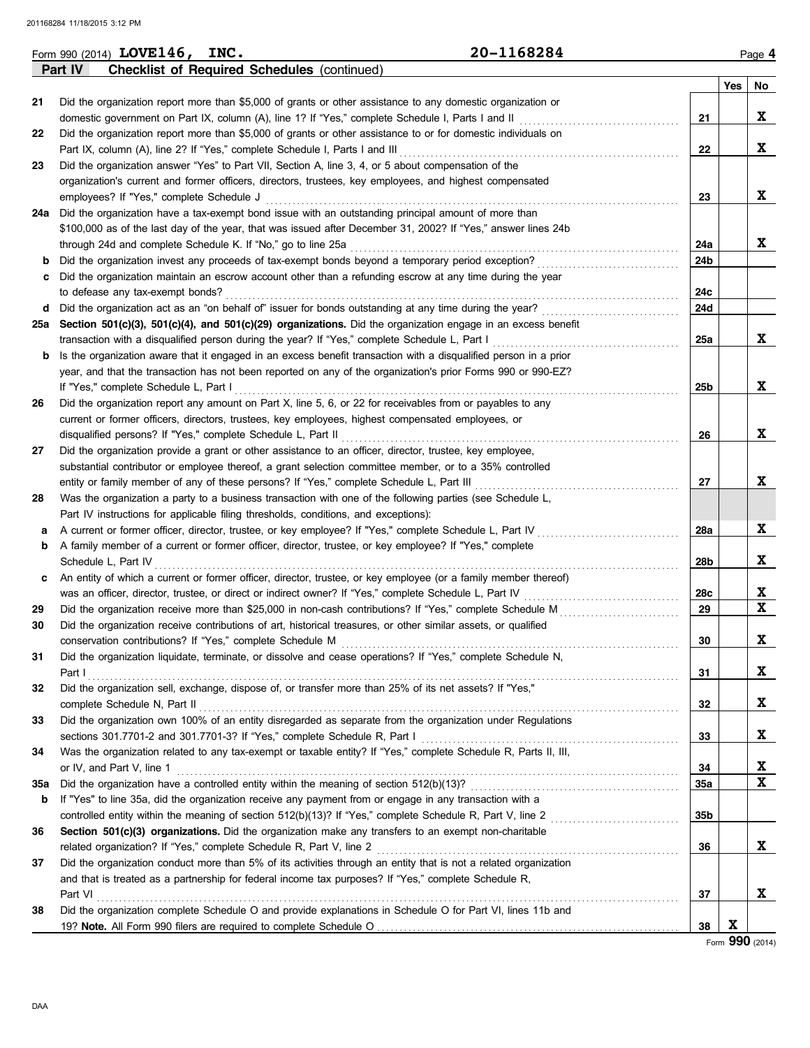Form 990 (2014) **LOVE146, INC.** **20-1168284** Page **4**

**Part IV Checklist of Required Schedules** (continued)

| | | | Yes | No |
|---|---|---|---|---|
| 21 | Did the organization report more than $5,000 of grants or other assistance to any domestic organization or domestic government on Part IX, column (A), line 1? If "Yes," complete Schedule I, Parts I and II | 21 | | X |
| 22 | Did the organization report more than $5,000 of grants or other assistance to or for domestic individuals on Part IX, column (A), line 2? If "Yes," complete Schedule I, Parts I and III | 22 | | X |
| 23 | Did the organization answer "Yes" to Part VII, Section A, line 3, 4, or 5 about compensation of the organization's current and former officers, directors, trustees, key employees, and highest compensated employees? If "Yes," complete Schedule J | 23 | | X |
| 24a | Did the organization have a tax-exempt bond issue with an outstanding principal amount of more than $100,000 as of the last day of the year, that was issued after December 31, 2002? If "Yes," answer lines 24b through 24d and complete Schedule K. If "No," go to line 25a | 24a | | X |
| b | Did the organization invest any proceeds of tax-exempt bonds beyond a temporary period exception? | 24b | | |
| c | Did the organization maintain an escrow account other than a refunding escrow at any time during the year to defease any tax-exempt bonds? | 24c | | |
| d | Did the organization act as an "on behalf of" issuer for bonds outstanding at any time during the year? | 24d | | |
| 25a | **Section 501(c)(3), 501(c)(4), and 501(c)(29) organizations.** Did the organization engage in an excess benefit transaction with a disqualified person during the year? If "Yes," complete Schedule L, Part I | 25a | | X |
| b | Is the organization aware that it engaged in an excess benefit transaction with a disqualified person in a prior year, and that the transaction has not been reported on any of the organization's prior Forms 990 or 990-EZ? If "Yes," complete Schedule L, Part I | 25b | | X |
| 26 | Did the organization report any amount on Part X, line 5, 6, or 22 for receivables from or payables to any current or former officers, directors, trustees, key employees, highest compensated employees, or disqualified persons? If "Yes," complete Schedule L, Part II | 26 | | X |
| 27 | Did the organization provide a grant or other assistance to an officer, director, trustee, key employee, substantial contributor or employee thereof, a grant selection committee member, or to a 35% controlled entity or family member of any of these persons? If "Yes," complete Schedule L, Part III | 27 | | X |
| 28 | Was the organization a party to a business transaction with one of the following parties (see Schedule L, Part IV instructions for applicable filing thresholds, conditions, and exceptions): | | | |
| a | A current or former officer, director, trustee, or key employee? If "Yes," complete Schedule L, Part IV | 28a | | X |
| b | A family member of a current or former officer, director, trustee, or key employee? If "Yes," complete Schedule L, Part IV | 28b | | X |
| c | An entity of which a current or former officer, director, trustee, or key employee (or a family member thereof) was an officer, director, trustee, or direct or indirect owner? If "Yes," complete Schedule L, Part IV | 28c | | X |
| 29 | Did the organization receive more than $25,000 in non-cash contributions? If "Yes," complete Schedule M | 29 | | X |
| 30 | Did the organization receive contributions of art, historical treasures, or other similar assets, or qualified conservation contributions? If "Yes," complete Schedule M | 30 | | X |
| 31 | Did the organization liquidate, terminate, or dissolve and cease operations? If "Yes," complete Schedule N, Part I | 31 | | X |
| 32 | Did the organization sell, exchange, dispose of, or transfer more than 25% of its net assets? If "Yes," complete Schedule N, Part II | 32 | | X |
| 33 | Did the organization own 100% of an entity disregarded as separate from the organization under Regulations sections 301.7701-2 and 301.7701-3? If "Yes," complete Schedule R, Part I | 33 | | X |
| 34 | Was the organization related to any tax-exempt or taxable entity? If "Yes," complete Schedule R, Parts II, III, or IV, and Part V, line 1 | 34 | | X |
| 35a | Did the organization have a controlled entity within the meaning of section 512(b)(13)? | 35a | | X |
| b | If "Yes" to line 35a, did the organization receive any payment from or engage in any transaction with a controlled entity within the meaning of section 512(b)(13)? If "Yes," complete Schedule R, Part V, line 2 | 35b | | |
| 36 | **Section 501(c)(3) organizations.** Did the organization make any transfers to an exempt non-charitable related organization? If "Yes," complete Schedule R, Part V, line 2 | 36 | | X |
| 37 | Did the organization conduct more than 5% of its activities through an entity that is not a related organization and that is treated as a partnership for federal income tax purposes? If "Yes," complete Schedule R, Part VI | 37 | | X |
| 38 | Did the organization complete Schedule O and provide explanations in Schedule O for Part VI, lines 11b and 19? **Note.** All Form 990 filers are required to complete Schedule O | 38 | X | |

Form **990** (2014)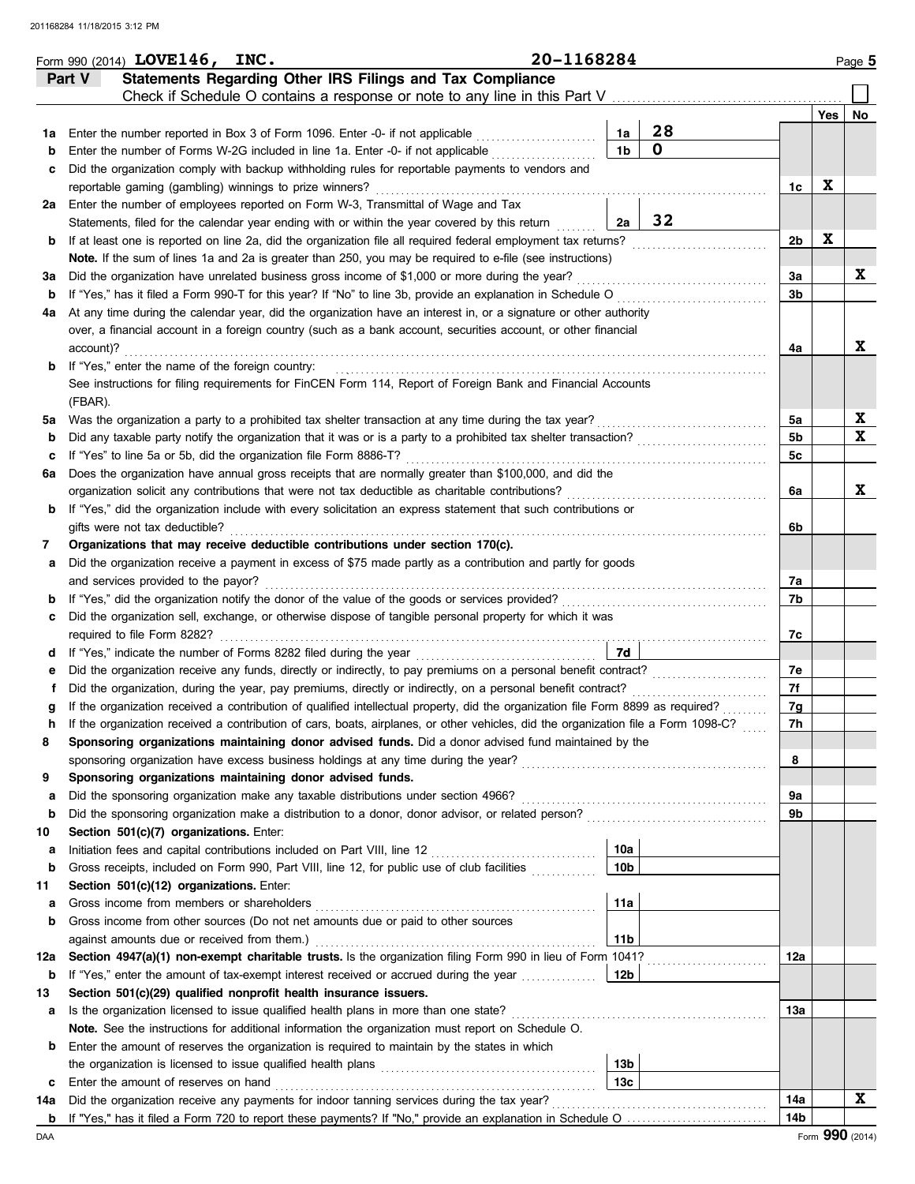Form 990 (2014) **LOVE146, INC.** **20-1168284** Page **5**

## Part V — Statements Regarding Other IRS Filings and Tax Compliance

Check if Schedule O contains a response or note to any line in this Part V . . . . . . . . . . ☐

| Line | Description | Box | Amount | Line | Yes | No |
|---|---|---|---|---|---|---|
| 1a | Enter the number reported in Box 3 of Form 1096. Enter -0- if not applicable | 1a | 28 | | | |
| b | Enter the number of Forms W-2G included in line 1a. Enter -0- if not applicable | 1b | 0 | | | |
| c | Did the organization comply with backup withholding rules for reportable payments to vendors and reportable gaming (gambling) winnings to prize winners? | | | 1c | X | |
| 2a | Enter the number of employees reported on Form W-3, Transmittal of Wage and Tax Statements, filed for the calendar year ending with or within the year covered by this return | 2a | 32 | | | |
| b | If at least one is reported on line 2a, did the organization file all required federal employment tax returns? | | | 2b | X | |
| | **Note.** If the sum of lines 1a and 2a is greater than 250, you may be required to e-file (see instructions) | | | | | |
| 3a | Did the organization have unrelated business gross income of $1,000 or more during the year? | | | 3a | | X |
| b | If "Yes," has it filed a Form 990-T for this year? If "No" to line 3b, provide an explanation in Schedule O | | | 3b | | |
| 4a | At any time during the calendar year, did the organization have an interest in, or a signature or other authority over, a financial account in a foreign country (such as a bank account, securities account, or other financial account)? | | | 4a | | X |
| b | If "Yes," enter the name of the foreign country: See instructions for filing requirements for FinCEN Form 114, Report of Foreign Bank and Financial Accounts (FBAR). | | | | | |
| 5a | Was the organization a party to a prohibited tax shelter transaction at any time during the tax year? | | | 5a | | X |
| b | Did any taxable party notify the organization that it was or is a party to a prohibited tax shelter transaction? | | | 5b | | X |
| c | If "Yes" to line 5a or 5b, did the organization file Form 8886-T? | | | 5c | | |
| 6a | Does the organization have annual gross receipts that are normally greater than $100,000, and did the organization solicit any contributions that were not tax deductible as charitable contributions? | | | 6a | | X |
| b | If "Yes," did the organization include with every solicitation an express statement that such contributions or gifts were not tax deductible? | | | 6b | | |
| 7 | **Organizations that may receive deductible contributions under section 170(c).** | | | | | |
| a | Did the organization receive a payment in excess of $75 made partly as a contribution and partly for goods and services provided to the payor? | | | 7a | | |
| b | If "Yes," did the organization notify the donor of the value of the goods or services provided? | | | 7b | | |
| c | Did the organization sell, exchange, or otherwise dispose of tangible personal property for which it was required to file Form 8282? | | | 7c | | |
| d | If "Yes," indicate the number of Forms 8282 filed during the year | 7d | | | | |
| e | Did the organization receive any funds, directly or indirectly, to pay premiums on a personal benefit contract? | | | 7e | | |
| f | Did the organization, during the year, pay premiums, directly or indirectly, on a personal benefit contract? | | | 7f | | |
| g | If the organization received a contribution of qualified intellectual property, did the organization file Form 8899 as required? | | | 7g | | |
| h | If the organization received a contribution of cars, boats, airplanes, or other vehicles, did the organization file a Form 1098-C? | | | 7h | | |
| 8 | **Sponsoring organizations maintaining donor advised funds.** Did a donor advised fund maintained by the sponsoring organization have excess business holdings at any time during the year? | | | 8 | | |
| 9 | **Sponsoring organizations maintaining donor advised funds.** | | | | | |
| a | Did the sponsoring organization make any taxable distributions under section 4966? | | | 9a | | |
| b | Did the sponsoring organization make a distribution to a donor, donor advisor, or related person? | | | 9b | | |
| 10 | **Section 501(c)(7) organizations.** Enter: | | | | | |
| a | Initiation fees and capital contributions included on Part VIII, line 12 | 10a | | | | |
| b | Gross receipts, included on Form 990, Part VIII, line 12, for public use of club facilities | 10b | | | | |
| 11 | **Section 501(c)(12) organizations.** Enter: | | | | | |
| a | Gross income from members or shareholders | 11a | | | | |
| b | Gross income from other sources (Do not net amounts due or paid to other sources against amounts due or received from them.) | 11b | | | | |
| 12a | **Section 4947(a)(1) non-exempt charitable trusts.** Is the organization filing Form 990 in lieu of Form 1041? | | | 12a | | |
| b | If "Yes," enter the amount of tax-exempt interest received or accrued during the year | 12b | | | | |
| 13 | **Section 501(c)(29) qualified nonprofit health insurance issuers.** | | | | | |
| a | Is the organization licensed to issue qualified health plans in more than one state? **Note.** See the instructions for additional information the organization must report on Schedule O. | | | 13a | | |
| b | Enter the amount of reserves the organization is required to maintain by the states in which the organization is licensed to issue qualified health plans | 13b | | | | |
| c | Enter the amount of reserves on hand | 13c | | | | |
| 14a | Did the organization receive any payments for indoor tanning services during the tax year? | | | 14a | | X |
| b | If "Yes," has it filed a Form 720 to report these payments? If "No," provide an explanation in Schedule O | | | 14b | | |

DAA Form **990** (2014)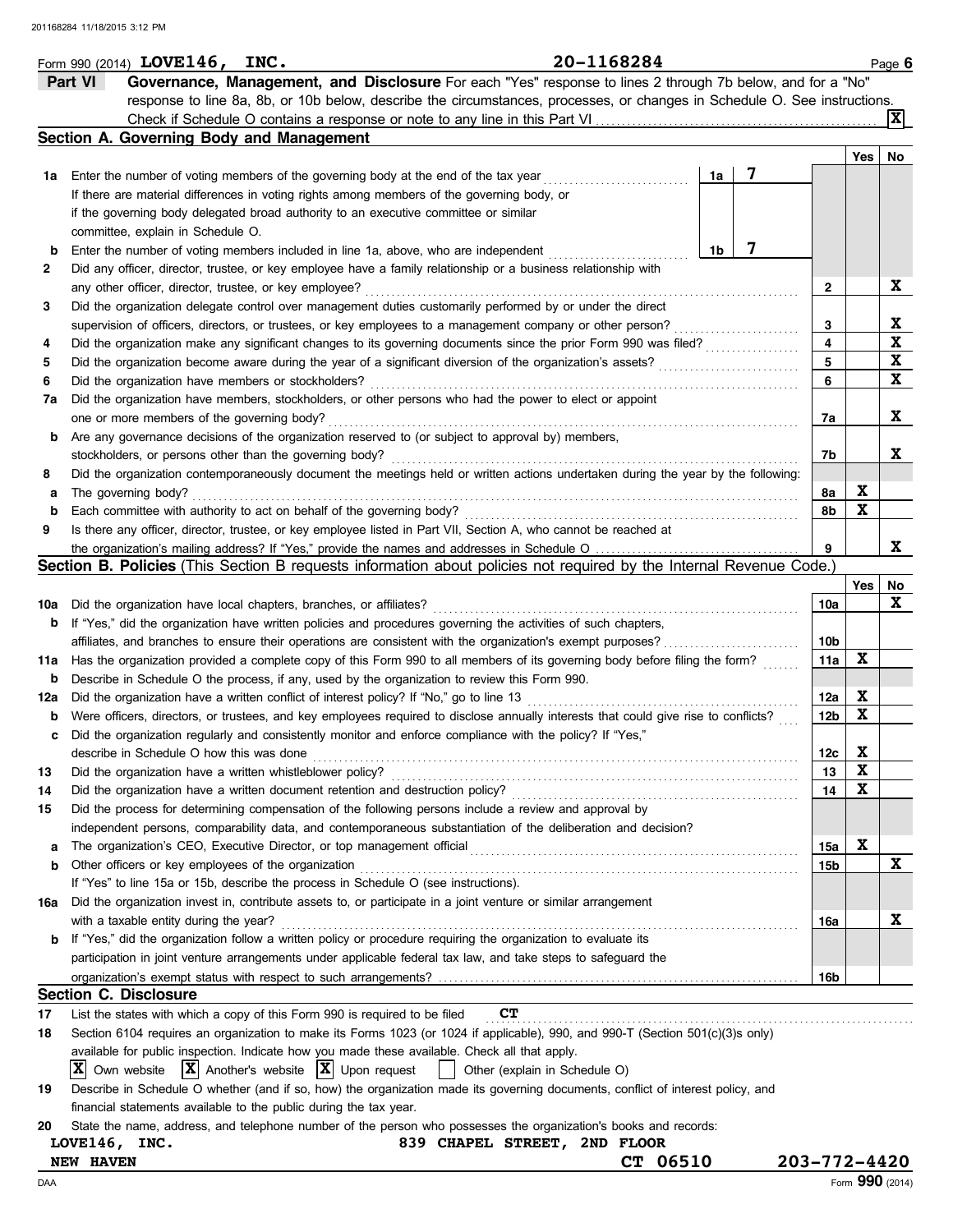Form 990 (2014) **LOVE146, INC.** **20-1168284** Page **6**

## Part VI Governance, Management, and Disclosure

For each "Yes" response to lines 2 through 7b below, and for a "No" response to line 8a, 8b, or 10b below, describe the circumstances, processes, or changes in Schedule O. See instructions.

Check if Schedule O contains a response or note to any line in this Part VI ..... [X]

### Section A. Governing Body and Management

| | | | Yes | No |
|---|---|---|---|---|
| **1a** | Enter the number of voting members of the governing body at the end of the tax year ..... **1a** **7**<br>If there are material differences in voting rights among members of the governing body, or if the governing body delegated broad authority to an executive committee or similar committee, explain in Schedule O. | | | |
| **b** | Enter the number of voting members included in line 1a, above, who are independent ..... **1b** **7** | | | |
| **2** | Did any officer, director, trustee, or key employee have a family relationship or a business relationship with any other officer, director, trustee, or key employee? | 2 | | X |
| **3** | Did the organization delegate control over management duties customarily performed by or under the direct supervision of officers, directors, or trustees, or key employees to a management company or other person? | 3 | | X |
| **4** | Did the organization make any significant changes to its governing documents since the prior Form 990 was filed? | 4 | | X |
| **5** | Did the organization become aware during the year of a significant diversion of the organization's assets? | 5 | | X |
| **6** | Did the organization have members or stockholders? | 6 | | X |
| **7a** | Did the organization have members, stockholders, or other persons who had the power to elect or appoint one or more members of the governing body? | 7a | | X |
| **b** | Are any governance decisions of the organization reserved to (or subject to approval by) members, stockholders, or persons other than the governing body? | 7b | | X |
| **8** | Did the organization contemporaneously document the meetings held or written actions undertaken during the year by the following: | | | |
| **a** | The governing body? | 8a | X | |
| **b** | Each committee with authority to act on behalf of the governing body? | 8b | X | |
| **9** | Is there any officer, director, trustee, or key employee listed in Part VII, Section A, who cannot be reached at the organization's mailing address? If "Yes," provide the names and addresses in Schedule O | 9 | | X |

### Section B. Policies (This Section B requests information about policies not required by the Internal Revenue Code.)

| | | | Yes | No |
|---|---|---|---|---|
| **10a** | Did the organization have local chapters, branches, or affiliates? | 10a | | X |
| **b** | If "Yes," did the organization have written policies and procedures governing the activities of such chapters, affiliates, and branches to ensure their operations are consistent with the organization's exempt purposes? | 10b | | |
| **11a** | Has the organization provided a complete copy of this Form 990 to all members of its governing body before filing the form? | 11a | X | |
| **b** | Describe in Schedule O the process, if any, used by the organization to review this Form 990. | | | |
| **12a** | Did the organization have a written conflict of interest policy? If "No," go to line 13 | 12a | X | |
| **b** | Were officers, directors, or trustees, and key employees required to disclose annually interests that could give rise to conflicts? | 12b | X | |
| **c** | Did the organization regularly and consistently monitor and enforce compliance with the policy? If "Yes," describe in Schedule O how this was done | 12c | X | |
| **13** | Did the organization have a written whistleblower policy? | 13 | X | |
| **14** | Did the organization have a written document retention and destruction policy? | 14 | X | |
| **15** | Did the process for determining compensation of the following persons include a review and approval by independent persons, comparability data, and contemporaneous substantiation of the deliberation and decision? | | | |
| **a** | The organization's CEO, Executive Director, or top management official | 15a | X | |
| **b** | Other officers or key employees of the organization | 15b | | X |
| | If "Yes" to line 15a or 15b, describe the process in Schedule O (see instructions). | | | |
| **16a** | Did the organization invest in, contribute assets to, or participate in a joint venture or similar arrangement with a taxable entity during the year? | 16a | | X |
| **b** | If "Yes," did the organization follow a written policy or procedure requiring the organization to evaluate its participation in joint venture arrangements under applicable federal tax law, and take steps to safeguard the organization's exempt status with respect to such arrangements? | 16b | | |

### Section C. Disclosure

**17** List the states with which a copy of this Form 990 is required to be filed **CT**

**18** Section 6104 requires an organization to make its Forms 1023 (or 1024 if applicable), 990, and 990-T (Section 501(c)(3)s only) available for public inspection. Indicate how you made these available. Check all that apply.

[X] Own website [X] Another's website [X] Upon request [ ] Other (explain in Schedule O)

**19** Describe in Schedule O whether (and if so, how) the organization made its governing documents, conflict of interest policy, and financial statements available to the public during the tax year.

**20** State the name, address, and telephone number of the person who possesses the organization's books and records:

**LOVE146, INC.** **839 CHAPEL STREET, 2ND FLOOR**
**NEW HAVEN** **CT 06510** **203-772-4420**

DAA Form **990** (2014)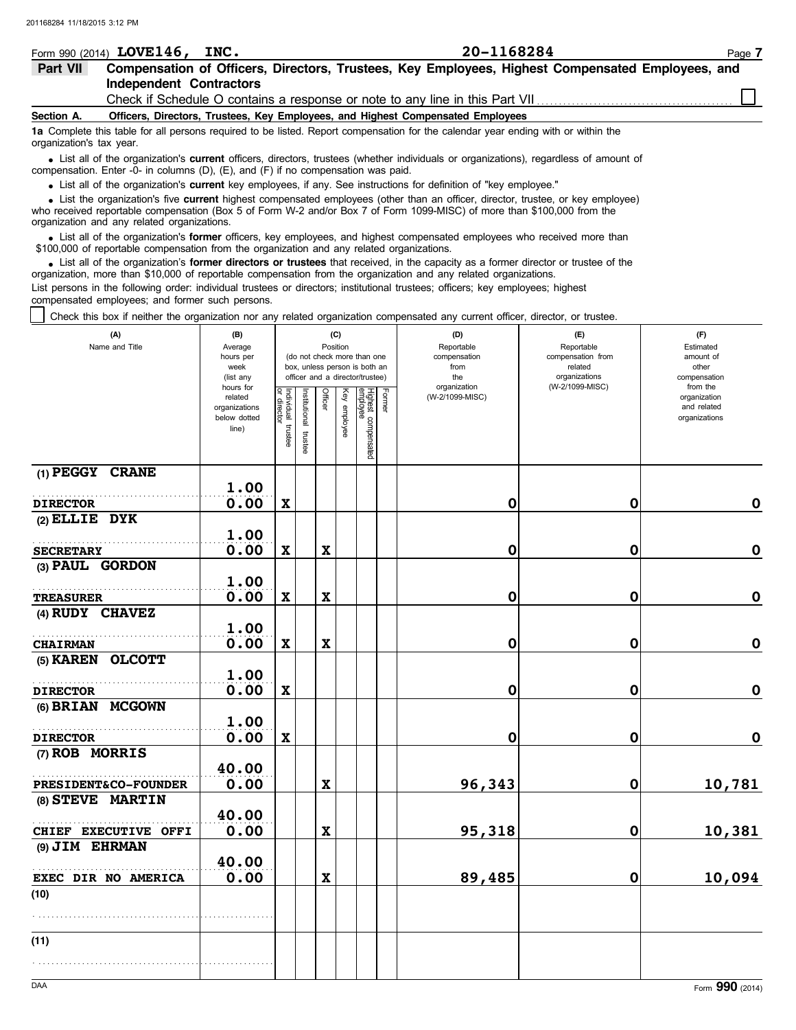Form 990 (2014) **LOVE146, INC.** **20-1168284** Page **7**

## Part VII Compensation of Officers, Directors, Trustees, Key Employees, Highest Compensated Employees, and Independent Contractors

Check if Schedule O contains a response or note to any line in this Part VII . . . . . . . . . . . . . . . . . . . . . . . . . . . . . . . . . ☐

**Section A. Officers, Directors, Trustees, Key Employees, and Highest Compensated Employees**

**1a** Complete this table for all persons required to be listed. Report compensation for the calendar year ending with or within the organization's tax year.

- List all of the organization's **current** officers, directors, trustees (whether individuals or organizations), regardless of amount of compensation. Enter -0- in columns (D), (E), and (F) if no compensation was paid.
- List all of the organization's **current** key employees, if any. See instructions for definition of "key employee."
- List the organization's five **current** highest compensated employees (other than an officer, director, trustee, or key employee) who received reportable compensation (Box 5 of Form W-2 and/or Box 7 of Form 1099-MISC) of more than $100,000 from the organization and any related organizations.
- List all of the organization's **former** officers, key employees, and highest compensated employees who received more than $100,000 of reportable compensation from the organization and any related organizations.
- List all of the organization's **former directors or trustees** that received, in the capacity as a former director or trustee of the organization, more than $10,000 of reportable compensation from the organization and any related organizations.

List persons in the following order: individual trustees or directors; institutional trustees; officers; key employees; highest compensated employees; and former such persons.

☐ Check this box if neither the organization nor any related organization compensated any current officer, director, or trustee.

| (A) Name and Title | (B) Average hours per week (list any hours for related organizations below dotted line) | (C) Position: Individual trustee or director | Institutional trustee | Officer | Key employee | Highest compensated employee | Former | (D) Reportable compensation from the organization (W-2/1099-MISC) | (E) Reportable compensation from related organizations (W-2/1099-MISC) | (F) Estimated amount of other compensation from the organization and related organizations |
|---|---|---|---|---|---|---|---|---|---|---|
| (1) PEGGY CRANE<br>DIRECTOR | 1.00<br>0.00 | X | | | | | | 0 | 0 | 0 |
| (2) ELLIE DYK<br>SECRETARY | 1.00<br>0.00 | X | | X | | | | 0 | 0 | 0 |
| (3) PAUL GORDON<br>TREASURER | 1.00<br>0.00 | X | | X | | | | 0 | 0 | 0 |
| (4) RUDY CHAVEZ<br>CHAIRMAN | 1.00<br>0.00 | X | | X | | | | 0 | 0 | 0 |
| (5) KAREN OLCOTT<br>DIRECTOR | 1.00<br>0.00 | X | | | | | | 0 | 0 | 0 |
| (6) BRIAN MCGOWN<br>DIRECTOR | 1.00<br>0.00 | X | | | | | | 0 | 0 | 0 |
| (7) ROB MORRIS<br>PRESIDENT&CO-FOUNDER | 40.00<br>0.00 | | | X | | | | 96,343 | 0 | 10,781 |
| (8) STEVE MARTIN<br>CHIEF EXECUTIVE OFFI | 40.00<br>0.00 | | | X | | | | 95,318 | 0 | 10,381 |
| (9) JIM EHRMAN<br>EXEC DIR NO AMERICA | 40.00<br>0.00 | | | X | | | | 89,485 | 0 | 10,094 |
| (10) | | | | | | | | | | |
| (11) | | | | | | | | | | |

DAA Form **990** (2014)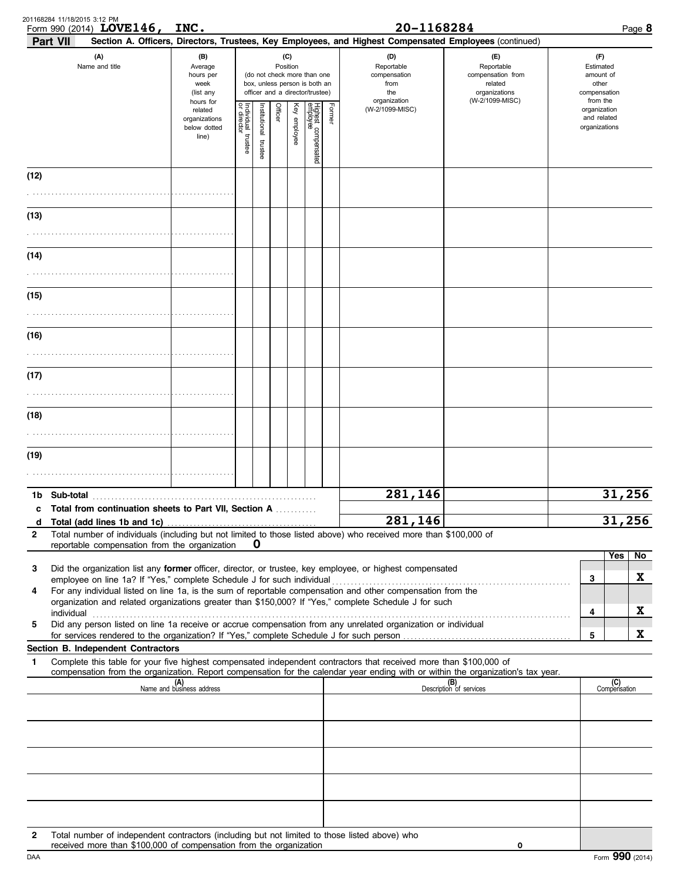Form 990 (2014) **LOVE146, INC.** **20-1168284** Page **8**

**Part VII** **Section A. Officers, Directors, Trustees, Key Employees, and Highest Compensated Employees** (continued)

| (A) Name and title | (B) Average hours per week (list any hours for related organizations below dotted line) | (C) Position (do not check more than one box, unless person is both an officer and a director/trustee): Individual trustee or director | Institutional trustee | Officer | Key employee | Highest compensated employee | Former | (D) Reportable compensation from the organization (W-2/1099-MISC) | (E) Reportable compensation from related organizations (W-2/1099-MISC) | (F) Estimated amount of other compensation from the organization and related organizations |
|---|---|---|---|---|---|---|---|---|---|---|
| (12) | | | | | | | | | | |
| (13) | | | | | | | | | | |
| (14) | | | | | | | | | | |
| (15) | | | | | | | | | | |
| (16) | | | | | | | | | | |
| (17) | | | | | | | | | | |
| (18) | | | | | | | | | | |
| (19) | | | | | | | | | | |
| **1b Sub-total** | | | | | | | | 281,146 | | 31,256 |
| **c Total from continuation sheets to Part VII, Section A** | | | | | | | | | | |
| **d Total (add lines 1b and 1c)** | | | | | | | | 281,146 | | 31,256 |

**2** Total number of individuals (including but not limited to those listed above) who received more than $100,000 of reportable compensation from the organization **0**

| | | Yes | No |
|---|---|---|---|
| **3** Did the organization list any **former** officer, director, or trustee, key employee, or highest compensated employee on line 1a? If "Yes," complete Schedule J for such individual | 3 | | X |
| **4** For any individual listed on line 1a, is the sum of reportable compensation and other compensation from the organization and related organizations greater than $150,000? If "Yes," complete Schedule J for such individual | 4 | | X |
| **5** Did any person listed on line 1a receive or accrue compensation from any unrelated organization or individual for services rendered to the organization? If "Yes," complete Schedule J for such person | 5 | | X |

**Section B. Independent Contractors**

**1** Complete this table for your five highest compensated independent contractors that received more than $100,000 of compensation from the organization. Report compensation for the calendar year ending with or within the organization's tax year.

| (A) Name and business address | (B) Description of services | (C) Compensation |
|---|---|---|
| | | |
| | | |
| | | |
| | | |
| | | |

**2** Total number of independent contractors (including but not limited to those listed above) who received more than $100,000 of compensation from the organization **0**

Form **990** (2014)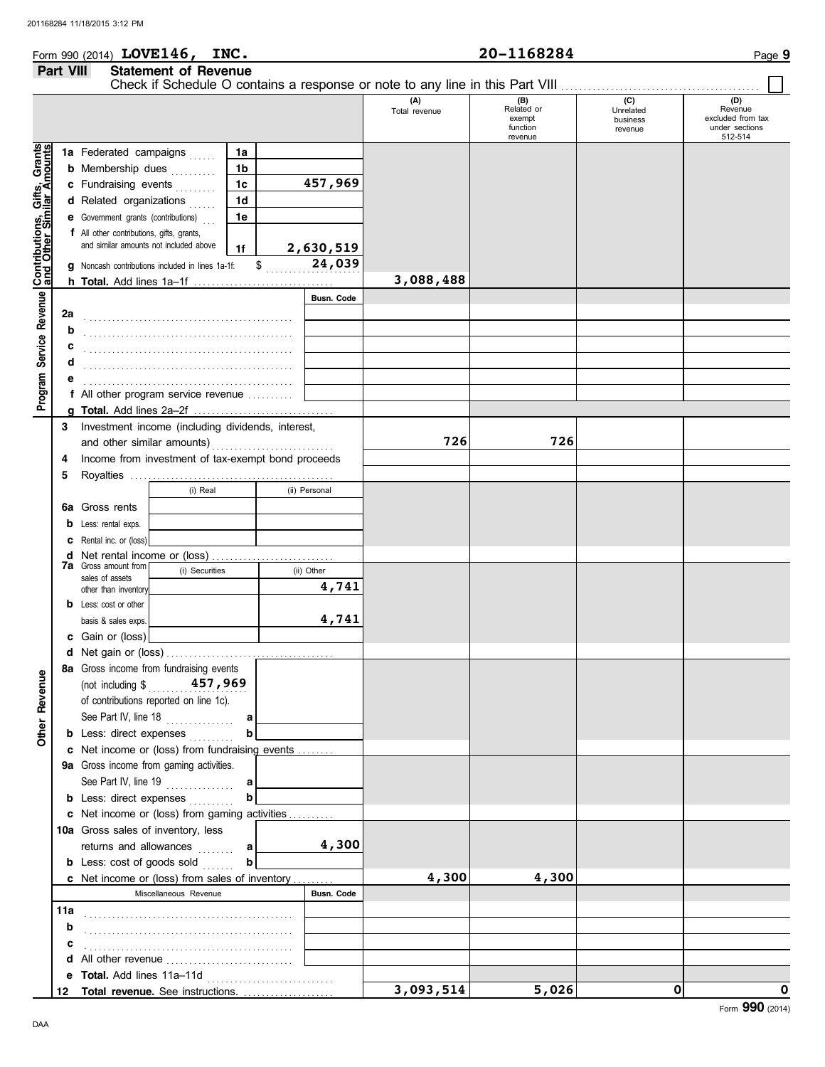Form 990 (2014) **LOVE146, INC.** **20-1168284** Page **9**

## Part VIII Statement of Revenue

Check if Schedule O contains a response or note to any line in this Part VIII ☐

| | | | (A) Total revenue | (B) Related or exempt function revenue | (C) Unrelated business revenue | (D) Revenue excluded from tax under sections 512-514 |
|---|---|---|---|---|---|---|
| **Contributions, Gifts, Grants and Other Similar Amounts** | 1a Federated campaigns | 1a | | | | |
| | b Membership dues | 1b | | | | |
| | c Fundraising events | 1c 457,969 | | | | |
| | d Related organizations | 1d | | | | |
| | e Government grants (contributions) | 1e | | | | |
| | f All other contributions, gifts, grants, and similar amounts not included above | 1f 2,630,519 | | | | |
| | g Noncash contributions included in lines 1a-1f: | $ 24,039 | | | | |
| | h **Total.** Add lines 1a–1f | | 3,088,488 | | | |
| **Program Service Revenue** | | Busn. Code | | | | |
| | 2a | | | | | |
| | b | | | | | |
| | c | | | | | |
| | d | | | | | |
| | e | | | | | |
| | f All other program service revenue | | | | | |
| | g **Total.** Add lines 2a–2f | | | | | |
| | 3 Investment income (including dividends, interest, and other similar amounts) | | 726 | 726 | | |
| | 4 Income from investment of tax-exempt bond proceeds | | | | | |
| | 5 Royalties | | | | | |
| | | (i) Real / (ii) Personal | | | | |
| | 6a Gross rents | | | | | |
| | b Less: rental exps. | | | | | |
| | c Rental inc. or (loss) | | | | | |
| | d Net rental income or (loss) | | | | | |
| | 7a Gross amount from sales of assets other than inventory | (i) Securities: / (ii) Other: 4,741 | | | | |
| | b Less: cost or other basis & sales exps. | (i) Securities: / (ii) Other: 4,741 | | | | |
| | c Gain or (loss) | | | | | |
| | d Net gain or (loss) | | | | | |
| **Other Revenue** | 8a Gross income from fundraising events (not including $ 457,969 of contributions reported on line 1c). See Part IV, line 18 | a | | | | |
| | b Less: direct expenses | b | | | | |
| | c Net income or (loss) from fundraising events | | | | | |
| | 9a Gross income from gaming activities. See Part IV, line 19 | a | | | | |
| | b Less: direct expenses | b | | | | |
| | c Net income or (loss) from gaming activities | | | | | |
| | 10a Gross sales of inventory, less returns and allowances | a 4,300 | | | | |
| | b Less: cost of goods sold | b | | | | |
| | c Net income or (loss) from sales of inventory | | 4,300 | 4,300 | | |
| | Miscellaneous Revenue | Busn. Code | | | | |
| | 11a | | | | | |
| | b | | | | | |
| | c | | | | | |
| | d All other revenue | | | | | |
| | e **Total.** Add lines 11a–11d | | | | | |
| | 12 **Total revenue.** See instructions. | | 3,093,514 | 5,026 | 0 | 0 |

Form **990** (2014)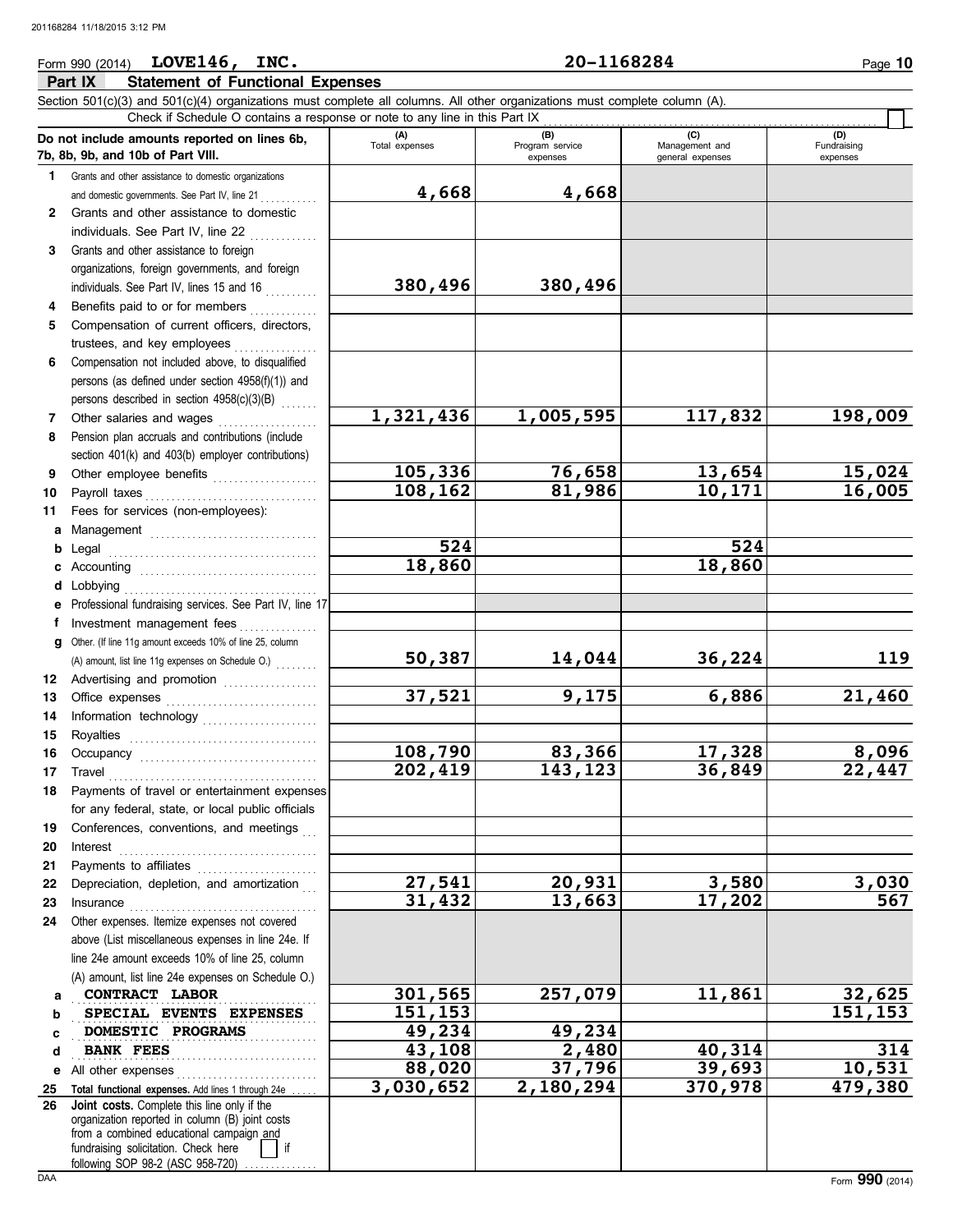Form 990 (2014) **LOVE146, INC.** **20-1168284**

## Part IX Statement of Functional Expenses

Section 501(c)(3) and 501(c)(4) organizations must complete all columns. All other organizations must complete column (A).

Check if Schedule O contains a response or note to any line in this Part IX ☐

| | Do not include amounts reported on lines 6b, 7b, 8b, 9b, and 10b of Part VIII. | (A) Total expenses | (B) Program service expenses | (C) Management and general expenses | (D) Fundraising expenses |
|---|---|---|---|---|---|
| 1 | Grants and other assistance to domestic organizations and domestic governments. See Part IV, line 21 | 4,668 | 4,668 | | |
| 2 | Grants and other assistance to domestic individuals. See Part IV, line 22 | | | | |
| 3 | Grants and other assistance to foreign organizations, foreign governments, and foreign individuals. See Part IV, lines 15 and 16 | 380,496 | 380,496 | | |
| 4 | Benefits paid to or for members | | | | |
| 5 | Compensation of current officers, directors, trustees, and key employees | | | | |
| 6 | Compensation not included above, to disqualified persons (as defined under section 4958(f)(1)) and persons described in section 4958(c)(3)(B) | | | | |
| 7 | Other salaries and wages | 1,321,436 | 1,005,595 | 117,832 | 198,009 |
| 8 | Pension plan accruals and contributions (include section 401(k) and 403(b) employer contributions) | | | | |
| 9 | Other employee benefits | 105,336 | 76,658 | 13,654 | 15,024 |
| 10 | Payroll taxes | 108,162 | 81,986 | 10,171 | 16,005 |
| 11 | Fees for services (non-employees): | | | | |
| a | Management | | | | |
| b | Legal | 524 | | 524 | |
| c | Accounting | 18,860 | | 18,860 | |
| d | Lobbying | | | | |
| e | Professional fundraising services. See Part IV, line 17 | | | | |
| f | Investment management fees | | | | |
| g | Other. (If line 11g amount exceeds 10% of line 25, column (A) amount, list line 11g expenses on Schedule O.) | 50,387 | 14,044 | 36,224 | 119 |
| 12 | Advertising and promotion | | | | |
| 13 | Office expenses | 37,521 | 9,175 | 6,886 | 21,460 |
| 14 | Information technology | | | | |
| 15 | Royalties | | | | |
| 16 | Occupancy | 108,790 | 83,366 | 17,328 | 8,096 |
| 17 | Travel | 202,419 | 143,123 | 36,849 | 22,447 |
| 18 | Payments of travel or entertainment expenses for any federal, state, or local public officials | | | | |
| 19 | Conferences, conventions, and meetings | | | | |
| 20 | Interest | | | | |
| 21 | Payments to affiliates | | | | |
| 22 | Depreciation, depletion, and amortization | 27,541 | 20,931 | 3,580 | 3,030 |
| 23 | Insurance | 31,432 | 13,663 | 17,202 | 567 |
| 24 | Other expenses. Itemize expenses not covered above (List miscellaneous expenses in line 24e. If line 24e amount exceeds 10% of line 25, column (A) amount, list line 24e expenses on Schedule O.) | | | | |
| a | CONTRACT LABOR | 301,565 | 257,079 | 11,861 | 32,625 |
| b | SPECIAL EVENTS EXPENSES | 151,153 | | | 151,153 |
| c | DOMESTIC PROGRAMS | 49,234 | 49,234 | | |
| d | BANK FEES | 43,108 | 2,480 | 40,314 | 314 |
| e | All other expenses | 88,020 | 37,796 | 39,693 | 10,531 |
| 25 | **Total functional expenses.** Add lines 1 through 24e | 3,030,652 | 2,180,294 | 370,978 | 479,380 |
| 26 | **Joint costs.** Complete this line only if the organization reported in column (B) joint costs from a combined educational campaign and fundraising solicitation. Check here ☐ if following SOP 98-2 (ASC 958-720) | | | | |

Form **990** (2014)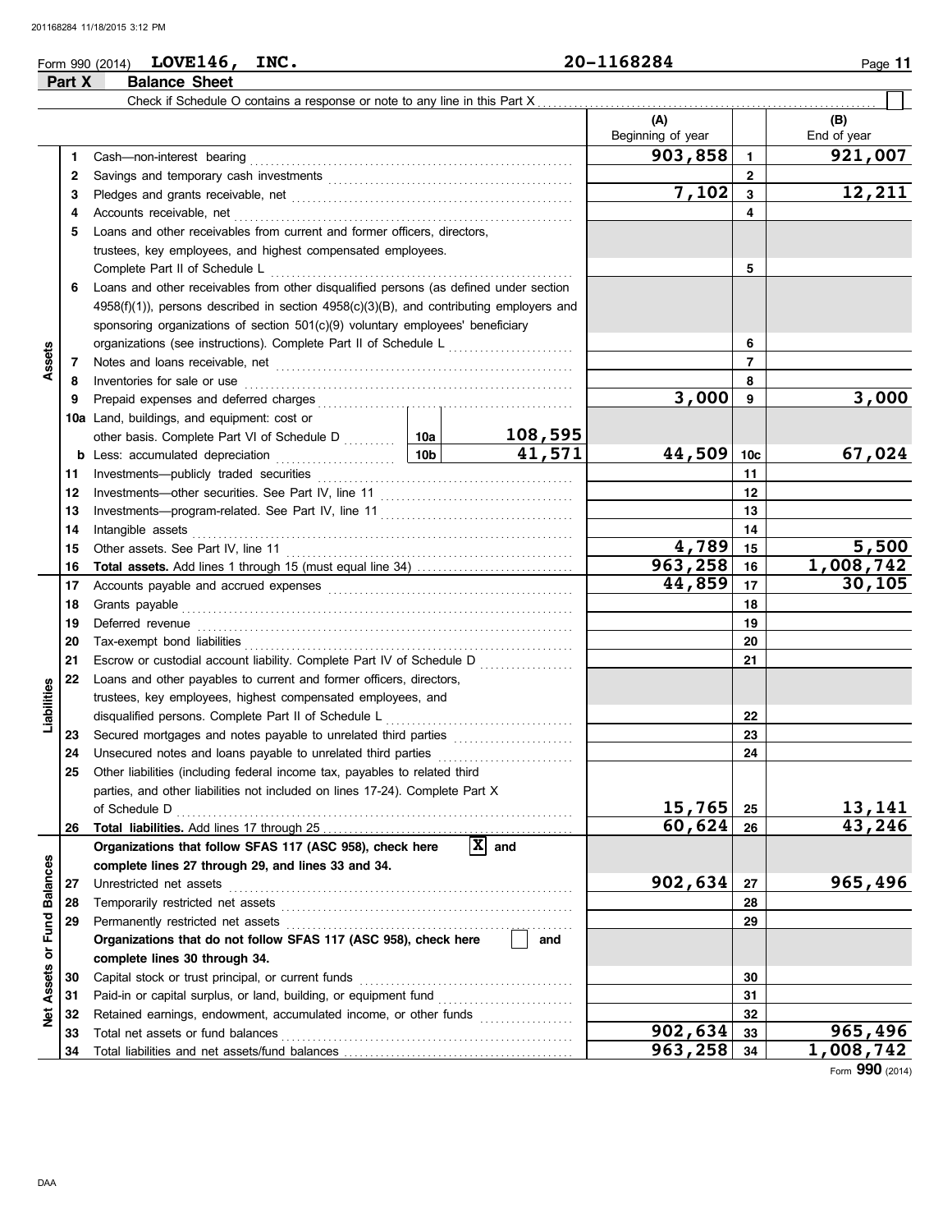Form 990 (2014) **LOVE146, INC.** **20-1168284**

## Part X Balance Sheet

Check if Schedule O contains a response or note to any line in this Part X . . . . . . [ ]

| | | | | (A) Beginning of year | | (B) End of year |
|---|---|---|---|---|---|---|
| **Assets** | 1 | Cash—non-interest bearing | | 903,858 | 1 | 921,007 |
| | 2 | Savings and temporary cash investments | | | 2 | |
| | 3 | Pledges and grants receivable, net | | 7,102 | 3 | 12,211 |
| | 4 | Accounts receivable, net | | | 4 | |
| | 5 | Loans and other receivables from current and former officers, directors, trustees, key employees, and highest compensated employees. Complete Part II of Schedule L | | | 5 | |
| | 6 | Loans and other receivables from other disqualified persons (as defined under section 4958(f)(1)), persons described in section 4958(c)(3)(B), and contributing employers and sponsoring organizations of section 501(c)(9) voluntary employees' beneficiary organizations (see instructions). Complete Part II of Schedule L | | | 6 | |
| | 7 | Notes and loans receivable, net | | | 7 | |
| | 8 | Inventories for sale or use | | | 8 | |
| | 9 | Prepaid expenses and deferred charges | | 3,000 | 9 | 3,000 |
| | 10a | Land, buildings, and equipment: cost or other basis. Complete Part VI of Schedule D | 10a 108,595 | | | |
| | b | Less: accumulated depreciation | 10b 41,571 | 44,509 | 10c | 67,024 |
| | 11 | Investments—publicly traded securities | | | 11 | |
| | 12 | Investments—other securities. See Part IV, line 11 | | | 12 | |
| | 13 | Investments—program-related. See Part IV, line 11 | | | 13 | |
| | 14 | Intangible assets | | | 14 | |
| | 15 | Other assets. See Part IV, line 11 | | 4,789 | 15 | 5,500 |
| | 16 | **Total assets.** Add lines 1 through 15 (must equal line 34) | | 963,258 | 16 | 1,008,742 |
| **Liabilities** | 17 | Accounts payable and accrued expenses | | 44,859 | 17 | 30,105 |
| | 18 | Grants payable | | | 18 | |
| | 19 | Deferred revenue | | | 19 | |
| | 20 | Tax-exempt bond liabilities | | | 20 | |
| | 21 | Escrow or custodial account liability. Complete Part IV of Schedule D | | | 21 | |
| | 22 | Loans and other payables to current and former officers, directors, trustees, key employees, highest compensated employees, and disqualified persons. Complete Part II of Schedule L | | | 22 | |
| | 23 | Secured mortgages and notes payable to unrelated third parties | | | 23 | |
| | 24 | Unsecured notes and loans payable to unrelated third parties | | | 24 | |
| | 25 | Other liabilities (including federal income tax, payables to related third parties, and other liabilities not included on lines 17-24). Complete Part X of Schedule D | | 15,765 | 25 | 13,141 |
| | 26 | **Total liabilities.** Add lines 17 through 25 | | 60,624 | 26 | 43,246 |
| **Net Assets or Fund Balances** | | **Organizations that follow SFAS 117 (ASC 958), check here** [X] **and complete lines 27 through 29, and lines 33 and 34.** | | | | |
| | 27 | Unrestricted net assets | | 902,634 | 27 | 965,496 |
| | 28 | Temporarily restricted net assets | | | 28 | |
| | 29 | Permanently restricted net assets | | | 29 | |
| | | **Organizations that do not follow SFAS 117 (ASC 958), check here** [ ] **and complete lines 30 through 34.** | | | | |
| | 30 | Capital stock or trust principal, or current funds | | | 30 | |
| | 31 | Paid-in or capital surplus, or land, building, or equipment fund | | | 31 | |
| | 32 | Retained earnings, endowment, accumulated income, or other funds | | | 32 | |
| | 33 | Total net assets or fund balances | | 902,634 | 33 | 965,496 |
| | 34 | Total liabilities and net assets/fund balances | | 963,258 | 34 | 1,008,742 |

Form **990** (2014)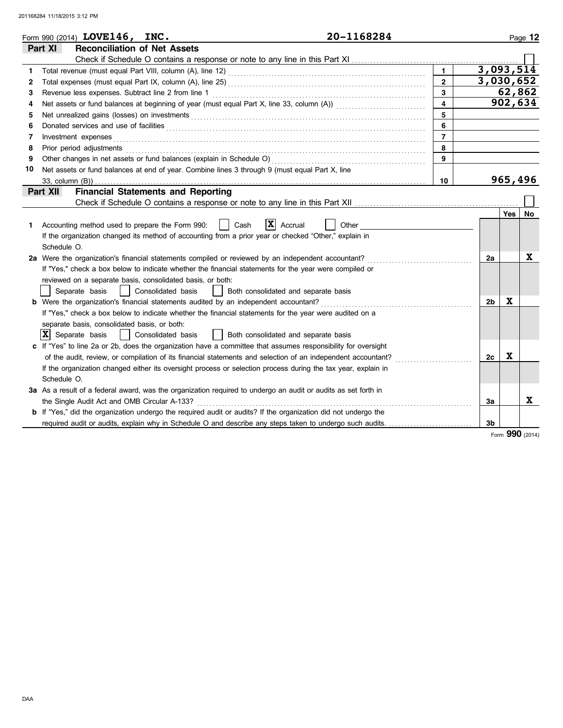Form 990 (2014) **LOVE146, INC.** **20-1168284**

## Part XI Reconciliation of Net Assets

Check if Schedule O contains a response or note to any line in this Part XI ☐

| | | | |
|---|---|---|---|
| 1 | Total revenue (must equal Part VIII, column (A), line 12) | 1 | 3,093,514 |
| 2 | Total expenses (must equal Part IX, column (A), line 25) | 2 | 3,030,652 |
| 3 | Revenue less expenses. Subtract line 2 from line 1 | 3 | 62,862 |
| 4 | Net assets or fund balances at beginning of year (must equal Part X, line 33, column (A)) | 4 | 902,634 |
| 5 | Net unrealized gains (losses) on investments | 5 | |
| 6 | Donated services and use of facilities | 6 | |
| 7 | Investment expenses | 7 | |
| 8 | Prior period adjustments | 8 | |
| 9 | Other changes in net assets or fund balances (explain in Schedule O) | 9 | |
| 10 | Net assets or fund balances at end of year. Combine lines 3 through 9 (must equal Part X, line 33, column (B)) | 10 | 965,496 |

## Part XII Financial Statements and Reporting

Check if Schedule O contains a response or note to any line in this Part XII ☐

| | | | Yes | No |
|---|---|---|---|---|
| 1 | Accounting method used to prepare the Form 990: ☐ Cash ☒ Accrual ☐ Other<br>If the organization changed its method of accounting from a prior year or checked "Other," explain in Schedule O. | | | |
| 2a | Were the organization's financial statements compiled or reviewed by an independent accountant?<br>If "Yes," check a box below to indicate whether the financial statements for the year were compiled or reviewed on a separate basis, consolidated basis, or both:<br>☐ Separate basis ☐ Consolidated basis ☐ Both consolidated and separate basis | 2a | | X |
| b | Were the organization's financial statements audited by an independent accountant?<br>If "Yes," check a box below to indicate whether the financial statements for the year were audited on a separate basis, consolidated basis, or both:<br>☒ Separate basis ☐ Consolidated basis ☐ Both consolidated and separate basis | 2b | X | |
| c | If "Yes" to line 2a or 2b, does the organization have a committee that assumes responsibility for oversight of the audit, review, or compilation of its financial statements and selection of an independent accountant?<br>If the organization changed either its oversight process or selection process during the tax year, explain in Schedule O. | 2c | X | |
| 3a | As a result of a federal award, was the organization required to undergo an audit or audits as set forth in the Single Audit Act and OMB Circular A-133? | 3a | | X |
| b | If "Yes," did the organization undergo the required audit or audits? If the organization did not undergo the required audit or audits, explain why in Schedule O and describe any steps taken to undergo such audits. | 3b | | |

Form **990** (2014)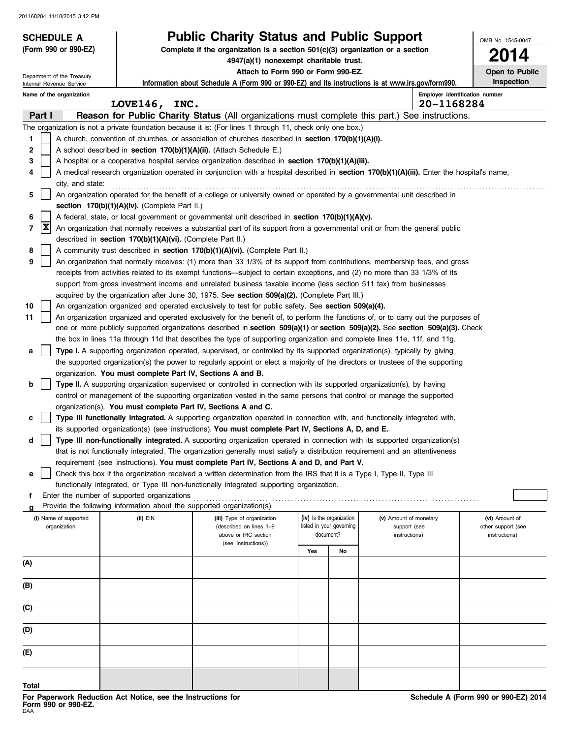201168284 11/18/2015 3:12 PM

**SCHEDULE A**
**(Form 990 or 990-EZ)**

Department of the Treasury
Internal Revenue Service

# Public Charity Status and Public Support

**Complete if the organization is a section 501(c)(3) organization or a section 4947(a)(1) nonexempt charitable trust.**
**Attach to Form 990 or Form 990-EZ.**
**Information about Schedule A (Form 990 or 990-EZ) and its instructions is at www.irs.gov/form990.**

OMB No. 1545-0047
**2014**
**Open to Public Inspection**

Name of the organization: **LOVE146, INC.**
Employer identification number: **20-1168284**

## Part I Reason for Public Charity Status (All organizations must complete this part.) See instructions.

The organization is not a private foundation because it is: (For lines 1 through 11, check only one box.)

1. [ ] A church, convention of churches, or association of churches described in **section 170(b)(1)(A)(i).**
2. [ ] A school described in **section 170(b)(1)(A)(ii).** (Attach Schedule E.)
3. [ ] A hospital or a cooperative hospital service organization described in **section 170(b)(1)(A)(iii).**
4. [ ] A medical research organization operated in conjunction with a hospital described in **section 170(b)(1)(A)(iii).** Enter the hospital's name, city, and state:
5. [ ] An organization operated for the benefit of a college or university owned or operated by a governmental unit described in **section 170(b)(1)(A)(iv).** (Complete Part II.)
6. [ ] A federal, state, or local government or governmental unit described in **section 170(b)(1)(A)(v).**
7. [X] An organization that normally receives a substantial part of its support from a governmental unit or from the general public described in **section 170(b)(1)(A)(vi).** (Complete Part II.)
8. [ ] A community trust described in **section 170(b)(1)(A)(vi).** (Complete Part II.)
9. [ ] An organization that normally receives: (1) more than 33 1/3% of its support from contributions, membership fees, and gross receipts from activities related to its exempt functions—subject to certain exceptions, and (2) no more than 33 1/3% of its support from gross investment income and unrelated business taxable income (less section 511 tax) from businesses acquired by the organization after June 30, 1975. See **section 509(a)(2).** (Complete Part III.)
10. [ ] An organization organized and operated exclusively to test for public safety. See **section 509(a)(4).**
11. [ ] An organization organized and operated exclusively for the benefit of, to perform the functions of, or to carry out the purposes of one or more publicly supported organizations described in **section 509(a)(1)** or **section 509(a)(2).** See **section 509(a)(3).** Check the box in lines 11a through 11d that describes the type of supporting organization and complete lines 11e, 11f, and 11g.
   - **a** [ ] **Type I.** A supporting organization operated, supervised, or controlled by its supported organization(s), typically by giving the supported organization(s) the power to regularly appoint or elect a majority of the directors or trustees of the supporting organization. **You must complete Part IV, Sections A and B.**
   - **b** [ ] **Type II.** A supporting organization supervised or controlled in connection with its supported organization(s), by having control or management of the supporting organization vested in the same persons that control or manage the supported organization(s). **You must complete Part IV, Sections A and C.**
   - **c** [ ] **Type III functionally integrated.** A supporting organization operated in connection with, and functionally integrated with, its supported organization(s) (see instructions). **You must complete Part IV, Sections A, D, and E.**
   - **d** [ ] **Type III non-functionally integrated.** A supporting organization operated in connection with its supported organization(s) that is not functionally integrated. The organization generally must satisfy a distribution requirement and an attentiveness requirement (see instructions). **You must complete Part IV, Sections A and D, and Part V.**
   - **e** [ ] Check this box if the organization received a written determination from the IRS that it is a Type I, Type II, Type III functionally integrated, or Type III non-functionally integrated supporting organization.
   - **f** Enter the number of supported organizations
   - **g** Provide the following information about the supported organization(s).

| (i) Name of supported organization | (ii) EIN | (iii) Type of organization (described on lines 1–9 above or IRC section (see instructions)) | (iv) Is the organization listed in your governing document? | | (v) Amount of monetary support (see instructions) | (vi) Amount of other support (see instructions) |
|---|---|---|---|---|---|---|
| | | | Yes | No | | |
| (A) | | | | | | |
| (B) | | | | | | |
| (C) | | | | | | |
| (D) | | | | | | |
| (E) | | | | | | |
| Total | | | | | | |

**For Paperwork Reduction Act Notice, see the Instructions for Form 990 or 990-EZ.**
DAA

**Schedule A (Form 990 or 990-EZ) 2014**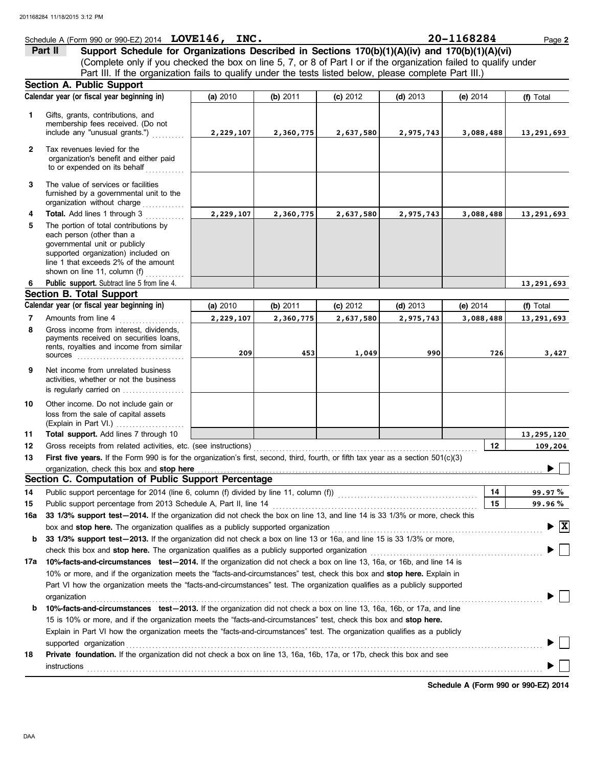Schedule A (Form 990 or 990-EZ) 2014 **LOVE146, INC.** **20-1168284**

## Part II Support Schedule for Organizations Described in Sections 170(b)(1)(A)(iv) and 170(b)(1)(A)(vi)

(Complete only if you checked the box on line 5, 7, or 8 of Part I or if the organization failed to qualify under Part III. If the organization fails to qualify under the tests listed below, please complete Part III.)

### Section A. Public Support

| Calendar year (or fiscal year beginning in) | (a) 2010 | (b) 2011 | (c) 2012 | (d) 2013 | (e) 2014 | (f) Total |
|---|---|---|---|---|---|---|
| **1** Gifts, grants, contributions, and membership fees received. (Do not include any "unusual grants.") | 2,229,107 | 2,360,775 | 2,637,580 | 2,975,743 | 3,088,488 | 13,291,693 |
| **2** Tax revenues levied for the organization's benefit and either paid to or expended on its behalf | | | | | | |
| **3** The value of services or facilities furnished by a governmental unit to the organization without charge | | | | | | |
| **4** **Total.** Add lines 1 through 3 | 2,229,107 | 2,360,775 | 2,637,580 | 2,975,743 | 3,088,488 | 13,291,693 |
| **5** The portion of total contributions by each person (other than a governmental unit or publicly supported organization) included on line 1 that exceeds 2% of the amount shown on line 11, column (f) | | | | | | |
| **6** **Public support.** Subtract line 5 from line 4. | | | | | | 13,291,693 |

### Section B. Total Support

| Calendar year (or fiscal year beginning in) | (a) 2010 | (b) 2011 | (c) 2012 | (d) 2013 | (e) 2014 | (f) Total |
|---|---|---|---|---|---|---|
| **7** Amounts from line 4 | 2,229,107 | 2,360,775 | 2,637,580 | 2,975,743 | 3,088,488 | 13,291,693 |
| **8** Gross income from interest, dividends, payments received on securities loans, rents, royalties and income from similar sources | 209 | 453 | 1,049 | 990 | 726 | 3,427 |
| **9** Net income from unrelated business activities, whether or not the business is regularly carried on | | | | | | |
| **10** Other income. Do not include gain or loss from the sale of capital assets (Explain in Part VI.) | | | | | | |
| **11** **Total support.** Add lines 7 through 10 | | | | | | 13,295,120 |

**12** Gross receipts from related activities, etc. (see instructions) — **12** — 109,204

**13** **First five years.** If the Form 990 is for the organization's first, second, third, fourth, or fifth tax year as a section 501(c)(3) organization, check this box and **stop here** ☐

### Section C. Computation of Public Support Percentage

**14** Public support percentage for 2014 (line 6, column (f) divided by line 11, column (f)) — **14** — 99.97 %

**15** Public support percentage from 2013 Schedule A, Part II, line 14 — **15** — 99.96 %

**16a** **33 1/3% support test—2014.** If the organization did not check the box on line 13, and line 14 is 33 1/3% or more, check this box and **stop here.** The organization qualifies as a publicly supported organization ☒

**b** **33 1/3% support test—2013.** If the organization did not check a box on line 13 or 16a, and line 15 is 33 1/3% or more, check this box and **stop here.** The organization qualifies as a publicly supported organization ☐

**17a** **10%-facts-and-circumstances test—2014.** If the organization did not check a box on line 13, 16a, or 16b, and line 14 is 10% or more, and if the organization meets the "facts-and-circumstances" test, check this box and **stop here.** Explain in Part VI how the organization meets the "facts-and-circumstances" test. The organization qualifies as a publicly supported organization ☐

**b** **10%-facts-and-circumstances test—2013.** If the organization did not check a box on line 13, 16a, 16b, or 17a, and line 15 is 10% or more, and if the organization meets the "facts-and-circumstances" test, check this box and **stop here.** Explain in Part VI how the organization meets the "facts-and-circumstances" test. The organization qualifies as a publicly supported organization ☐

**18** **Private foundation.** If the organization did not check a box on line 13, 16a, 16b, 17a, or 17b, check this box and see instructions ☐

**Schedule A (Form 990 or 990-EZ) 2014**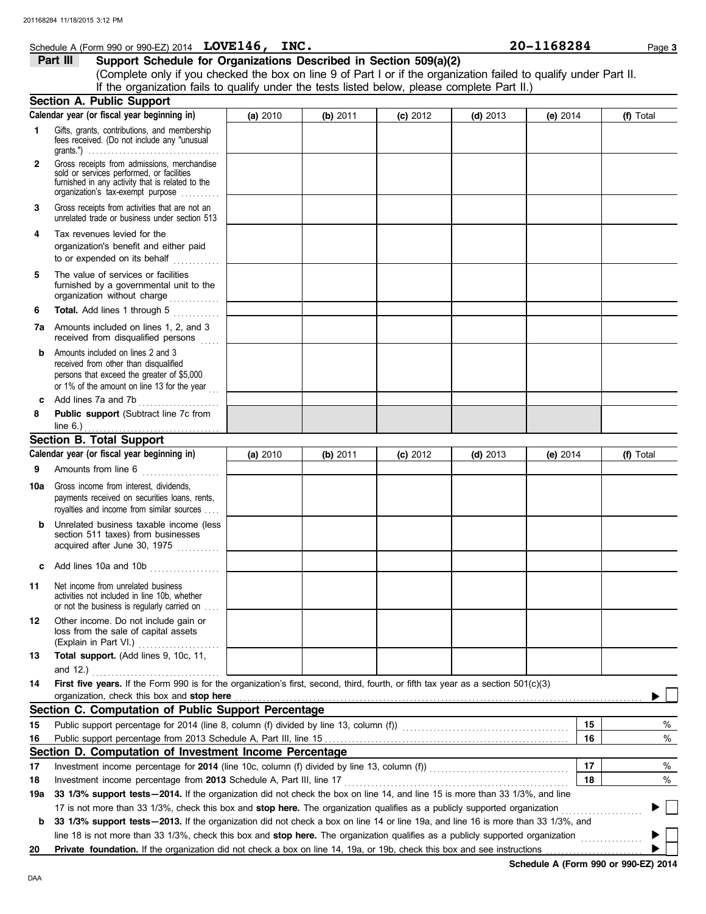Schedule A (Form 990 or 990-EZ) 2014 **LOVE146, INC.** **20-1168284** Page **3**

## Part III Support Schedule for Organizations Described in Section 509(a)(2)

(Complete only if you checked the box on line 9 of Part I or if the organization failed to qualify under Part II. If the organization fails to qualify under the tests listed below, please complete Part II.)

### Section A. Public Support

| Calendar year (or fiscal year beginning in) | (a) 2010 | (b) 2011 | (c) 2012 | (d) 2013 | (e) 2014 | (f) Total |
|---|---|---|---|---|---|---|
| **1** Gifts, grants, contributions, and membership fees received. (Do not include any "unusual grants.") | | | | | | |
| **2** Gross receipts from admissions, merchandise sold or services performed, or facilities furnished in any activity that is related to the organization's tax-exempt purpose | | | | | | |
| **3** Gross receipts from activities that are not an unrelated trade or business under section 513 | | | | | | |
| **4** Tax revenues levied for the organization's benefit and either paid to or expended on its behalf | | | | | | |
| **5** The value of services or facilities furnished by a governmental unit to the organization without charge | | | | | | |
| **6** **Total.** Add lines 1 through 5 | | | | | | |
| **7a** Amounts included on lines 1, 2, and 3 received from disqualified persons | | | | | | |
| **b** Amounts included on lines 2 and 3 received from other than disqualified persons that exceed the greater of $5,000 or 1% of the amount on line 13 for the year | | | | | | |
| **c** Add lines 7a and 7b | | | | | | |
| **8** **Public support** (Subtract line 7c from line 6.) | | | | | | |

### Section B. Total Support

| Calendar year (or fiscal year beginning in) | (a) 2010 | (b) 2011 | (c) 2012 | (d) 2013 | (e) 2014 | (f) Total |
|---|---|---|---|---|---|---|
| **9** Amounts from line 6 | | | | | | |
| **10a** Gross income from interest, dividends, payments received on securities loans, rents, royalties and income from similar sources | | | | | | |
| **b** Unrelated business taxable income (less section 511 taxes) from businesses acquired after June 30, 1975 | | | | | | |
| **c** Add lines 10a and 10b | | | | | | |
| **11** Net income from unrelated business activities not included in line 10b, whether or not the business is regularly carried on | | | | | | |
| **12** Other income. Do not include gain or loss from the sale of capital assets (Explain in Part VI.) | | | | | | |
| **13** **Total support.** (Add lines 9, 10c, 11, and 12.) | | | | | | |

**14** **First five years.** If the Form 990 is for the organization's first, second, third, fourth, or fifth tax year as a section 501(c)(3) organization, check this box and **stop here** ▶ ☐

### Section C. Computation of Public Support Percentage

| | | | |
|---|---|---|---|
| **15** | Public support percentage for 2014 (line 8, column (f) divided by line 13, column (f)) | 15 | % |
| **16** | Public support percentage from 2013 Schedule A, Part III, line 15 | 16 | % |

### Section D. Computation of Investment Income Percentage

| | | | |
|---|---|---|---|
| **17** | Investment income percentage for **2014** (line 10c, column (f) divided by line 13, column (f)) | 17 | % |
| **18** | Investment income percentage from **2013** Schedule A, Part III, line 17 | 18 | % |

**19a** **33 1/3% support tests—2014.** If the organization did not check the box on line 14, and line 15 is more than 33 1/3%, and line 17 is not more than 33 1/3%, check this box and **stop here.** The organization qualifies as a publicly supported organization ▶ ☐

**b** **33 1/3% support tests—2013.** If the organization did not check a box on line 14 or line 19a, and line 16 is more than 33 1/3%, and line 18 is not more than 33 1/3%, check this box and **stop here.** The organization qualifies as a publicly supported organization ▶ ☐

**20** **Private foundation.** If the organization did not check a box on line 14, 19a, or 19b, check this box and see instructions ▶ ☐

**Schedule A (Form 990 or 990-EZ) 2014**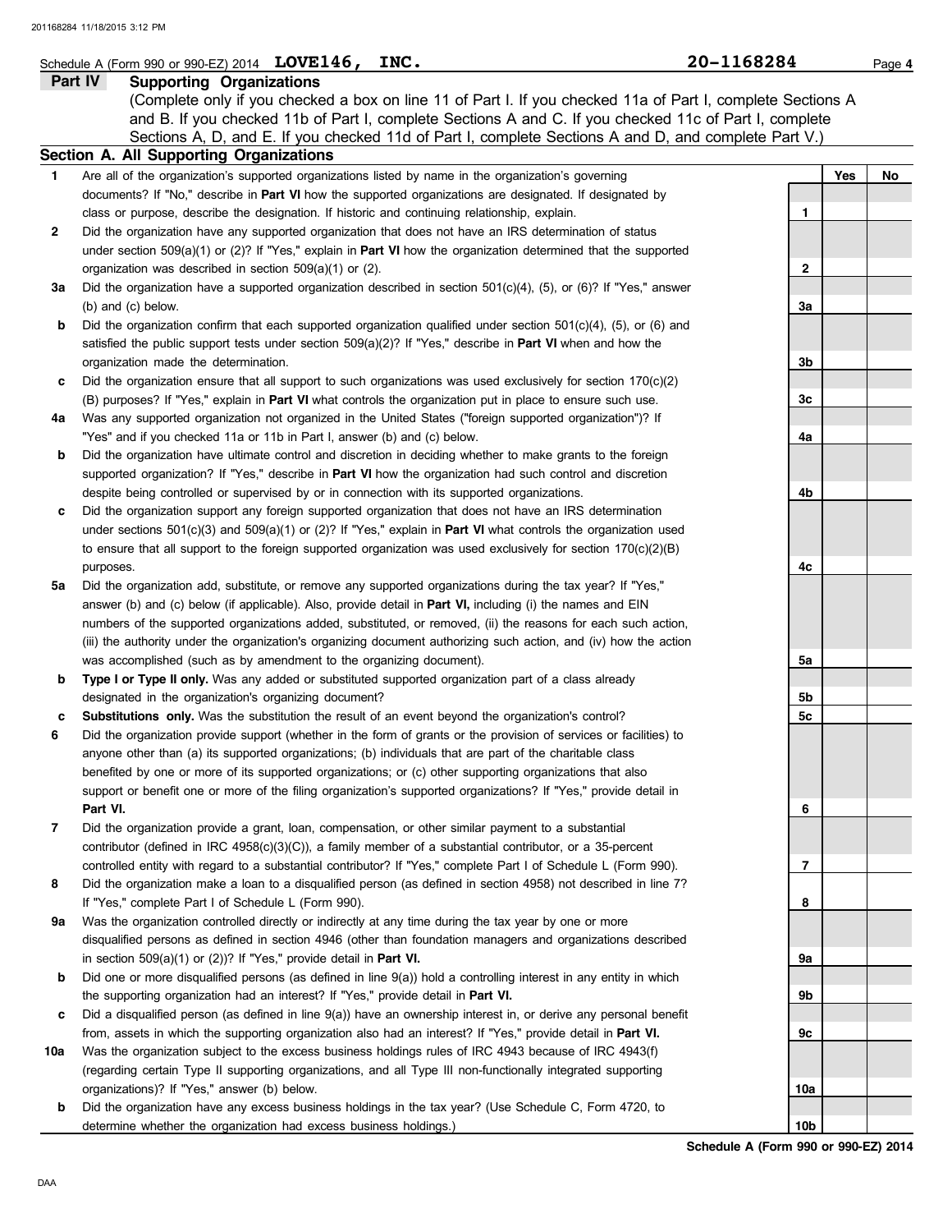Schedule A (Form 990 or 990-EZ) 2014 **LOVE146, INC.** **20-1168284**

## Part IV Supporting Organizations

(Complete only if you checked a box on line 11 of Part I. If you checked 11a of Part I, complete Sections A and B. If you checked 11b of Part I, complete Sections A and C. If you checked 11c of Part I, complete Sections A, D, and E. If you checked 11d of Part I, complete Sections A and D, and complete Part V.)

### Section A. All Supporting Organizations

| | | | Yes | No |
|---|---|---|---|---|
| 1 | Are all of the organization's supported organizations listed by name in the organization's governing documents? If "No," describe in **Part VI** how the supported organizations are designated. If designated by class or purpose, describe the designation. If historic and continuing relationship, explain. | 1 | | |
| 2 | Did the organization have any supported organization that does not have an IRS determination of status under section 509(a)(1) or (2)? If "Yes," explain in **Part VI** how the organization determined that the supported organization was described in section 509(a)(1) or (2). | 2 | | |
| 3a | Did the organization have a supported organization described in section 501(c)(4), (5), or (6)? If "Yes," answer (b) and (c) below. | 3a | | |
| b | Did the organization confirm that each supported organization qualified under section 501(c)(4), (5), or (6) and satisfied the public support tests under section 509(a)(2)? If "Yes," describe in **Part VI** when and how the organization made the determination. | 3b | | |
| c | Did the organization ensure that all support to such organizations was used exclusively for section 170(c)(2)(B) purposes? If "Yes," explain in **Part VI** what controls the organization put in place to ensure such use. | 3c | | |
| 4a | Was any supported organization not organized in the United States ("foreign supported organization")? If "Yes" and if you checked 11a or 11b in Part I, answer (b) and (c) below. | 4a | | |
| b | Did the organization have ultimate control and discretion in deciding whether to make grants to the foreign supported organization? If "Yes," describe in **Part VI** how the organization had such control and discretion despite being controlled or supervised by or in connection with its supported organizations. | 4b | | |
| c | Did the organization support any foreign supported organization that does not have an IRS determination under sections 501(c)(3) and 509(a)(1) or (2)? If "Yes," explain in **Part VI** what controls the organization used to ensure that all support to the foreign supported organization was used exclusively for section 170(c)(2)(B) purposes. | 4c | | |
| 5a | Did the organization add, substitute, or remove any supported organizations during the tax year? If "Yes," answer (b) and (c) below (if applicable). Also, provide detail in **Part VI,** including (i) the names and EIN numbers of the supported organizations added, substituted, or removed, (ii) the reasons for each such action, (iii) the authority under the organization's organizing document authorizing such action, and (iv) how the action was accomplished (such as by amendment to the organizing document). | 5a | | |
| b | **Type I or Type II only.** Was any added or substituted supported organization part of a class already designated in the organization's organizing document? | 5b | | |
| c | **Substitutions only.** Was the substitution the result of an event beyond the organization's control? | 5c | | |
| 6 | Did the organization provide support (whether in the form of grants or the provision of services or facilities) to anyone other than (a) its supported organizations; (b) individuals that are part of the charitable class benefited by one or more of its supported organizations; or (c) other supporting organizations that also support or benefit one or more of the filing organization's supported organizations? If "Yes," provide detail in **Part VI.** | 6 | | |
| 7 | Did the organization provide a grant, loan, compensation, or other similar payment to a substantial contributor (defined in IRC 4958(c)(3)(C)), a family member of a substantial contributor, or a 35-percent controlled entity with regard to a substantial contributor? If "Yes," complete Part I of Schedule L (Form 990). | 7 | | |
| 8 | Did the organization make a loan to a disqualified person (as defined in section 4958) not described in line 7? If "Yes," complete Part I of Schedule L (Form 990). | 8 | | |
| 9a | Was the organization controlled directly or indirectly at any time during the tax year by one or more disqualified persons as defined in section 4946 (other than foundation managers and organizations described in section 509(a)(1) or (2))? If "Yes," provide detail in **Part VI.** | 9a | | |
| b | Did one or more disqualified persons (as defined in line 9(a)) hold a controlling interest in any entity in which the supporting organization had an interest? If "Yes," provide detail in **Part VI.** | 9b | | |
| c | Did a disqualified person (as defined in line 9(a)) have an ownership interest in, or derive any personal benefit from, assets in which the supporting organization also had an interest? If "Yes," provide detail in **Part VI.** | 9c | | |
| 10a | Was the organization subject to the excess business holdings rules of IRC 4943 because of IRC 4943(f) (regarding certain Type II supporting organizations, and all Type III non-functionally integrated supporting organizations)? If "Yes," answer (b) below. | 10a | | |
| b | Did the organization have any excess business holdings in the tax year? (Use Schedule C, Form 4720, to determine whether the organization had excess business holdings.) | 10b | | |

**Schedule A (Form 990 or 990-EZ) 2014**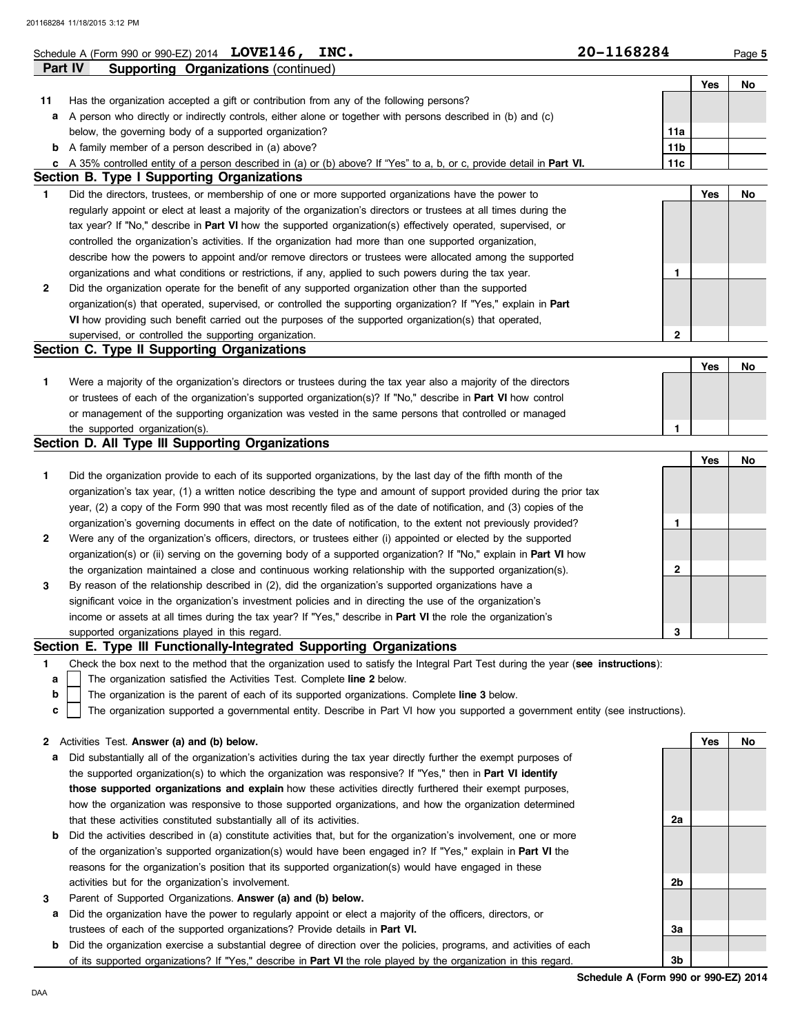Schedule A (Form 990 or 990-EZ) 2014 **LOVE146, INC.** **20-1168284**

**Part IV — Supporting Organizations** (continued)

| | | | Yes | No |
|---|---|---|---|---|
| **11** | Has the organization accepted a gift or contribution from any of the following persons? | | | |
| **a** | A person who directly or indirectly controls, either alone or together with persons described in (b) and (c) below, the governing body of a supported organization? | **11a** | | |
| **b** | A family member of a person described in (a) above? | **11b** | | |
| **c** | A 35% controlled entity of a person described in (a) or (b) above? If "Yes" to a, b, or c, provide detail in **Part VI.** | **11c** | | |

## Section B. Type I Supporting Organizations

| | | | Yes | No |
|---|---|---|---|---|
| **1** | Did the directors, trustees, or membership of one or more supported organizations have the power to regularly appoint or elect at least a majority of the organization's directors or trustees at all times during the tax year? If "No," describe in **Part VI** how the supported organization(s) effectively operated, supervised, or controlled the organization's activities. If the organization had more than one supported organization, describe how the powers to appoint and/or remove directors or trustees were allocated among the supported organizations and what conditions or restrictions, if any, applied to such powers during the tax year. | **1** | | |
| **2** | Did the organization operate for the benefit of any supported organization other than the supported organization(s) that operated, supervised, or controlled the supporting organization? If "Yes," explain in **Part VI** how providing such benefit carried out the purposes of the supported organization(s) that operated, supervised, or controlled the supporting organization. | **2** | | |

## Section C. Type II Supporting Organizations

| | | | Yes | No |
|---|---|---|---|---|
| **1** | Were a majority of the organization's directors or trustees during the tax year also a majority of the directors or trustees of each of the organization's supported organization(s)? If "No," describe in **Part VI** how control or management of the supporting organization was vested in the same persons that controlled or managed the supported organization(s). | **1** | | |

## Section D. All Type III Supporting Organizations

| | | | Yes | No |
|---|---|---|---|---|
| **1** | Did the organization provide to each of its supported organizations, by the last day of the fifth month of the organization's tax year, (1) a written notice describing the type and amount of support provided during the prior tax year, (2) a copy of the Form 990 that was most recently filed as of the date of notification, and (3) copies of the organization's governing documents in effect on the date of notification, to the extent not previously provided? | **1** | | |
| **2** | Were any of the organization's officers, directors, or trustees either (i) appointed or elected by the supported organization(s) or (ii) serving on the governing body of a supported organization? If "No," explain in **Part VI** how the organization maintained a close and continuous working relationship with the supported organization(s). | **2** | | |
| **3** | By reason of the relationship described in (2), did the organization's supported organizations have a significant voice in the organization's investment policies and in directing the use of the organization's income or assets at all times during the tax year? If "Yes," describe in **Part VI** the role the organization's supported organizations played in this regard. | **3** | | |

## Section E. Type III Functionally-Integrated Supporting Organizations

**1** Check the box next to the method that the organization used to satisfy the Integral Part Test during the year (**see instructions**):

- **a** ☐ The organization satisfied the Activities Test. Complete **line 2** below.
- **b** ☐ The organization is the parent of each of its supported organizations. Complete **line 3** below.
- **c** ☐ The organization supported a governmental entity. Describe in Part VI how you supported a government entity (see instructions).

| | | | Yes | No |
|---|---|---|---|---|
| **2** | Activities Test. **Answer (a) and (b) below.** | | | |
| **a** | Did substantially all of the organization's activities during the tax year directly further the exempt purposes of the supported organization(s) to which the organization was responsive? If "Yes," then in **Part VI identify those supported organizations and explain** how these activities directly furthered their exempt purposes, how the organization was responsive to those supported organizations, and how the organization determined that these activities constituted substantially all of its activities. | **2a** | | |
| **b** | Did the activities described in (a) constitute activities that, but for the organization's involvement, one or more of the organization's supported organization(s) would have been engaged in? If "Yes," explain in **Part VI** the reasons for the organization's position that its supported organization(s) would have engaged in these activities but for the organization's involvement. | **2b** | | |
| **3** | Parent of Supported Organizations. **Answer (a) and (b) below.** | | | |
| **a** | Did the organization have the power to regularly appoint or elect a majority of the officers, directors, or trustees of each of the supported organizations? Provide details in **Part VI.** | **3a** | | |
| **b** | Did the organization exercise a substantial degree of direction over the policies, programs, and activities of each of its supported organizations? If "Yes," describe in **Part VI** the role played by the organization in this regard. | **3b** | | |

**Schedule A (Form 990 or 990-EZ) 2014**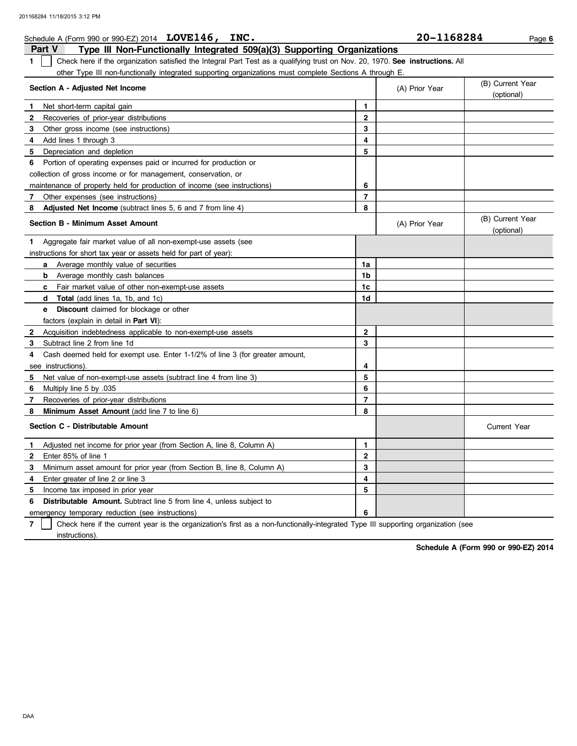Schedule A (Form 990 or 990-EZ) 2014 **LOVE146, INC.** **20-1168284**

## Part V Type III Non-Functionally Integrated 509(a)(3) Supporting Organizations

1 [ ] Check here if the organization satisfied the Integral Part Test as a qualifying trust on Nov. 20, 1970. **See instructions.** All other Type III non-functionally integrated supporting organizations must complete Sections A through E.

| Section A - Adjusted Net Income | | (A) Prior Year | (B) Current Year (optional) |
|---|---|---|---|
| 1 Net short-term capital gain | 1 | | |
| 2 Recoveries of prior-year distributions | 2 | | |
| 3 Other gross income (see instructions) | 3 | | |
| 4 Add lines 1 through 3 | 4 | | |
| 5 Depreciation and depletion | 5 | | |
| 6 Portion of operating expenses paid or incurred for production or collection of gross income or for management, conservation, or maintenance of property held for production of income (see instructions) | 6 | | |
| 7 Other expenses (see instructions) | 7 | | |
| 8 **Adjusted Net Income** (subtract lines 5, 6 and 7 from line 4) | 8 | | |

| Section B - Minimum Asset Amount | | (A) Prior Year | (B) Current Year (optional) |
|---|---|---|---|
| 1 Aggregate fair market value of all non-exempt-use assets (see instructions for short tax year or assets held for part of year): | | | |
| a Average monthly value of securities | 1a | | |
| b Average monthly cash balances | 1b | | |
| c Fair market value of other non-exempt-use assets | 1c | | |
| d **Total** (add lines 1a, 1b, and 1c) | 1d | | |
| e **Discount** claimed for blockage or other factors (explain in detail in **Part VI**): | | | |
| 2 Acquisition indebtedness applicable to non-exempt-use assets | 2 | | |
| 3 Subtract line 2 from line 1d | 3 | | |
| 4 Cash deemed held for exempt use. Enter 1-1/2% of line 3 (for greater amount, see instructions). | 4 | | |
| 5 Net value of non-exempt-use assets (subtract line 4 from line 3) | 5 | | |
| 6 Multiply line 5 by .035 | 6 | | |
| 7 Recoveries of prior-year distributions | 7 | | |
| 8 **Minimum Asset Amount** (add line 7 to line 6) | 8 | | |

| Section C - Distributable Amount | | | Current Year |
|---|---|---|---|
| 1 Adjusted net income for prior year (from Section A, line 8, Column A) | 1 | | |
| 2 Enter 85% of line 1 | 2 | | |
| 3 Minimum asset amount for prior year (from Section B, line 8, Column A) | 3 | | |
| 4 Enter greater of line 2 or line 3 | 4 | | |
| 5 Income tax imposed in prior year | 5 | | |
| 6 **Distributable Amount.** Subtract line 5 from line 4, unless subject to emergency temporary reduction (see instructions) | 6 | | |

7 [ ] Check here if the current year is the organization's first as a non-functionally-integrated Type III supporting organization (see instructions).

**Schedule A (Form 990 or 990-EZ) 2014**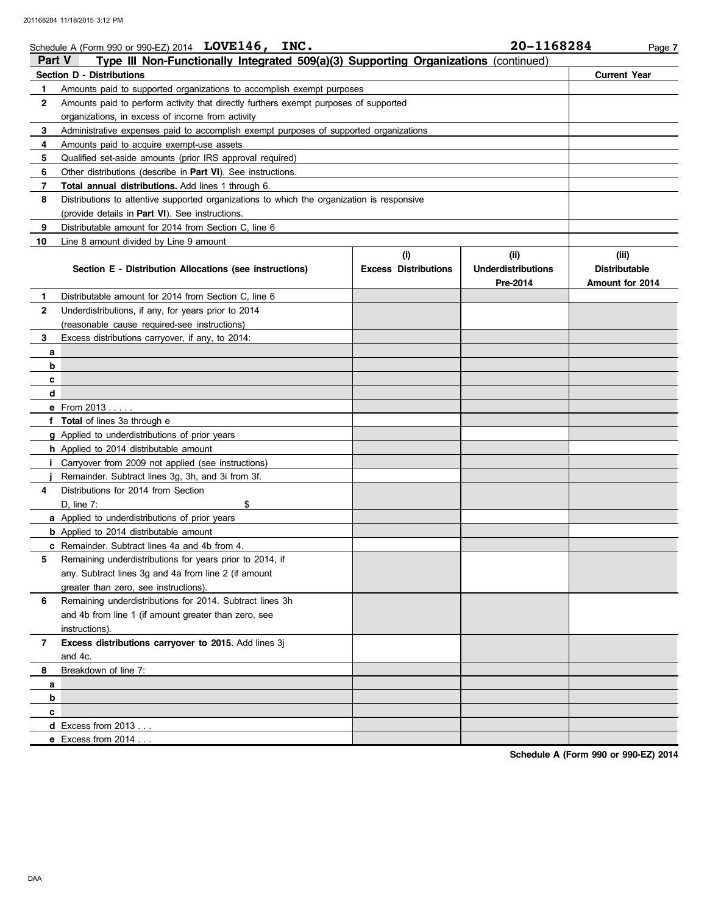Schedule A (Form 990 or 990-EZ) 2014 **LOVE146, INC.** **20-1168284** Page **7**

## Part V Type III Non-Functionally Integrated 509(a)(3) Supporting Organizations (continued)

| **Section D - Distributions** | | **Current Year** |
|---|---|---|
| 1 | Amounts paid to supported organizations to accomplish exempt purposes | |
| 2 | Amounts paid to perform activity that directly furthers exempt purposes of supported organizations, in excess of income from activity | |
| 3 | Administrative expenses paid to accomplish exempt purposes of supported organizations | |
| 4 | Amounts paid to acquire exempt-use assets | |
| 5 | Qualified set-aside amounts (prior IRS approval required) | |
| 6 | Other distributions (describe in **Part VI**). See instructions. | |
| 7 | **Total annual distributions.** Add lines 1 through 6. | |
| 8 | Distributions to attentive supported organizations to which the organization is responsive (provide details in **Part VI**). See instructions. | |
| 9 | Distributable amount for 2014 from Section C, line 6 | |
| 10 | Line 8 amount divided by Line 9 amount | |

| | **Section E - Distribution Allocations (see instructions)** | **(i) Excess Distributions** | **(ii) Underdistributions Pre-2014** | **(iii) Distributable Amount for 2014** |
|---|---|---|---|---|
| 1 | Distributable amount for 2014 from Section C, line 6 | | | |
| 2 | Underdistributions, if any, for years prior to 2014 (reasonable cause required-see instructions) | | | |
| 3 | Excess distributions carryover, if any, to 2014: | | | |
| a | | | | |
| b | | | | |
| c | | | | |
| d | | | | |
| e | From 2013 . . . . . | | | |
| f | **Total** of lines 3a through e | | | |
| g | Applied to underdistributions of prior years | | | |
| h | Applied to 2014 distributable amount | | | |
| i | Carryover from 2009 not applied (see instructions) | | | |
| j | Remainder. Subtract lines 3g, 3h, and 3i from 3f. | | | |
| 4 | Distributions for 2014 from Section D, line 7: $ | | | |
| a | Applied to underdistributions of prior years | | | |
| b | Applied to 2014 distributable amount | | | |
| c | Remainder. Subtract lines 4a and 4b from 4. | | | |
| 5 | Remaining underdistributions for years prior to 2014, if any. Subtract lines 3g and 4a from line 2 (if amount greater than zero, see instructions). | | | |
| 6 | Remaining underdistributions for 2014. Subtract lines 3h and 4b from line 1 (if amount greater than zero, see instructions). | | | |
| 7 | **Excess distributions carryover to 2015.** Add lines 3j and 4c. | | | |
| 8 | Breakdown of line 7: | | | |
| a | | | | |
| b | | | | |
| c | | | | |
| d | Excess from 2013 . . . | | | |
| e | Excess from 2014 . . . | | | |

**Schedule A (Form 990 or 990-EZ) 2014**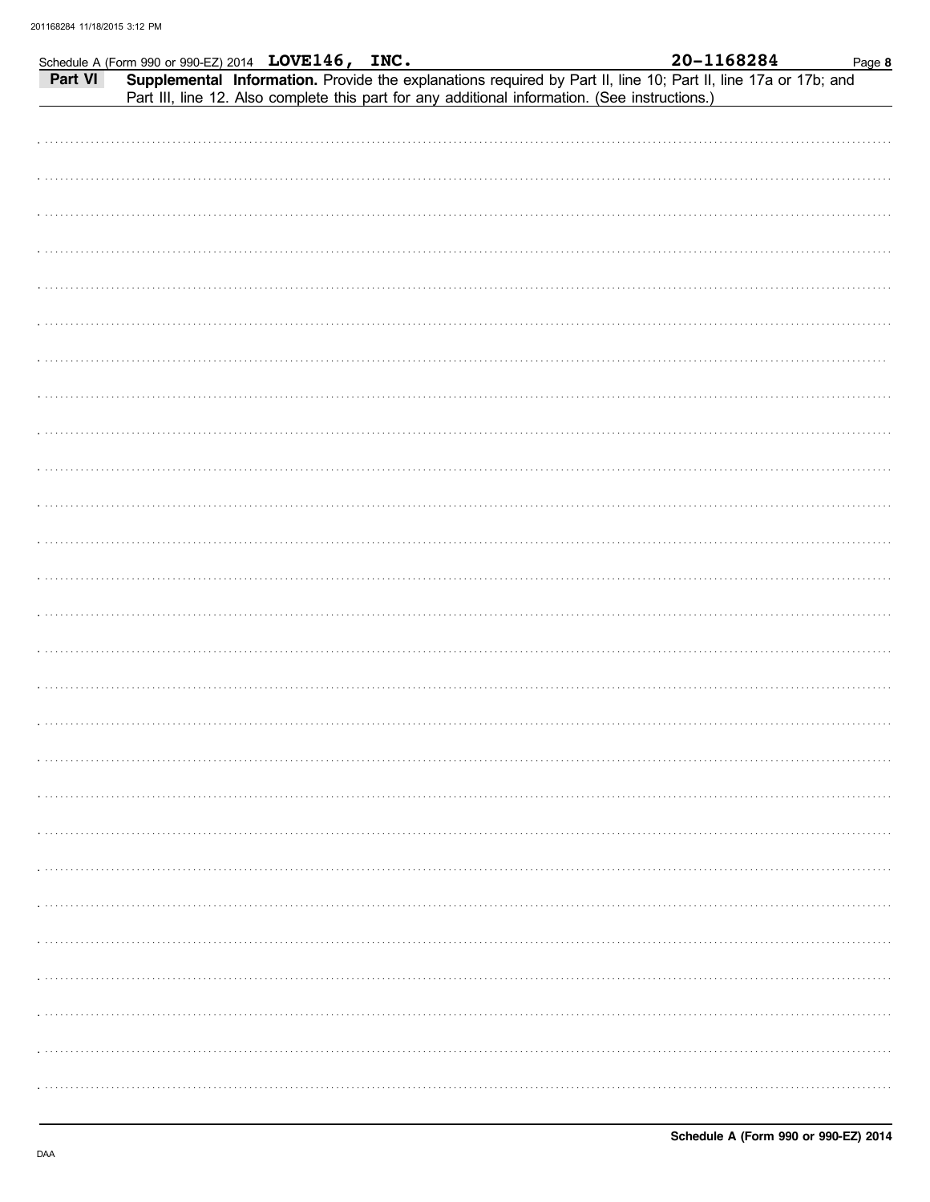Schedule A (Form 990 or 990-EZ) 2014 **LOVE146, INC.** **20-1168284**

**Part VI** **Supplemental Information.** Provide the explanations required by Part II, line 10; Part II, line 17a or 17b; and Part III, line 12. Also complete this part for any additional information. (See instructions.)

DAA

**Schedule A (Form 990 or 990-EZ) 2014**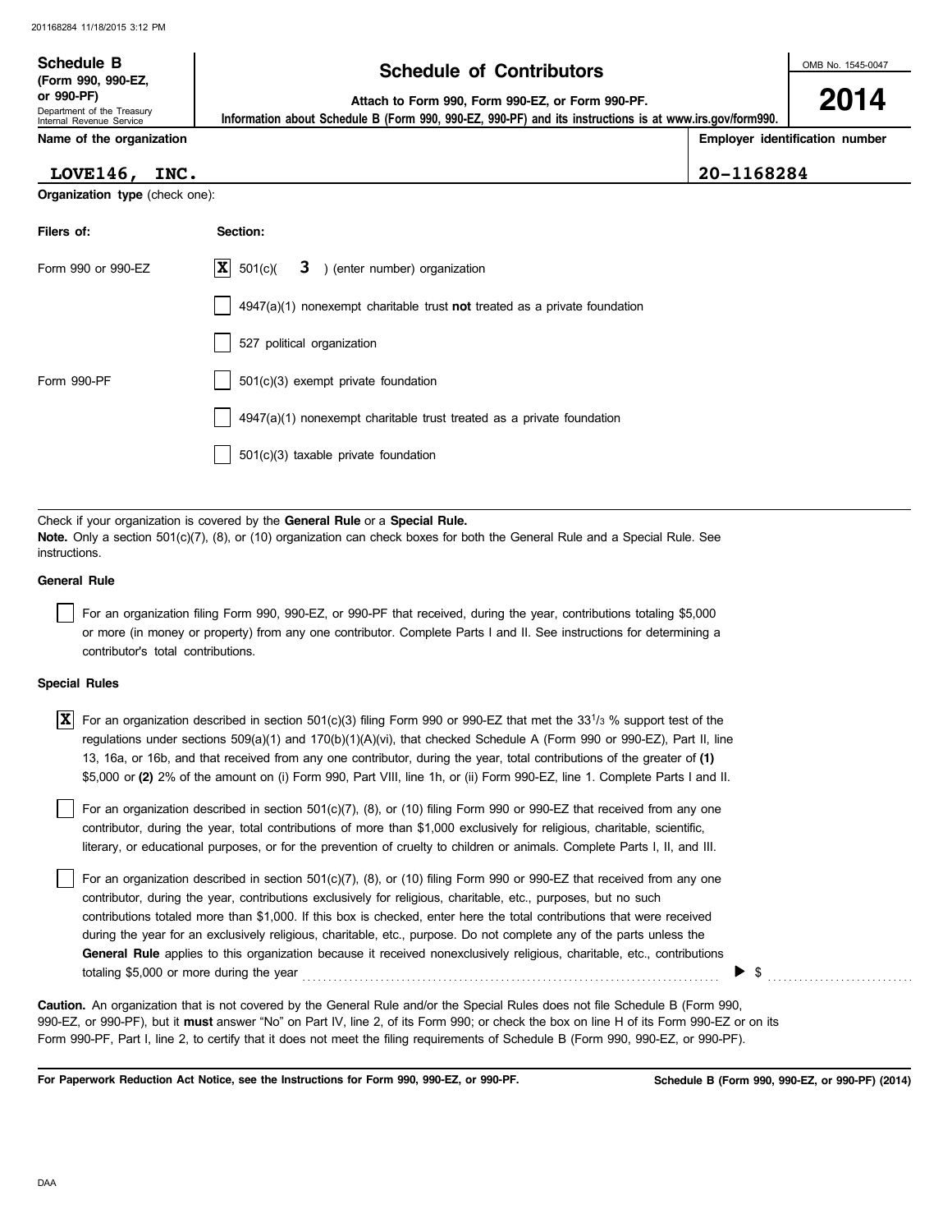**Schedule B (Form 990, 990-EZ, or 990-PF)**
Department of the Treasury
Internal Revenue Service

# Schedule of Contributors

**Attach to Form 990, Form 990-EZ, or Form 990-PF.**
**Information about Schedule B (Form 990, 990-EZ, 990-PF) and its instructions is at www.irs.gov/form990.**

OMB No. 1545-0047

**2014**

| Name of the organization | Employer identification number |
|---|---|
| LOVE146, INC. | 20-1168284 |

**Organization type** (check one):

| Filers of: | Section: |
|---|---|
| Form 990 or 990-EZ | [X] 501(c)( 3 ) (enter number) organization |
| | [ ] 4947(a)(1) nonexempt charitable trust **not** treated as a private foundation |
| | [ ] 527 political organization |
| Form 990-PF | [ ] 501(c)(3) exempt private foundation |
| | [ ] 4947(a)(1) nonexempt charitable trust treated as a private foundation |
| | [ ] 501(c)(3) taxable private foundation |

Check if your organization is covered by the **General Rule** or a **Special Rule.**
**Note.** Only a section 501(c)(7), (8), or (10) organization can check boxes for both the General Rule and a Special Rule. See instructions.

**General Rule**

[ ] For an organization filing Form 990, 990-EZ, or 990-PF that received, during the year, contributions totaling $5,000 or more (in money or property) from any one contributor. Complete Parts I and II. See instructions for determining a contributor's total contributions.

**Special Rules**

[X] For an organization described in section 501(c)(3) filing Form 990 or 990-EZ that met the $33^1/_3$ % support test of the regulations under sections 509(a)(1) and 170(b)(1)(A)(vi), that checked Schedule A (Form 990 or 990-EZ), Part II, line 13, 16a, or 16b, and that received from any one contributor, during the year, total contributions of the greater of **(1)** $5,000 or **(2)** 2% of the amount on (i) Form 990, Part VIII, line 1h, or (ii) Form 990-EZ, line 1. Complete Parts I and II.

[ ] For an organization described in section 501(c)(7), (8), or (10) filing Form 990 or 990-EZ that received from any one contributor, during the year, total contributions of more than $1,000 exclusively for religious, charitable, scientific, literary, or educational purposes, or for the prevention of cruelty to children or animals. Complete Parts I, II, and III.

[ ] For an organization described in section 501(c)(7), (8), or (10) filing Form 990 or 990-EZ that received from any one contributor, during the year, contributions exclusively for religious, charitable, etc., purposes, but no such contributions totaled more than $1,000. If this box is checked, enter here the total contributions that were received during the year for an exclusively religious, charitable, etc., purpose. Do not complete any of the parts unless the **General Rule** applies to this organization because it received nonexclusively religious, charitable, etc., contributions totaling $5,000 or more during the year ▶ $ ..........

**Caution.** An organization that is not covered by the General Rule and/or the Special Rules does not file Schedule B (Form 990, 990-EZ, or 990-PF), but it **must** answer "No" on Part IV, line 2, of its Form 990; or check the box on line H of its Form 990-EZ or on its Form 990-PF, Part I, line 2, to certify that it does not meet the filing requirements of Schedule B (Form 990, 990-EZ, or 990-PF).

**For Paperwork Reduction Act Notice, see the Instructions for Form 990, 990-EZ, or 990-PF.** **Schedule B (Form 990, 990-EZ, or 990-PF) (2014)**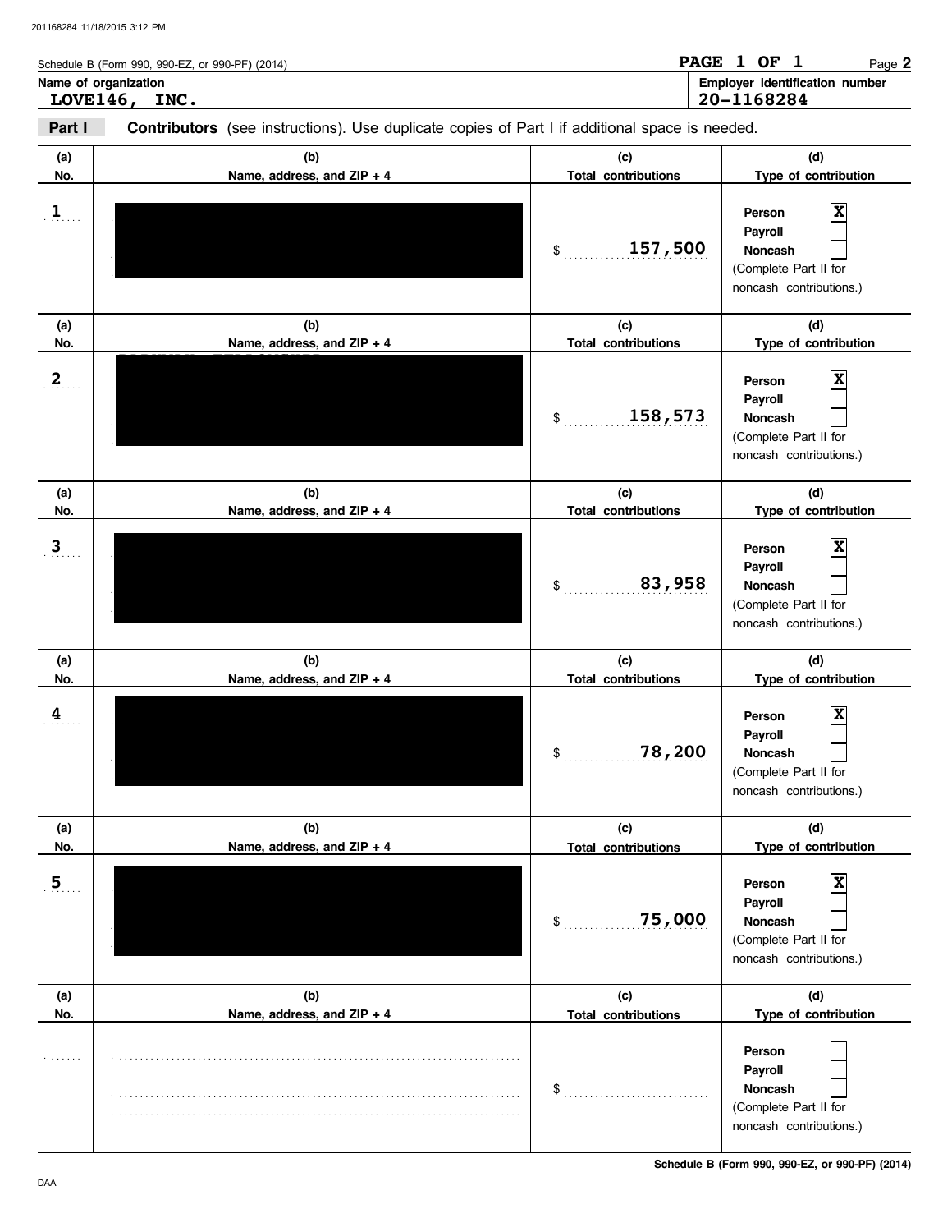Schedule B (Form 990, 990-EZ, or 990-PF) (2014)

**PAGE 1 OF 1**

**Name of organization**
**LOVE146, INC.**

**Employer identification number**
**20-1168284**

**Part I** **Contributors** (see instructions). Use duplicate copies of Part I if additional space is needed.

| (a) No. | (b) Name, address, and ZIP + 4 | (c) Total contributions | (d) Type of contribution |
|---|---|---|---|
| 1 | [redacted] | $ 157,500 | Person [X] Payroll [ ] Noncash [ ] (Complete Part II for noncash contributions.) |
| 2 | [redacted] | $ 158,573 | Person [X] Payroll [ ] Noncash [ ] (Complete Part II for noncash contributions.) |
| 3 | [redacted] | $ 83,958 | Person [X] Payroll [ ] Noncash [ ] (Complete Part II for noncash contributions.) |
| 4 | [redacted] | $ 78,200 | Person [X] Payroll [ ] Noncash [ ] (Complete Part II for noncash contributions.) |
| 5 | [redacted] | $ 75,000 | Person [X] Payroll [ ] Noncash [ ] (Complete Part II for noncash contributions.) |
| | | $ | Person [ ] Payroll [ ] Noncash [ ] (Complete Part II for noncash contributions.) |

**Schedule B (Form 990, 990-EZ, or 990-PF) (2014)**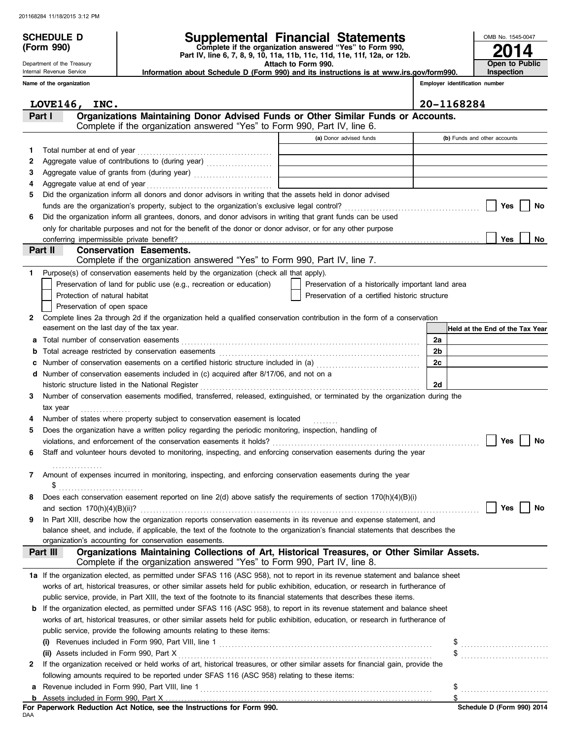# SCHEDULE D (Form 990)

Department of the Treasury
Internal Revenue Service

## Supplemental Financial Statements

**Complete if the organization answered "Yes" to Form 990, Part IV, line 6, 7, 8, 9, 10, 11a, 11b, 11c, 11d, 11e, 11f, 12a, or 12b.**
**Attach to Form 990.**
**Information about Schedule D (Form 990) and its instructions is at www.irs.gov/form990.**

OMB No. 1545-0047

**2014**

**Open to Public Inspection**

**Name of the organization:** LOVE146, INC.

**Employer identification number:** 20-1168284

### Part I — Organizations Maintaining Donor Advised Funds or Other Similar Funds or Accounts.
Complete if the organization answered "Yes" to Form 990, Part IV, line 6.

| | | (a) Donor advised funds | (b) Funds and other accounts |
|---|---|---|---|
| 1 | Total number at end of year | | |
| 2 | Aggregate value of contributions to (during year) | | |
| 3 | Aggregate value of grants from (during year) | | |
| 4 | Aggregate value at end of year | | |

5 Did the organization inform all donors and donor advisors in writing that the assets held in donor advised funds are the organization's property, subject to the organization's exclusive legal control? ☐ Yes ☐ No

6 Did the organization inform all grantees, donors, and donor advisors in writing that grant funds can be used only for charitable purposes and not for the benefit of the donor or donor advisor, or for any other purpose conferring impermissible private benefit? ☐ Yes ☐ No

### Part II — Conservation Easements.
Complete if the organization answered "Yes" to Form 990, Part IV, line 7.

1 Purpose(s) of conservation easements held by the organization (check all that apply).

- ☐ Preservation of land for public use (e.g., recreation or education)
- ☐ Protection of natural habitat
- ☐ Preservation of open space
- ☐ Preservation of a historically important land area
- ☐ Preservation of a certified historic structure

2 Complete lines 2a through 2d if the organization held a qualified conservation contribution in the form of a conservation easement on the last day of the tax year.

| | | | Held at the End of the Tax Year |
|---|---|---|---|
| a | Total number of conservation easements | 2a | |
| b | Total acreage restricted by conservation easements | 2b | |
| c | Number of conservation easements on a certified historic structure included in (a) | 2c | |
| d | Number of conservation easements included in (c) acquired after 8/17/06, and not on a historic structure listed in the National Register | 2d | |

3 Number of conservation easements modified, transferred, released, extinguished, or terminated by the organization during the tax year

4 Number of states where property subject to conservation easement is located

5 Does the organization have a written policy regarding the periodic monitoring, inspection, handling of violations, and enforcement of the conservation easements it holds? ☐ Yes ☐ No

6 Staff and volunteer hours devoted to monitoring, inspecting, and enforcing conservation easements during the year

7 Amount of expenses incurred in monitoring, inspecting, and enforcing conservation easements during the year $

8 Does each conservation easement reported on line 2(d) above satisfy the requirements of section 170(h)(4)(B)(i) and section 170(h)(4)(B)(ii)? ☐ Yes ☐ No

9 In Part XIII, describe how the organization reports conservation easements in its revenue and expense statement, and balance sheet, and include, if applicable, the text of the footnote to the organization's financial statements that describes the organization's accounting for conservation easements.

### Part III — Organizations Maintaining Collections of Art, Historical Treasures, or Other Similar Assets.
Complete if the organization answered "Yes" to Form 990, Part IV, line 8.

1a If the organization elected, as permitted under SFAS 116 (ASC 958), not to report in its revenue statement and balance sheet works of art, historical treasures, or other similar assets held for public exhibition, education, or research in furtherance of public service, provide, in Part XIII, the text of the footnote to its financial statements that describes these items.

b If the organization elected, as permitted under SFAS 116 (ASC 958), to report in its revenue statement and balance sheet works of art, historical treasures, or other similar assets held for public exhibition, education, or research in furtherance of public service, provide the following amounts relating to these items:

(i) Revenues included in Form 990, Part VIII, line 1 $

(ii) Assets included in Form 990, Part X $

2 If the organization received or held works of art, historical treasures, or other similar assets for financial gain, provide the following amounts required to be reported under SFAS 116 (ASC 958) relating to these items:

a Revenue included in Form 990, Part VIII, line 1 $

b Assets included in Form 990, Part X $

**For Paperwork Reduction Act Notice, see the Instructions for Form 990.**

Schedule D (Form 990) 2014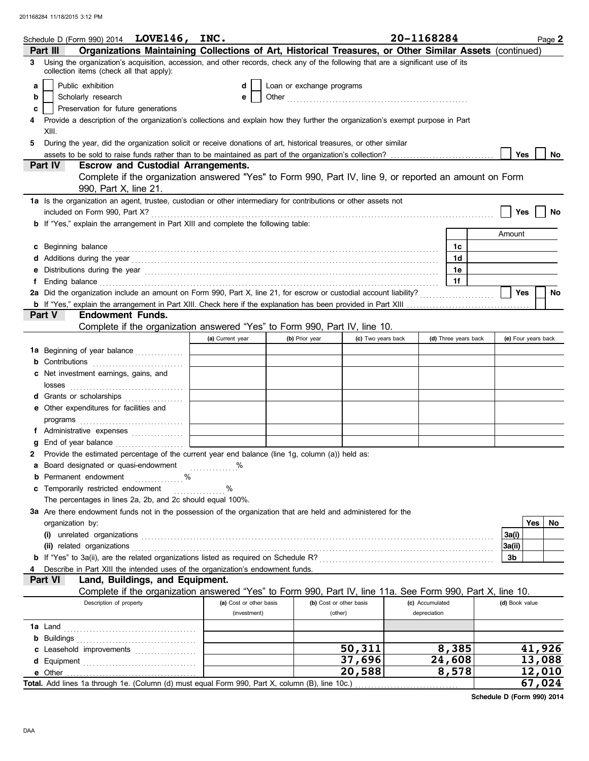Schedule D (Form 990) 2014 **LOVE146, INC.** **20-1168284** Page **2**

**Part III** **Organizations Maintaining Collections of Art, Historical Treasures, or Other Similar Assets** (continued)

**3** Using the organization's acquisition, accession, and other records, check any of the following that are a significant use of its collection items (check all that apply):

- **a** ☐ Public exhibition
- **b** ☐ Scholarly research
- **c** ☐ Preservation for future generations
- **d** ☐ Loan or exchange programs
- **e** ☐ Other ........................................................

**4** Provide a description of the organization's collections and explain how they further the organization's exempt purpose in Part XIII.

**5** During the year, did the organization solicit or receive donations of art, historical treasures, or other similar assets to be sold to raise funds rather than to be maintained as part of the organization's collection? ☐ Yes ☐ No

**Part IV** **Escrow and Custodial Arrangements.**
Complete if the organization answered "Yes" to Form 990, Part IV, line 9, or reported an amount on Form 990, Part X, line 21.

**1a** Is the organization an agent, trustee, custodian or other intermediary for contributions or other assets not included on Form 990, Part X? ☐ Yes ☐ No

**b** If "Yes," explain the arrangement in Part XIII and complete the following table:

| | | Amount |
|---|---|---|
| **c** Beginning balance | 1c | |
| **d** Additions during the year | 1d | |
| **e** Distributions during the year | 1e | |
| **f** Ending balance | 1f | |

**2a** Did the organization include an amount on Form 990, Part X, line 21, for escrow or custodial account liability? ☐ Yes ☐ No

**b** If "Yes," explain the arrangement in Part XIII. Check here if the explanation has been provided in Part XIII ☐

**Part V** **Endowment Funds.**
Complete if the organization answered "Yes" to Form 990, Part IV, line 10.

| | (a) Current year | (b) Prior year | (c) Two years back | (d) Three years back | (e) Four years back |
|---|---|---|---|---|---|
| **1a** Beginning of year balance | | | | | |
| **b** Contributions | | | | | |
| **c** Net investment earnings, gains, and losses | | | | | |
| **d** Grants or scholarships | | | | | |
| **e** Other expenditures for facilities and programs | | | | | |
| **f** Administrative expenses | | | | | |
| **g** End of year balance | | | | | |

**2** Provide the estimated percentage of the current year end balance (line 1g, column (a)) held as:

- **a** Board designated or quasi-endowment ............. %
- **b** Permanent endowment ............. %
- **c** Temporarily restricted endowment ............. %

The percentages in lines 2a, 2b, and 2c should equal 100%.

**3a** Are there endowment funds not in the possession of the organization that are held and administered for the organization by:

| | | Yes | No |
|---|---|---|---|
| **(i)** unrelated organizations | 3a(i) | | |
| **(ii)** related organizations | 3a(ii) | | |
| **b** If "Yes" to 3a(ii), are the related organizations listed as required on Schedule R? | 3b | | |

**4** Describe in Part XIII the intended uses of the organization's endowment funds.

**Part VI** **Land, Buildings, and Equipment.**
Complete if the organization answered "Yes" to Form 990, Part IV, line 11a. See Form 990, Part X, line 10.

| Description of property | (a) Cost or other basis (investment) | (b) Cost or other basis (other) | (c) Accumulated depreciation | (d) Book value |
|---|---|---|---|---|
| **1a** Land | | | | |
| **b** Buildings | | | | |
| **c** Leasehold improvements | | 50,311 | 8,385 | 41,926 |
| **d** Equipment | | 37,696 | 24,608 | 13,088 |
| **e** Other | | 20,588 | 8,578 | 12,010 |
| **Total.** Add lines 1a through 1e. (Column (d) must equal Form 990, Part X, column (B), line 10c.) | | | | 67,024 |

**Schedule D (Form 990) 2014**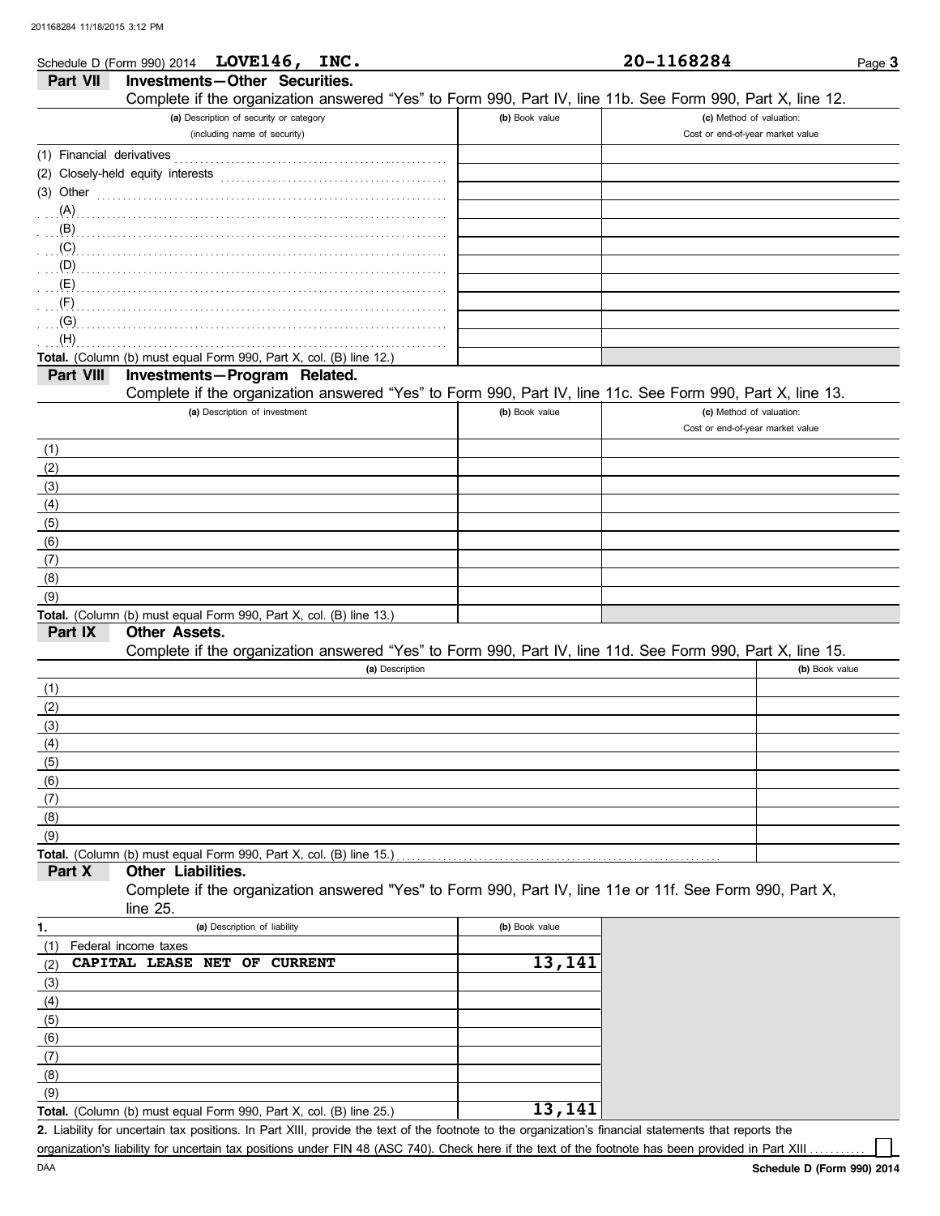Schedule D (Form 990) 2014 **LOVE146, INC.** **20-1168284** Page **3**

## Part VII Investments—Other Securities.

Complete if the organization answered "Yes" to Form 990, Part IV, line 11b. See Form 990, Part X, line 12.

| (a) Description of security or category (including name of security) | (b) Book value | (c) Method of valuation: Cost or end-of-year market value |
|---|---|---|
| (1) Financial derivatives | | |
| (2) Closely-held equity interests | | |
| (3) Other | | |
| (A) | | |
| (B) | | |
| (C) | | |
| (D) | | |
| (E) | | |
| (F) | | |
| (G) | | |
| (H) | | |
| **Total.** (Column (b) must equal Form 990, Part X, col. (B) line 12.) | | |

## Part VIII Investments—Program Related.

Complete if the organization answered "Yes" to Form 990, Part IV, line 11c. See Form 990, Part X, line 13.

| (a) Description of investment | (b) Book value | (c) Method of valuation: Cost or end-of-year market value |
|---|---|---|
| (1) | | |
| (2) | | |
| (3) | | |
| (4) | | |
| (5) | | |
| (6) | | |
| (7) | | |
| (8) | | |
| (9) | | |
| **Total.** (Column (b) must equal Form 990, Part X, col. (B) line 13.) | | |

## Part IX Other Assets.

Complete if the organization answered "Yes" to Form 990, Part IV, line 11d. See Form 990, Part X, line 15.

| (a) Description | (b) Book value |
|---|---|
| (1) | |
| (2) | |
| (3) | |
| (4) | |
| (5) | |
| (6) | |
| (7) | |
| (8) | |
| (9) | |
| **Total.** (Column (b) must equal Form 990, Part X, col. (B) line 15.) | |

## Part X Other Liabilities.

Complete if the organization answered "Yes" to Form 990, Part IV, line 11e or 11f. See Form 990, Part X, line 25.

| 1. (a) Description of liability | (b) Book value |
|---|---|
| (1) Federal income taxes | |
| (2) **CAPITAL LEASE NET OF CURRENT** | **13,141** |
| (3) | |
| (4) | |
| (5) | |
| (6) | |
| (7) | |
| (8) | |
| (9) | |
| **Total.** (Column (b) must equal Form 990, Part X, col. (B) line 25.) | **13,141** |

**2.** Liability for uncertain tax positions. In Part XIII, provide the text of the footnote to the organization's financial statements that reports the organization's liability for uncertain tax positions under FIN 48 (ASC 740). Check here if the text of the footnote has been provided in Part XIII ☐

DAA **Schedule D (Form 990) 2014**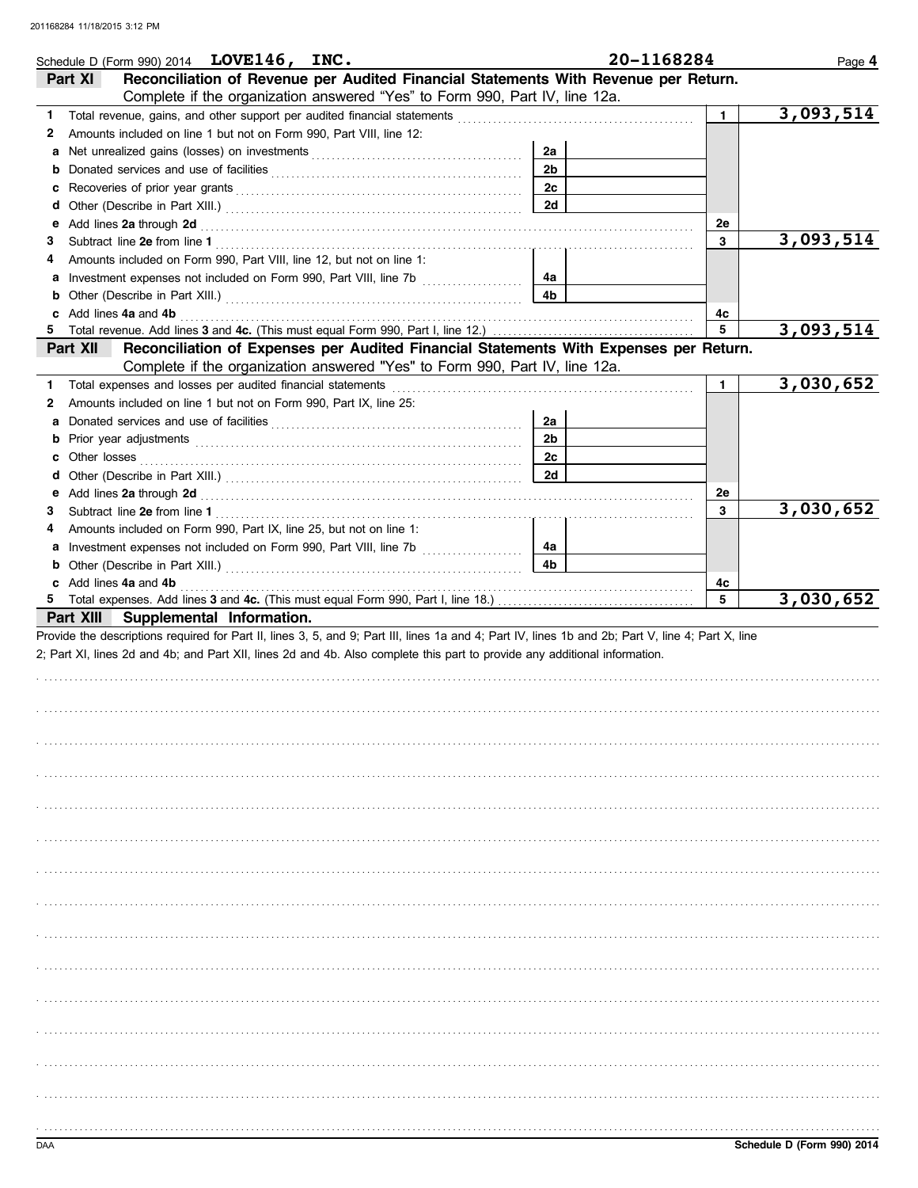Schedule D (Form 990) 2014 **LOVE146, INC.** **20-1168284** Page **4**

## Part XI Reconciliation of Revenue per Audited Financial Statements With Revenue per Return.

Complete if the organization answered "Yes" to Form 990, Part IV, line 12a.

| | | | | | |
|---|---|---|---|---|---|
| **1** | Total revenue, gains, and other support per audited financial statements | | | 1 | 3,093,514 |
| **2** | Amounts included on line 1 but not on Form 990, Part VIII, line 12: | | | | |
| **a** | Net unrealized gains (losses) on investments | 2a | | | |
| **b** | Donated services and use of facilities | 2b | | | |
| **c** | Recoveries of prior year grants | 2c | | | |
| **d** | Other (Describe in Part XIII.) | 2d | | | |
| **e** | Add lines **2a** through **2d** | | | 2e | |
| **3** | Subtract line **2e** from line **1** | | | 3 | 3,093,514 |
| **4** | Amounts included on Form 990, Part VIII, line 12, but not on line 1: | | | | |
| **a** | Investment expenses not included on Form 990, Part VIII, line 7b | 4a | | | |
| **b** | Other (Describe in Part XIII.) | 4b | | | |
| **c** | Add lines **4a** and **4b** | | | 4c | |
| **5** | Total revenue. Add lines **3** and **4c.** (This must equal Form 990, Part I, line 12.) | | | 5 | 3,093,514 |

## Part XII Reconciliation of Expenses per Audited Financial Statements With Expenses per Return.

Complete if the organization answered "Yes" to Form 990, Part IV, line 12a.

| | | | | | |
|---|---|---|---|---|---|
| **1** | Total expenses and losses per audited financial statements | | | 1 | 3,030,652 |
| **2** | Amounts included on line 1 but not on Form 990, Part IX, line 25: | | | | |
| **a** | Donated services and use of facilities | 2a | | | |
| **b** | Prior year adjustments | 2b | | | |
| **c** | Other losses | 2c | | | |
| **d** | Other (Describe in Part XIII.) | 2d | | | |
| **e** | Add lines **2a** through **2d** | | | 2e | |
| **3** | Subtract line **2e** from line **1** | | | 3 | 3,030,652 |
| **4** | Amounts included on Form 990, Part IX, line 25, but not on line 1: | | | | |
| **a** | Investment expenses not included on Form 990, Part VIII, line 7b | 4a | | | |
| **b** | Other (Describe in Part XIII.) | 4b | | | |
| **c** | Add lines **4a** and **4b** | | | 4c | |
| **5** | Total expenses. Add lines **3** and **4c.** (This must equal Form 990, Part I, line 18.) | | | 5 | 3,030,652 |

## Part XIII Supplemental Information.

Provide the descriptions required for Part II, lines 3, 5, and 9; Part III, lines 1a and 4; Part IV, lines 1b and 2b; Part V, line 4; Part X, line 2; Part XI, lines 2d and 4b; and Part XII, lines 2d and 4b. Also complete this part to provide any additional information.

Schedule D (Form 990) 2014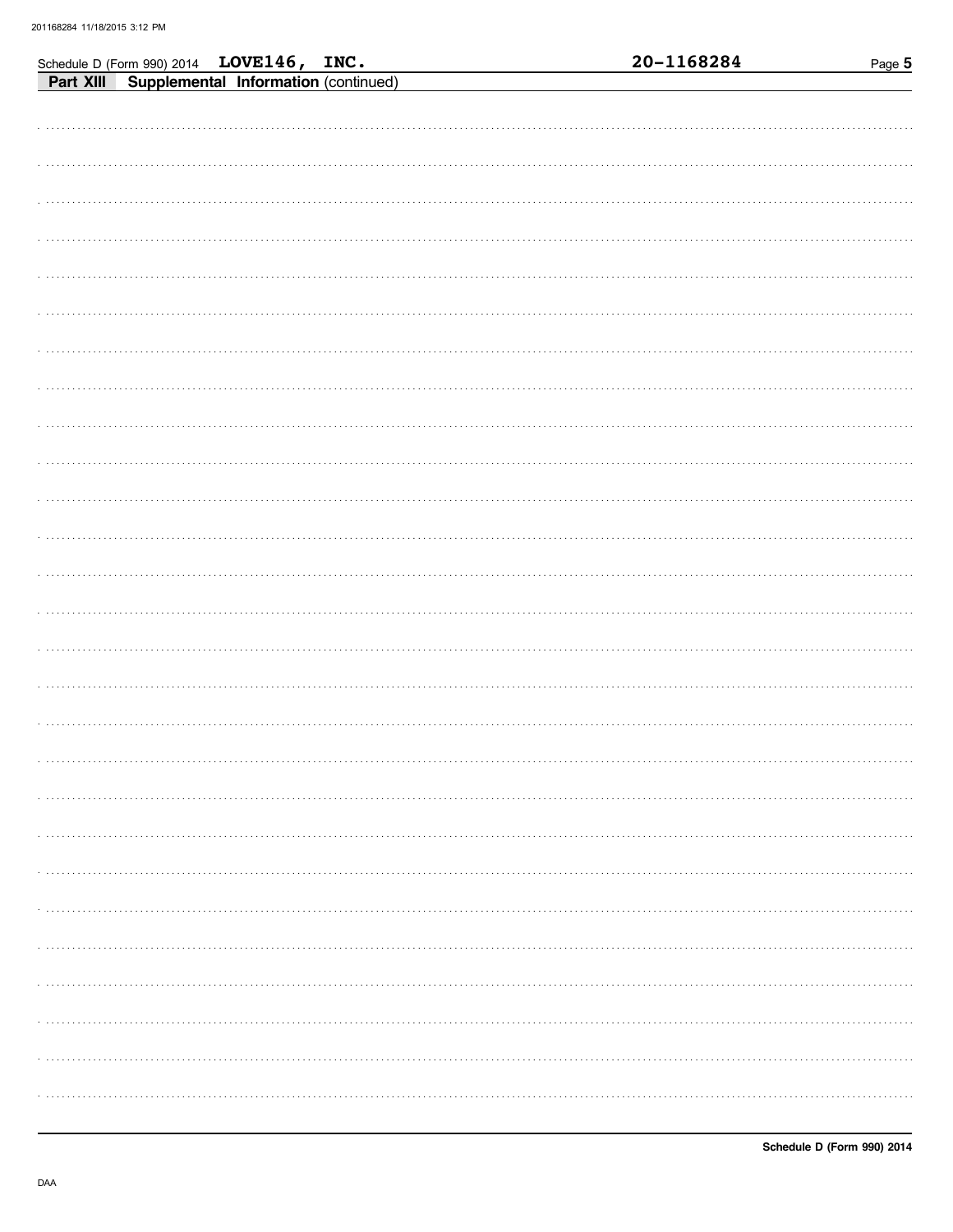Schedule D (Form 990) 2014 **LOVE146, INC.** **20-1168284**

## Part XIII Supplemental Information (continued)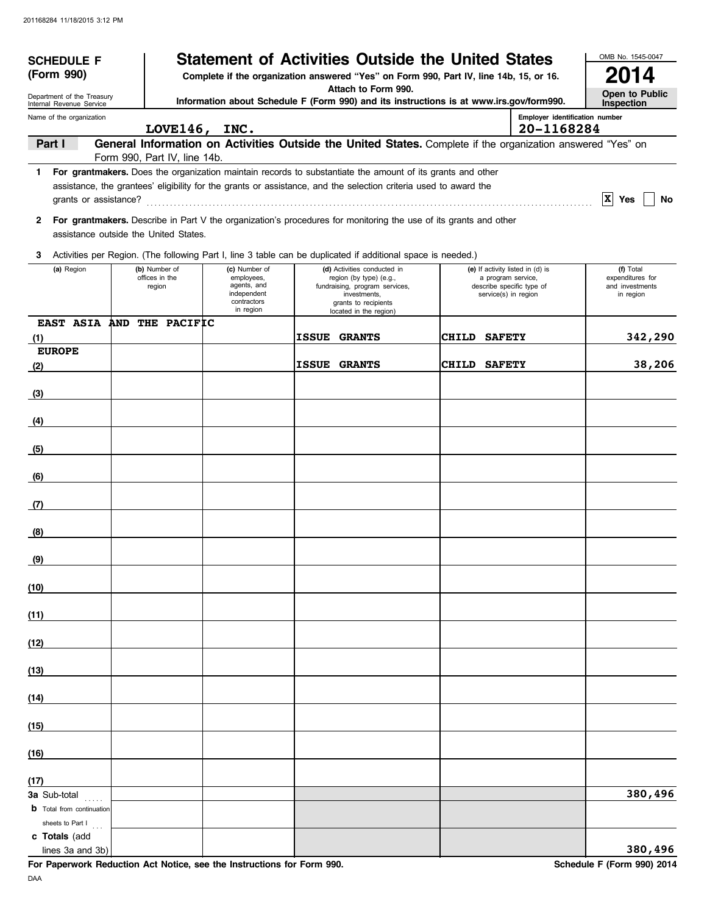**SCHEDULE F (Form 990)**

Department of the Treasury
Internal Revenue Service

# Statement of Activities Outside the United States

**Complete if the organization answered "Yes" on Form 990, Part IV, line 14b, 15, or 16.**
**Attach to Form 990.**
**Information about Schedule F (Form 990) and its instructions is at www.irs.gov/form990.**

OMB No. 1545-0047

**2014**

**Open to Public Inspection**

Name of the organization: LOVE146, INC.

Employer identification number: 20-1168284

**Part I — General Information on Activities Outside the United States.** Complete if the organization answered "Yes" on Form 990, Part IV, line 14b.

1 **For grantmakers.** Does the organization maintain records to substantiate the amount of its grants and other assistance, the grantees' eligibility for the grants or assistance, and the selection criteria used to award the grants or assistance? [X] Yes [ ] No

2 **For grantmakers.** Describe in Part V the organization's procedures for monitoring the use of its grants and other assistance outside the United States.

3 Activities per Region. (The following Part I, line 3 table can be duplicated if additional space is needed.)

| (a) Region | (b) Number of offices in the region | (c) Number of employees, agents, and independent contractors in region | (d) Activities conducted in region (by type) (e.g., fundraising, program services, investments, grants to recipients located in the region) | (e) If activity listed in (d) is a program service, describe specific type of service(s) in region | (f) Total expenditures for and investments in region |
|---|---|---|---|---|---|
| (1) EAST ASIA AND THE PACIFIC | | | ISSUE GRANTS | CHILD SAFETY | 342,290 |
| (2) EUROPE | | | ISSUE GRANTS | CHILD SAFETY | 38,206 |
| (3) | | | | | |
| (4) | | | | | |
| (5) | | | | | |
| (6) | | | | | |
| (7) | | | | | |
| (8) | | | | | |
| (9) | | | | | |
| (10) | | | | | |
| (11) | | | | | |
| (12) | | | | | |
| (13) | | | | | |
| (14) | | | | | |
| (15) | | | | | |
| (16) | | | | | |
| (17) | | | | | |
| 3a Sub-total | | | | | 380,496 |
| b Total from continuation sheets to Part I | | | | | |
| c Totals (add lines 3a and 3b) | | | | | 380,496 |

**For Paperwork Reduction Act Notice, see the Instructions for Form 990.**

**Schedule F (Form 990) 2014**

DAA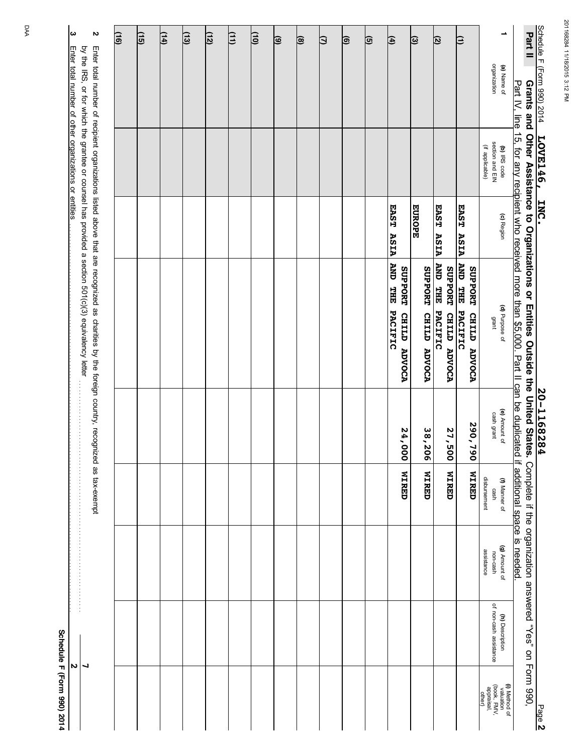Schedule F (Form 990) 2014 **LOVE146, INC.** **20-1168284** Page **2**

**Part II** **Grants and Other Assistance to Organizations or Entities Outside the United States.** Complete if the organization answered "Yes" on Form 990, Part IV, line 15, for any recipient who received more than $5,000. Part II can be duplicated if additional space is needed.

| 1 | (a) Name of organization | (b) IRS code section and EIN (if applicable) | (c) Region | (d) Purpose of grant | (e) Amount of cash grant | (f) Manner of cash disbursement | (g) Amount of non-cash assistance | (h) Description of non-cash assistance | (i) Method of valuation (book, FMV, appraisal, other) |
|---|---|---|---|---|---|---|---|---|---|
| (1) | | | EAST ASIA | SUPPORT CHILD ADVOCA AND THE PACIFIC | 290,790 | WIRED | | | |
| (2) | | | EAST ASIA | SUPPORT CHILD ADVOCA AND THE PACIFIC | 27,500 | WIRED | | | |
| (3) | | | EUROPE | SUPPORT CHILD ADVOCA | 38,206 | WIRED | | | |
| (4) | | | EAST ASIA | SUPPORT CHILD ADVOCA AND THE PACIFIC | 24,000 | WIRED | | | |
| (5) | | | | | | | | | |
| (6) | | | | | | | | | |
| (7) | | | | | | | | | |
| (8) | | | | | | | | | |
| (9) | | | | | | | | | |
| (10) | | | | | | | | | |
| (11) | | | | | | | | | |
| (12) | | | | | | | | | |
| (13) | | | | | | | | | |
| (14) | | | | | | | | | |
| (15) | | | | | | | | | |
| (16) | | | | | | | | | |

**2** Enter total number of recipient organizations listed above that are recognized as charities by the foreign country, recognized as tax-exempt by the IRS, or for which the grantee or counsel has provided a section 501(c)(3) equivalency letter ........ 7

**3** Enter total number of other organizations or entities ........ 2

DAA **Schedule F (Form 990) 2014**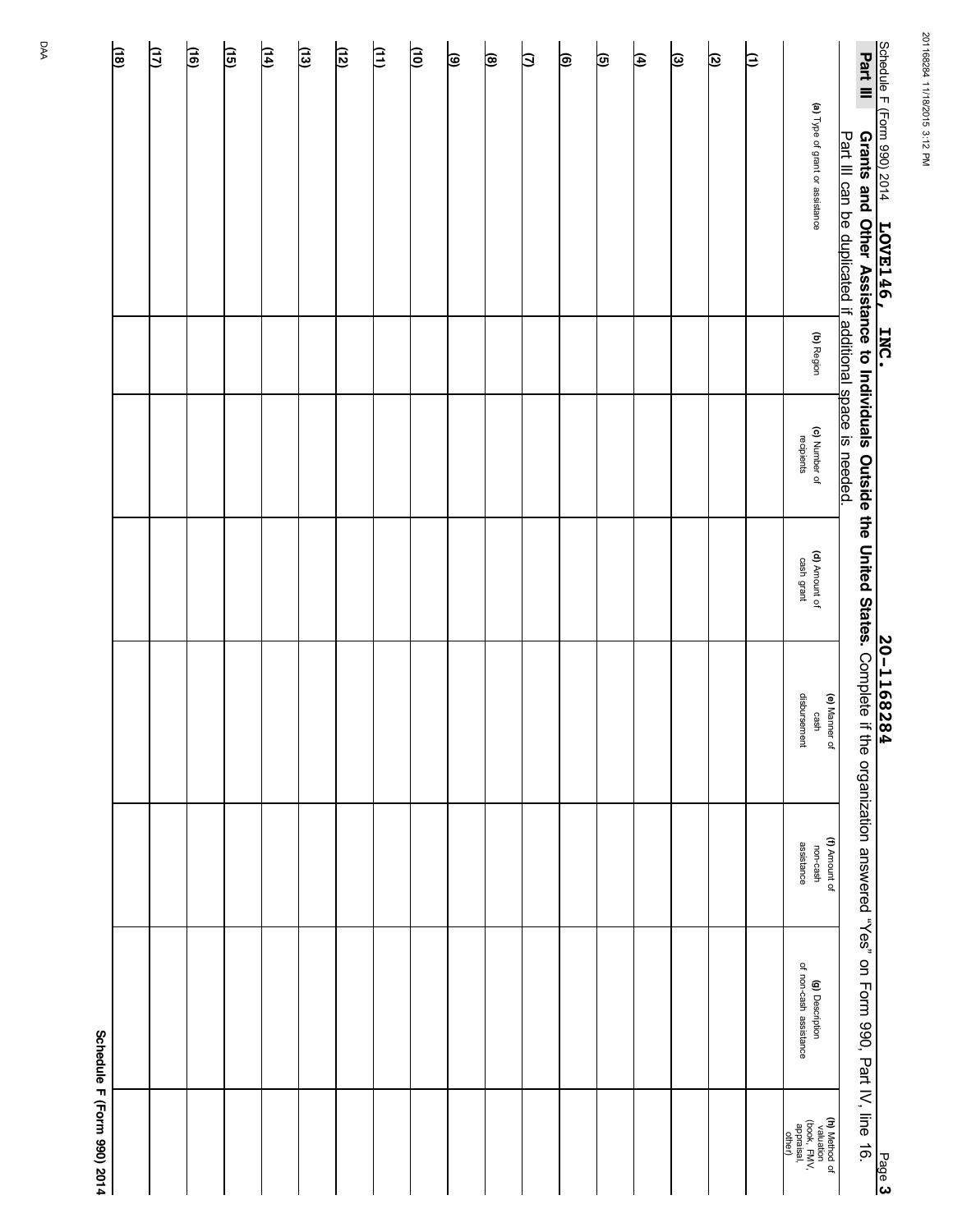Schedule F (Form 990) 2014 **LOVE146, INC.** **20-1168284** Page **3**

**Part III** **Grants and Other Assistance to Individuals Outside the United States.** Complete if the organization answered "Yes" on Form 990, Part IV, line 16. Part III can be duplicated if additional space is needed.

| | (a) Type of grant or assistance | (b) Region | (c) Number of recipients | (d) Amount of cash grant | (e) Manner of cash disbursement | (f) Amount of non-cash assistance | (g) Description of non-cash assistance | (h) Method of valuation (book, FMV, appraisal, other) |
|---|---|---|---|---|---|---|---|---|
| (1) | | | | | | | | |
| (2) | | | | | | | | |
| (3) | | | | | | | | |
| (4) | | | | | | | | |
| (5) | | | | | | | | |
| (6) | | | | | | | | |
| (7) | | | | | | | | |
| (8) | | | | | | | | |
| (9) | | | | | | | | |
| (10) | | | | | | | | |
| (11) | | | | | | | | |
| (12) | | | | | | | | |
| (13) | | | | | | | | |
| (14) | | | | | | | | |
| (15) | | | | | | | | |
| (16) | | | | | | | | |
| (17) | | | | | | | | |
| (18) | | | | | | | | |

**Schedule F (Form 990) 2014**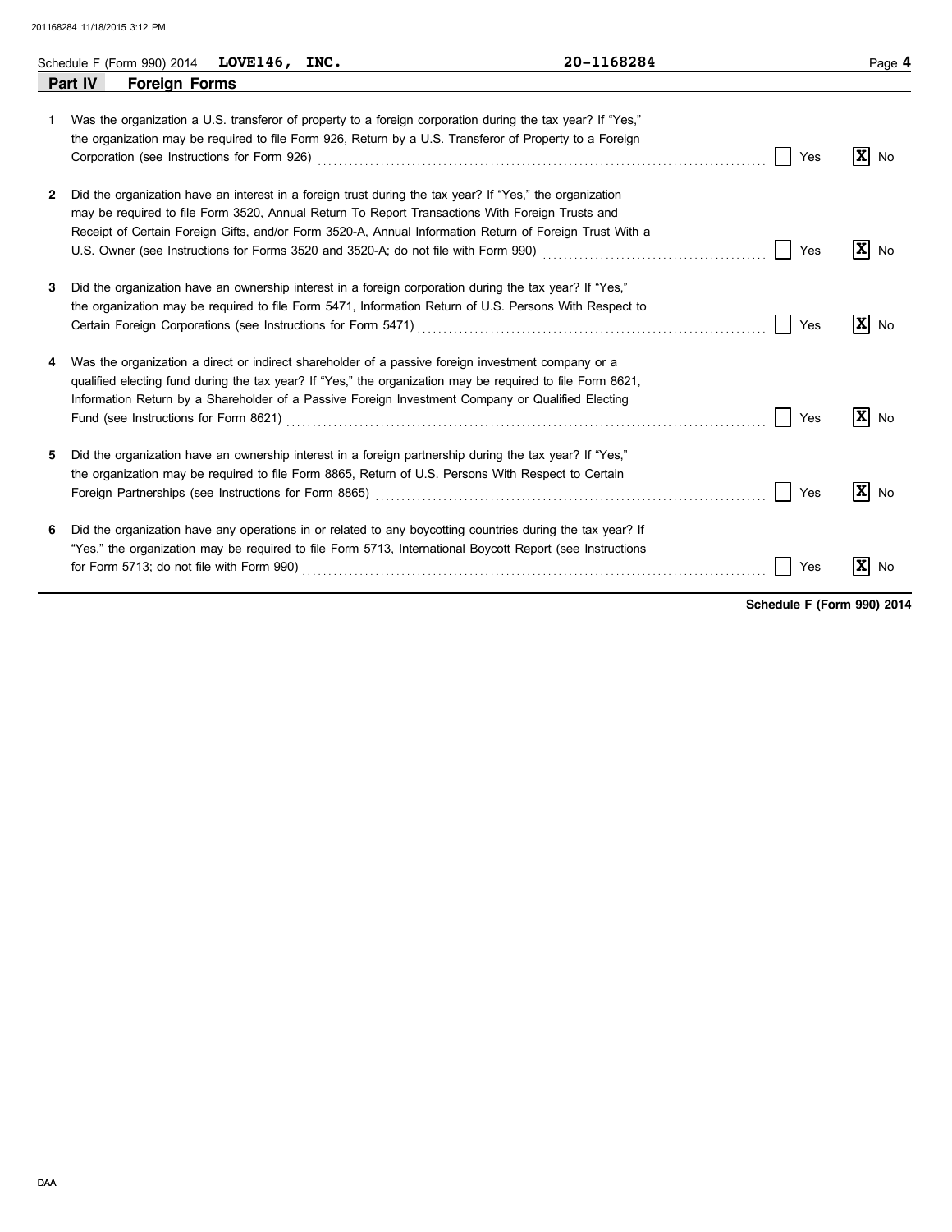Schedule F (Form 990) 2014 **LOVE146, INC.** **20-1168284**

## Part IV Foreign Forms

1 Was the organization a U.S. transferor of property to a foreign corporation during the tax year? If "Yes," the organization may be required to file Form 926, Return by a U.S. Transferor of Property to a Foreign Corporation (see Instructions for Form 926) ☐ Yes ☒ No

2 Did the organization have an interest in a foreign trust during the tax year? If "Yes," the organization may be required to file Form 3520, Annual Return To Report Transactions With Foreign Trusts and Receipt of Certain Foreign Gifts, and/or Form 3520-A, Annual Information Return of Foreign Trust With a U.S. Owner (see Instructions for Forms 3520 and 3520-A; do not file with Form 990) ☐ Yes ☒ No

3 Did the organization have an ownership interest in a foreign corporation during the tax year? If "Yes," the organization may be required to file Form 5471, Information Return of U.S. Persons With Respect to Certain Foreign Corporations (see Instructions for Form 5471) ☐ Yes ☒ No

4 Was the organization a direct or indirect shareholder of a passive foreign investment company or a qualified electing fund during the tax year? If "Yes," the organization may be required to file Form 8621, Information Return by a Shareholder of a Passive Foreign Investment Company or Qualified Electing Fund (see Instructions for Form 8621) ☐ Yes ☒ No

5 Did the organization have an ownership interest in a foreign partnership during the tax year? If "Yes," the organization may be required to file Form 8865, Return of U.S. Persons With Respect to Certain Foreign Partnerships (see Instructions for Form 8865) ☐ Yes ☒ No

6 Did the organization have any operations in or related to any boycotting countries during the tax year? If "Yes," the organization may be required to file Form 5713, International Boycott Report (see Instructions for Form 5713; do not file with Form 990) ☐ Yes ☒ No

**Schedule F (Form 990) 2014**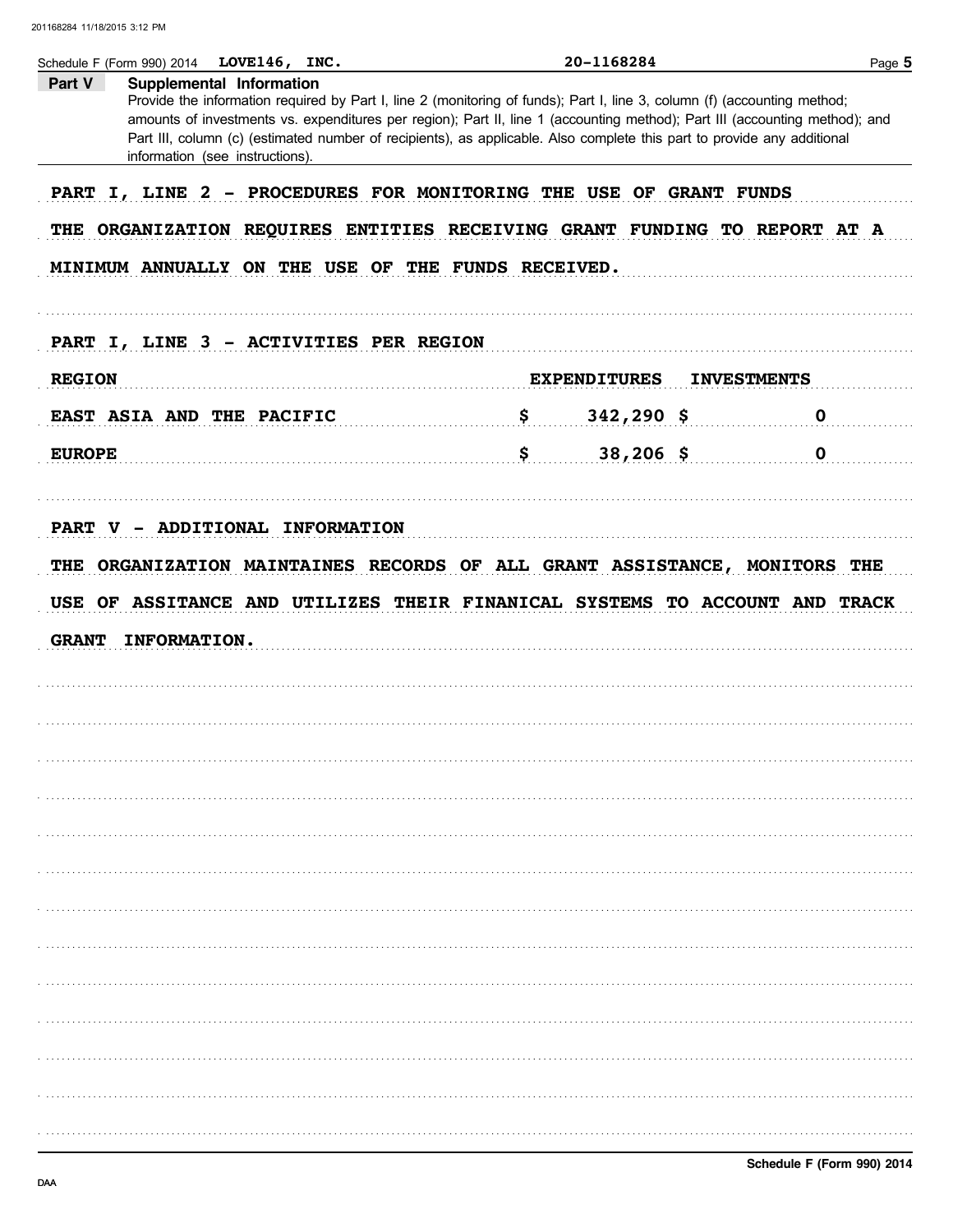Schedule F (Form 990) 2014 **LOVE146, INC.** **20-1168284**

**Part V Supplemental Information**

Provide the information required by Part I, line 2 (monitoring of funds); Part I, line 3, column (f) (accounting method; amounts of investments vs. expenditures per region); Part II, line 1 (accounting method); Part III (accounting method); and Part III, column (c) (estimated number of recipients), as applicable. Also complete this part to provide any additional information (see instructions).

PART I, LINE 2 - PROCEDURES FOR MONITORING THE USE OF GRANT FUNDS

THE ORGANIZATION REQUIRES ENTITIES RECEIVING GRANT FUNDING TO REPORT AT A MINIMUM ANNUALLY ON THE USE OF THE FUNDS RECEIVED.

PART I, LINE 3 - ACTIVITIES PER REGION

| REGION | EXPENDITURES | INVESTMENTS |
|---|---|---|
| EAST ASIA AND THE PACIFIC | $ 342,290 | $ 0 |
| EUROPE | $ 38,206 | $ 0 |

PART V - ADDITIONAL INFORMATION

THE ORGANIZATION MAINTAINES RECORDS OF ALL GRANT ASSISTANCE, MONITORS THE USE OF ASSITANCE AND UTILIZES THEIR FINANICAL SYSTEMS TO ACCOUNT AND TRACK GRANT INFORMATION.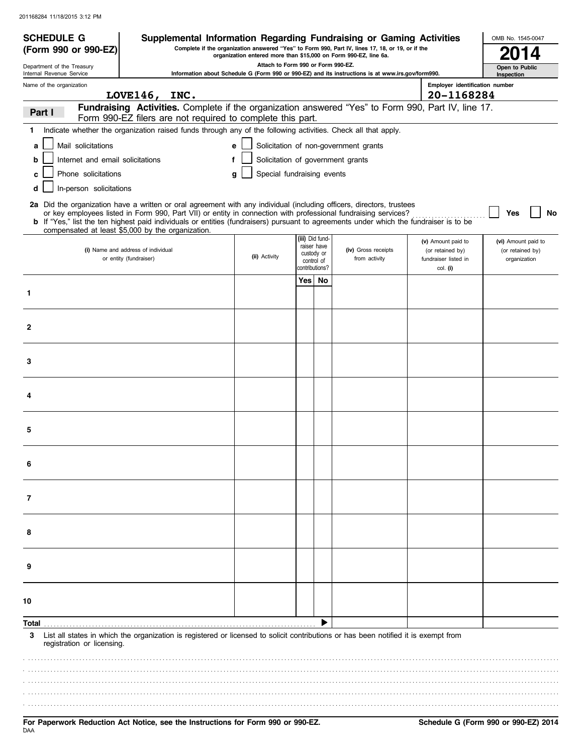**SCHEDULE G (Form 990 or 990-EZ)**

Department of the Treasury
Internal Revenue Service

# Supplemental Information Regarding Fundraising or Gaming Activities

**Complete if the organization answered "Yes" to Form 990, Part IV, lines 17, 18, or 19, or if the organization entered more than $15,000 on Form 990-EZ, line 6a.**

**Attach to Form 990 or Form 990-EZ.**

**Information about Schedule G (Form 990 or 990-EZ) and its instructions is at www.irs.gov/form990.**

OMB No. 1545-0047

**2014**

**Open to Public Inspection**

Name of the organization: **LOVE146, INC.**

Employer identification number: **20-1168284**

## Part I — Fundraising Activities. 
Complete if the organization answered "Yes" to Form 990, Part IV, line 17. Form 990-EZ filers are not required to complete this part.

**1** Indicate whether the organization raised funds through any of the following activities. Check all that apply.

- **a** ☐ Mail solicitations
- **b** ☐ Internet and email solicitations
- **c** ☐ Phone solicitations
- **d** ☐ In-person solicitations
- **e** ☐ Solicitation of non-government grants
- **f** ☐ Solicitation of government grants
- **g** ☐ Special fundraising events

**2a** Did the organization have a written or oral agreement with any individual (including officers, directors, trustees or key employees listed in Form 990, Part VII) or entity in connection with professional fundraising services? ☐ Yes ☐ No

**b** If "Yes," list the ten highest paid individuals or entities (fundraisers) pursuant to agreements under which the fundraiser is to be compensated at least $5,000 by the organization.

| | (i) Name and address of individual or entity (fundraiser) | (ii) Activity | (iii) Did fund-raiser have custody or control of contributions? Yes | No | (iv) Gross receipts from activity | (v) Amount paid to (or retained by) fundraiser listed in col. (i) | (vi) Amount paid to (or retained by) organization |
|---|---|---|---|---|---|---|---|
| 1 | | | | | | | |
| 2 | | | | | | | |
| 3 | | | | | | | |
| 4 | | | | | | | |
| 5 | | | | | | | |
| 6 | | | | | | | |
| 7 | | | | | | | |
| 8 | | | | | | | |
| 9 | | | | | | | |
| 10 | | | | | | | |
| **Total** | | | | ▶ | | | |

**3** List all states in which the organization is registered or licensed to solicit contributions or has been notified it is exempt from registration or licensing.

**For Paperwork Reduction Act Notice, see the Instructions for Form 990 or 990-EZ.**

DAA

**Schedule G (Form 990 or 990-EZ) 2014**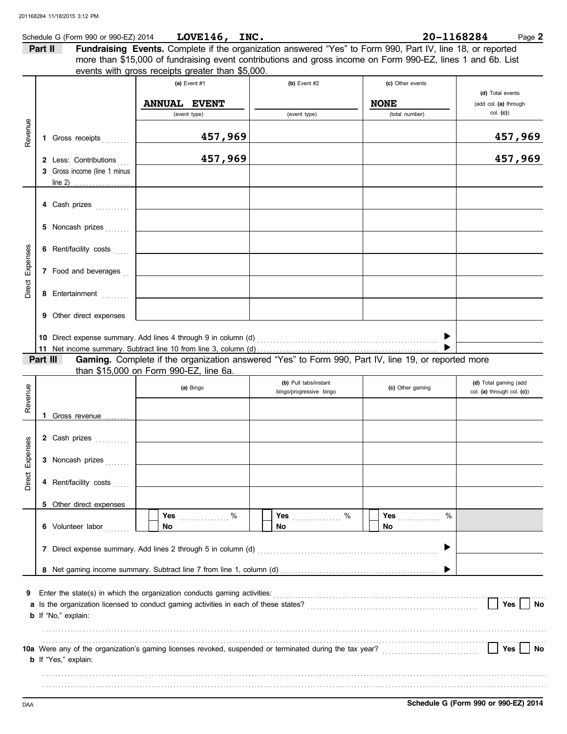201168284 11/18/2015 3:12 PM

Schedule G (Form 990 or 990-EZ) 2014 **LOVE146, INC.** **20-1168284** Page **2**

**Part II** **Fundraising Events.** Complete if the organization answered "Yes" to Form 990, Part IV, line 18, or reported more than $15,000 of fundraising event contributions and gross income on Form 990-EZ, lines 1 and 6b. List events with gross receipts greater than $5,000.

| | | (a) Event #1 | (b) Event #2 | (c) Other events | (d) Total events (add col. (a) through col. (c)) |
|---|---|---|---|---|---|
| | | **ANNUAL EVENT** (event type) | (event type) | **NONE** (total number) | |
| Revenue | 1 Gross receipts | **457,969** | | | **457,969** |
| | 2 Less: Contributions | **457,969** | | | **457,969** |
| | 3 Gross income (line 1 minus line 2) | | | | |
| Direct Expenses | 4 Cash prizes | | | | |
| | 5 Noncash prizes | | | | |
| | 6 Rent/facility costs | | | | |
| | 7 Food and beverages | | | | |
| | 8 Entertainment | | | | |
| | 9 Other direct expenses | | | | |
| | 10 Direct expense summary. Add lines 4 through 9 in column (d) | | | ▶ | |
| | 11 Net income summary. Subtract line 10 from line 3, column (d) | | | ▶ | |

**Part III** **Gaming.** Complete if the organization answered "Yes" to Form 990, Part IV, line 19, or reported more than $15,000 on Form 990-EZ, line 6a.

| | | (a) Bingo | (b) Pull tabs/instant bingo/progressive bingo | (c) Other gaming | (d) Total gaming (add col. (a) through col. (c)) |
|---|---|---|---|---|---|
| Revenue | 1 Gross revenue | | | | |
| Direct Expenses | 2 Cash prizes | | | | |
| | 3 Noncash prizes | | | | |
| | 4 Rent/facility costs | | | | |
| | 5 Other direct expenses | | | | |
| | 6 Volunteer labor | ☐ Yes ..... % ☐ No | ☐ Yes ..... % ☐ No | ☐ Yes ..... % ☐ No | |
| | 7 Direct expense summary. Add lines 2 through 5 in column (d) | | | ▶ | |
| | 8 Net gaming income summary. Subtract line 7 from line 1, column (d) | | | ▶ | |

**9** Enter the state(s) in which the organization conducts gaming activities: ....................

**a** Is the organization licensed to conduct gaming activities in each of these states? ☐ Yes ☐ No

**b** If "No," explain:

**10a** Were any of the organization's gaming licenses revoked, suspended or terminated during the tax year? ☐ Yes ☐ No

**b** If "Yes," explain:

DAA **Schedule G (Form 990 or 990-EZ) 2014**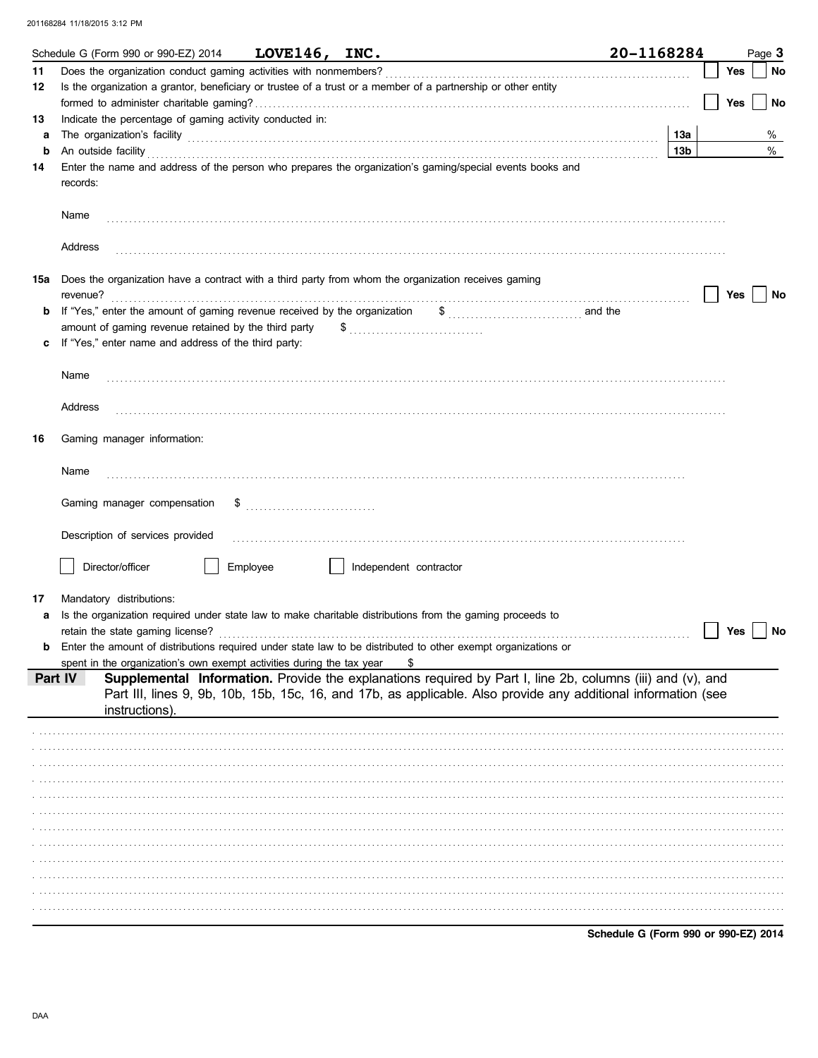Schedule G (Form 990 or 990-EZ) 2014 **LOVE146, INC.** **20-1168284** Page **3**

**11** Does the organization conduct gaming activities with nonmembers? ☐ Yes ☐ No

**12** Is the organization a grantor, beneficiary or trustee of a trust or a member of a partnership or other entity formed to administer charitable gaming? ☐ Yes ☐ No

**13** Indicate the percentage of gaming activity conducted in:

**a** The organization's facility **13a** %

**b** An outside facility **13b** %

**14** Enter the name and address of the person who prepares the organization's gaming/special events books and records:

Name

Address

**15a** Does the organization have a contract with a third party from whom the organization receives gaming revenue? ☐ Yes ☐ No

**b** If "Yes," enter the amount of gaming revenue received by the organization $ and the amount of gaming revenue retained by the third party $

**c** If "Yes," enter name and address of the third party:

Name

Address

**16** Gaming manager information:

Name

Gaming manager compensation $

Description of services provided

☐ Director/officer ☐ Employee ☐ Independent contractor

**17** Mandatory distributions:

**a** Is the organization required under state law to make charitable distributions from the gaming proceeds to retain the state gaming license? ☐ Yes ☐ No

**b** Enter the amount of distributions required under state law to be distributed to other exempt organizations or spent in the organization's own exempt activities during the tax year $

## Part IV Supplemental Information.

Provide the explanations required by Part I, line 2b, columns (iii) and (v), and Part III, lines 9, 9b, 10b, 15b, 15c, 16, and 17b, as applicable. Also provide any additional information (see instructions).

**Schedule G (Form 990 or 990-EZ) 2014**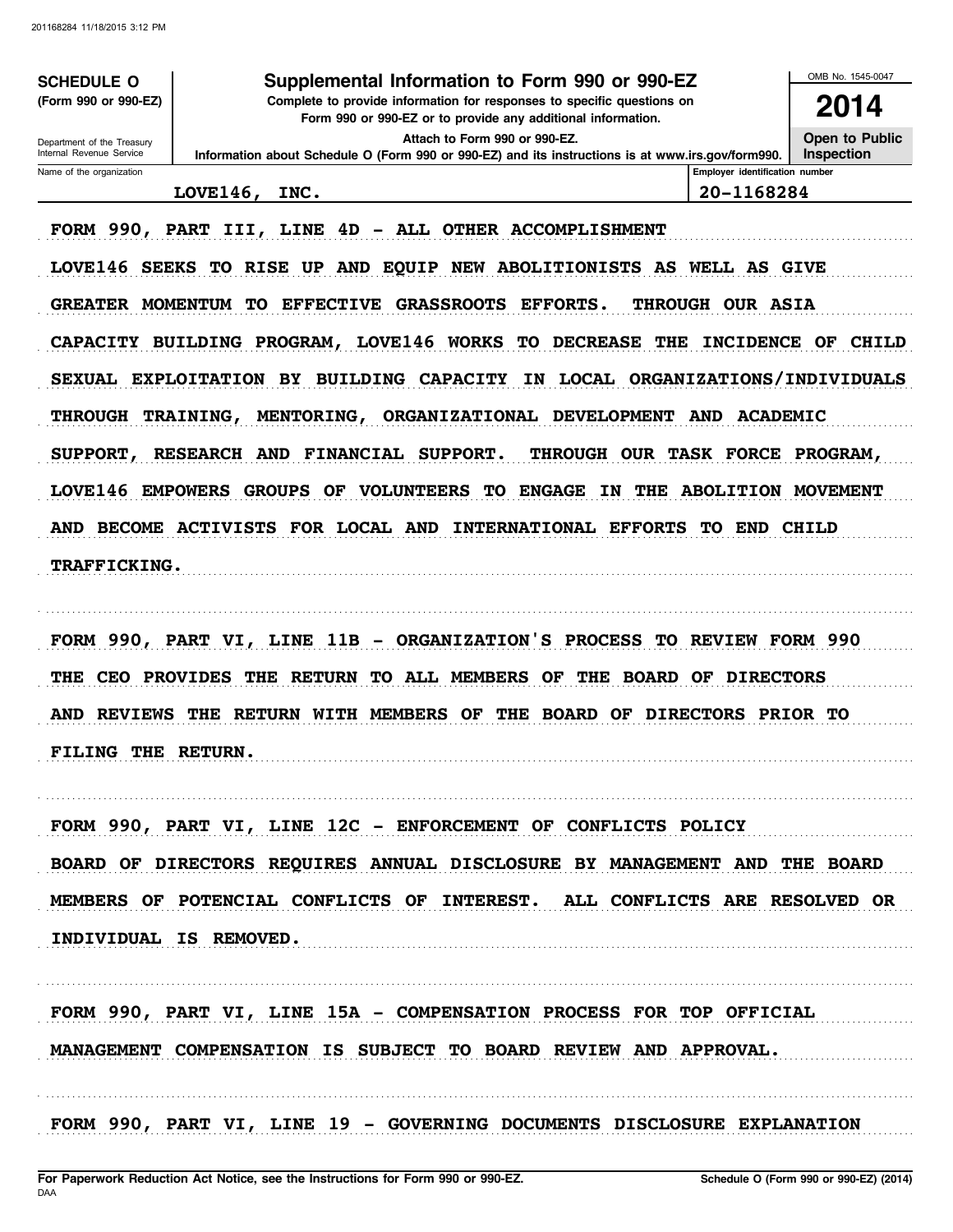**SCHEDULE O** (Form 990 or 990-EZ)

Department of the Treasury
Internal Revenue Service

# Supplemental Information to Form 990 or 990-EZ

**Complete to provide information for responses to specific questions on Form 990 or 990-EZ or to provide any additional information.**

**Attach to Form 990 or 990-EZ.**

**Information about Schedule O (Form 990 or 990-EZ) and its instructions is at www.irs.gov/form990.**

OMB No. 1545-0047

**2014**

**Open to Public Inspection**

| Name of the organization | Employer identification number |
|---|---|
| LOVE146, INC. | 20-1168284 |

FORM 990, PART III, LINE 4D - ALL OTHER ACCOMPLISHMENT

LOVE146 SEEKS TO RISE UP AND EQUIP NEW ABOLITIONISTS AS WELL AS GIVE GREATER MOMENTUM TO EFFECTIVE GRASSROOTS EFFORTS. THROUGH OUR ASIA CAPACITY BUILDING PROGRAM, LOVE146 WORKS TO DECREASE THE INCIDENCE OF CHILD SEXUAL EXPLOITATION BY BUILDING CAPACITY IN LOCAL ORGANIZATIONS/INDIVIDUALS THROUGH TRAINING, MENTORING, ORGANIZATIONAL DEVELOPMENT AND ACADEMIC SUPPORT, RESEARCH AND FINANCIAL SUPPORT. THROUGH OUR TASK FORCE PROGRAM, LOVE146 EMPOWERS GROUPS OF VOLUNTEERS TO ENGAGE IN THE ABOLITION MOVEMENT AND BECOME ACTIVISTS FOR LOCAL AND INTERNATIONAL EFFORTS TO END CHILD TRAFFICKING.

FORM 990, PART VI, LINE 11B - ORGANIZATION'S PROCESS TO REVIEW FORM 990

THE CEO PROVIDES THE RETURN TO ALL MEMBERS OF THE BOARD OF DIRECTORS AND REVIEWS THE RETURN WITH MEMBERS OF THE BOARD OF DIRECTORS PRIOR TO FILING THE RETURN.

FORM 990, PART VI, LINE 12C - ENFORCEMENT OF CONFLICTS POLICY

BOARD OF DIRECTORS REQUIRES ANNUAL DISCLOSURE BY MANAGEMENT AND THE BOARD MEMBERS OF POTENCIAL CONFLICTS OF INTEREST. ALL CONFLICTS ARE RESOLVED OR INDIVIDUAL IS REMOVED.

FORM 990, PART VI, LINE 15A - COMPENSATION PROCESS FOR TOP OFFICIAL

MANAGEMENT COMPENSATION IS SUBJECT TO BOARD REVIEW AND APPROVAL.

FORM 990, PART VI, LINE 19 - GOVERNING DOCUMENTS DISCLOSURE EXPLANATION

**For Paperwork Reduction Act Notice, see the Instructions for Form 990 or 990-EZ.** DAA **Schedule O (Form 990 or 990-EZ) (2014)**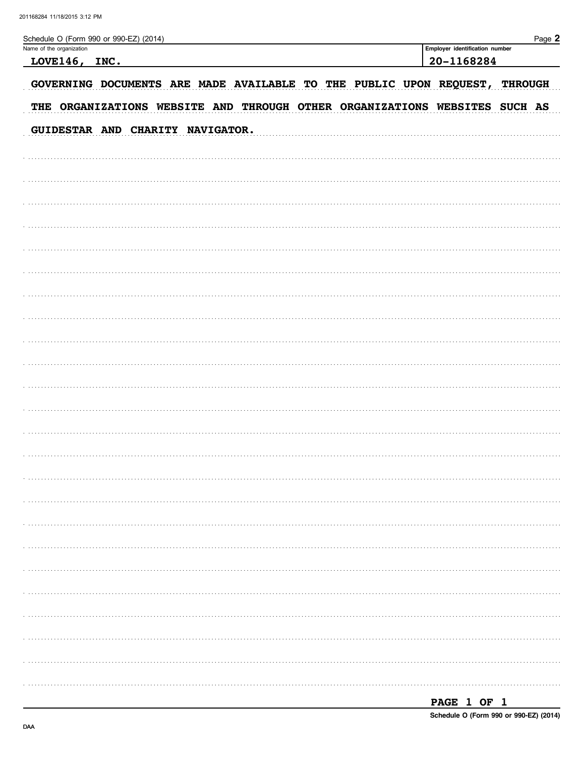Schedule O (Form 990 or 990-EZ) (2014)

| Name of the organization | Employer identification number |
|---|---|
| LOVE146, INC. | 20-1168284 |

GOVERNING DOCUMENTS ARE MADE AVAILABLE TO THE PUBLIC UPON REQUEST, THROUGH THE ORGANIZATIONS WEBSITE AND THROUGH OTHER ORGANIZATIONS WEBSITES SUCH AS GUIDESTAR AND CHARITY NAVIGATOR.

PAGE 1 OF 1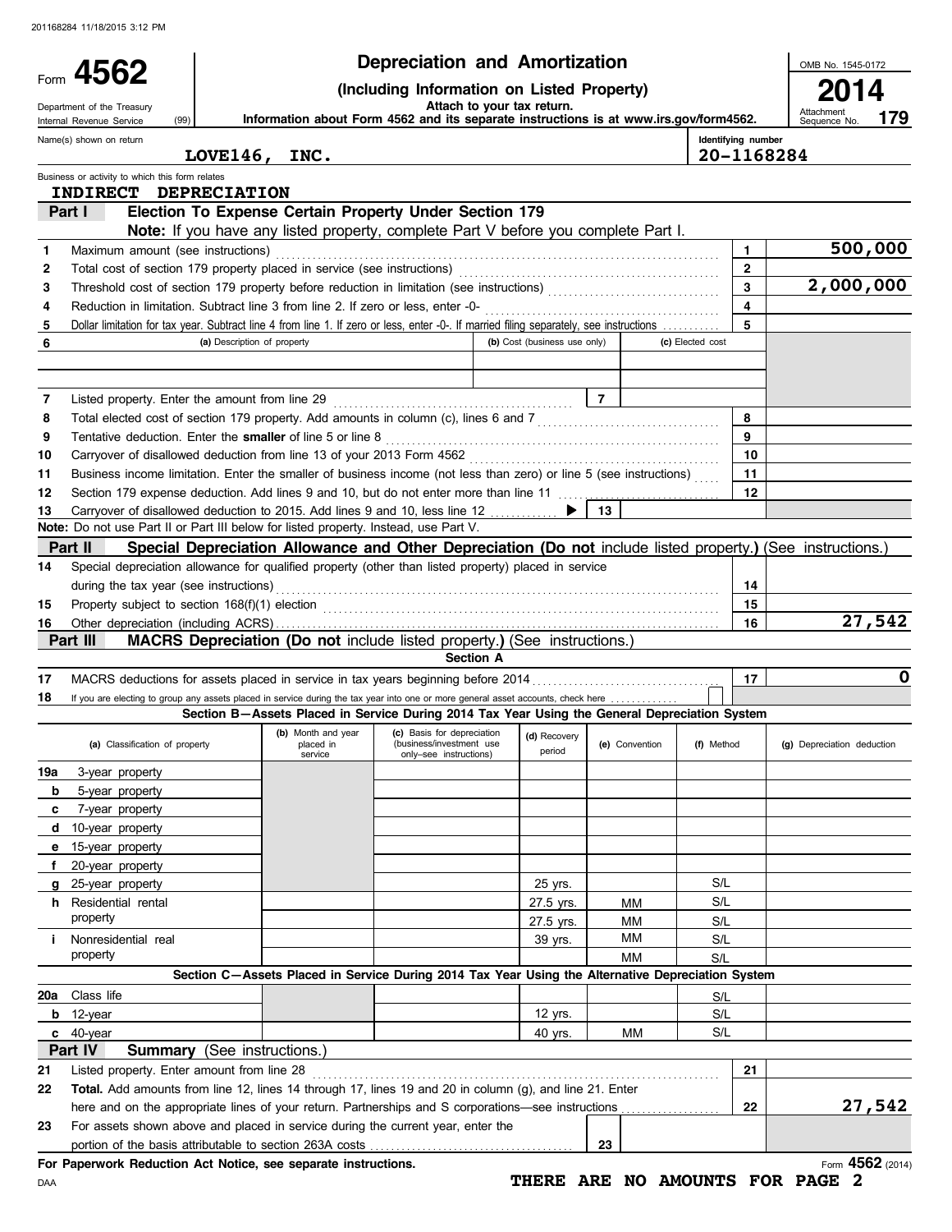201168284 11/18/2015 3:12 PM

# Form 4562 — Depreciation and Amortization (2014)

**(Including Information on Listed Property)**

Attach to your tax return.

Information about Form 4562 and its separate instructions is at www.irs.gov/form4562.

Department of the Treasury
Internal Revenue Service (99)

OMB No. 1545-0172
Attachment Sequence No. 179

Name(s) shown on return: **LOVE146, INC.**
Identifying number: **20-1168284**

Business or activity to which this form relates: **INDIRECT DEPRECIATION**

## Part I — Election To Expense Certain Property Under Section 179

**Note:** If you have any listed property, complete Part V before you complete Part I.

| Line | Description | | Amount |
|---|---|---|---|
| 1 | Maximum amount (see instructions) | 1 | 500,000 |
| 2 | Total cost of section 179 property placed in service (see instructions) | 2 | |
| 3 | Threshold cost of section 179 property before reduction in limitation (see instructions) | 3 | 2,000,000 |
| 4 | Reduction in limitation. Subtract line 3 from line 2. If zero or less, enter -0- | 4 | |
| 5 | Dollar limitation for tax year. Subtract line 4 from line 1. If zero or less, enter -0-. If married filing separately, see instructions | 5 | |

| 6 | (a) Description of property | (b) Cost (business use only) | (c) Elected cost |
|---|---|---|---|
| | | | |
| | | | |
| 7 | Listed property. Enter the amount from line 29 | 7 | |

| Line | Description | | Amount |
|---|---|---|---|
| 8 | Total elected cost of section 179 property. Add amounts in column (c), lines 6 and 7 | 8 | |
| 9 | Tentative deduction. Enter the **smaller** of line 5 or line 8 | 9 | |
| 10 | Carryover of disallowed deduction from line 13 of your 2013 Form 4562 | 10 | |
| 11 | Business income limitation. Enter the smaller of business income (not less than zero) or line 5 (see instructions) | 11 | |
| 12 | Section 179 expense deduction. Add lines 9 and 10, but do not enter more than line 11 | 12 | |
| 13 | Carryover of disallowed deduction to 2015. Add lines 9 and 10, less line 12 ▶ | 13 | |

**Note:** Do not use Part II or Part III below for listed property. Instead, use Part V.

## Part II — Special Depreciation Allowance and Other Depreciation (Do not include listed property.) (See instructions.)

| Line | Description | | Amount |
|---|---|---|---|
| 14 | Special depreciation allowance for qualified property (other than listed property) placed in service during the tax year (see instructions) | 14 | |
| 15 | Property subject to section 168(f)(1) election | 15 | |
| 16 | Other depreciation (including ACRS) | 16 | 27,542 |

## Part III — MACRS Depreciation (Do not include listed property.) (See instructions.)

### Section A

| Line | Description | | Amount |
|---|---|---|---|
| 17 | MACRS deductions for assets placed in service in tax years beginning before 2014 | 17 | 0 |
| 18 | If you are electing to group any assets placed in service during the tax year into one or more general asset accounts, check here | ☐ | |

### Section B—Assets Placed in Service During 2014 Tax Year Using the General Depreciation System

| (a) Classification of property | (b) Month and year placed in service | (c) Basis for depreciation (business/investment use only–see instructions) | (d) Recovery period | (e) Convention | (f) Method | (g) Depreciation deduction |
|---|---|---|---|---|---|---|
| 19a 3-year property | | | | | | |
| b 5-year property | | | | | | |
| c 7-year property | | | | | | |
| d 10-year property | | | | | | |
| e 15-year property | | | | | | |
| f 20-year property | | | | | | |
| g 25-year property | | | 25 yrs. | | S/L | |
| h Residential rental property | | | 27.5 yrs. | MM | S/L | |
| | | | 27.5 yrs. | MM | S/L | |
| i Nonresidential real property | | | 39 yrs. | MM | S/L | |
| | | | | MM | S/L | |

### Section C—Assets Placed in Service During 2014 Tax Year Using the Alternative Depreciation System

| (a) Classification of property | (b) Month and year placed in service | (c) Basis for depreciation | (d) Recovery period | (e) Convention | (f) Method | (g) Depreciation deduction |
|---|---|---|---|---|---|---|
| 20a Class life | | | | | S/L | |
| b 12-year | | | 12 yrs. | | S/L | |
| c 40-year | | | 40 yrs. | MM | S/L | |

## Part IV — Summary (See instructions.)

| Line | Description | | Amount |
|---|---|---|---|
| 21 | Listed property. Enter amount from line 28 | 21 | |
| 22 | **Total.** Add amounts from line 12, lines 14 through 17, lines 19 and 20 in column (g), and line 21. Enter here and on the appropriate lines of your return. Partnerships and S corporations—see instructions | 22 | 27,542 |
| 23 | For assets shown above and placed in service during the current year, enter the portion of the basis attributable to section 263A costs | 23 | |

**For Paperwork Reduction Act Notice, see separate instructions.**

DAA

Form **4562** (2014)

**THERE ARE NO AMOUNTS FOR PAGE 2**